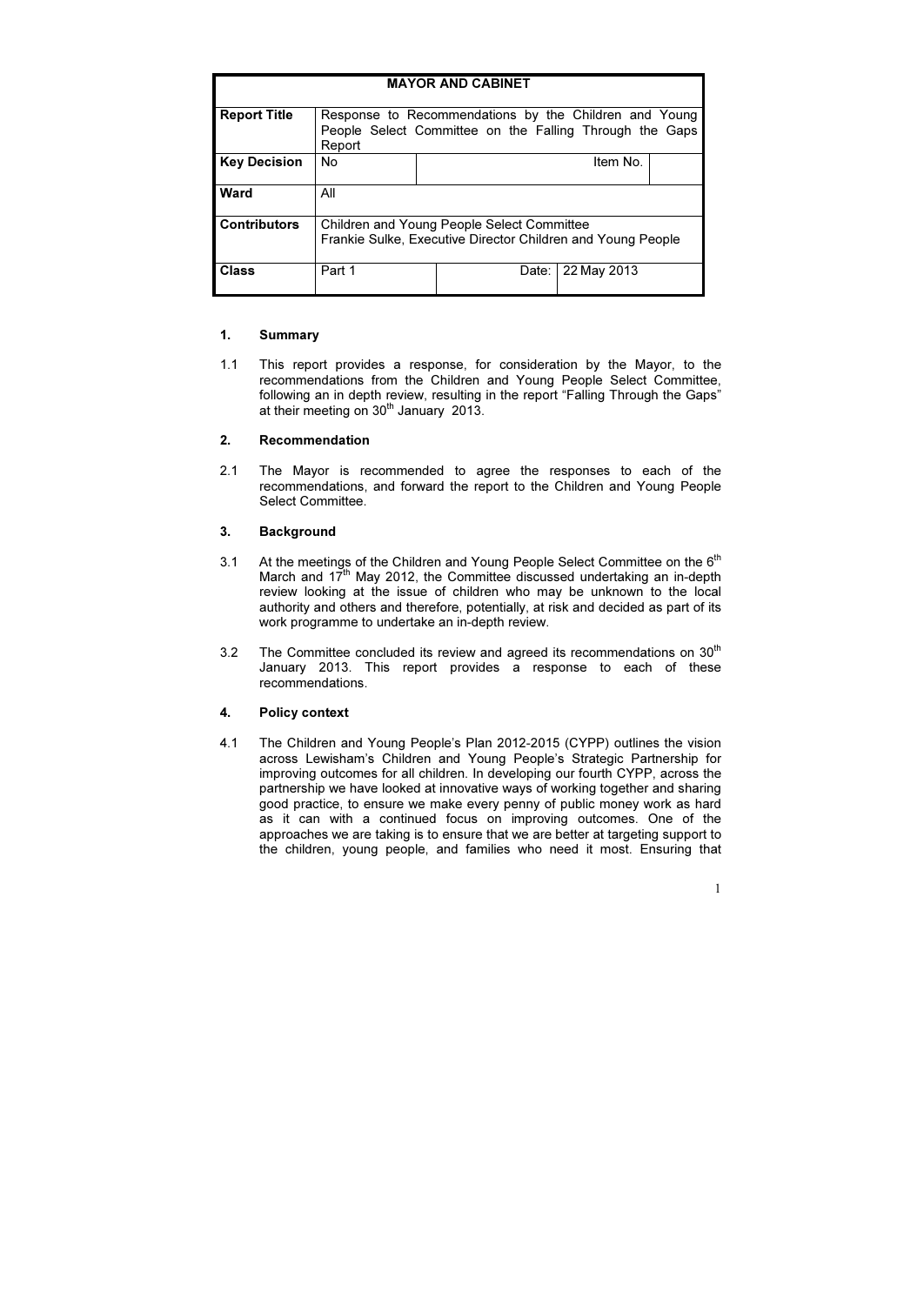| MAYOR AND CABINET | | | |
|---|---|---|---|
| **Report Title** | Response to Recommendations by the Children and Young People Select Committee on the Falling Through the Gaps Report | | |
| **Key Decision** | No | Item No. | |
| **Ward** | All | | |
| **Contributors** | Children and Young People Select Committee<br>Frankie Sulke, Executive Director Children and Young People | | |
| **Class** | Part 1 | Date: | 22 May 2013 |

## 1. Summary

1.1 This report provides a response, for consideration by the Mayor, to the recommendations from the Children and Young People Select Committee, following an in depth review, resulting in the report "Falling Through the Gaps" at their meeting on 30th January 2013.

## 2. Recommendation

2.1 The Mayor is recommended to agree the responses to each of the recommendations, and forward the report to the Children and Young People Select Committee.

## 3. Background

3.1 At the meetings of the Children and Young People Select Committee on the 6th March and 17th May 2012, the Committee discussed undertaking an in-depth review looking at the issue of children who may be unknown to the local authority and others and therefore, potentially, at risk and decided as part of its work programme to undertake an in-depth review.

3.2 The Committee concluded its review and agreed its recommendations on 30th January 2013. This report provides a response to each of these recommendations.

## 4. Policy context

4.1 The Children and Young People's Plan 2012-2015 (CYPP) outlines the vision across Lewisham's Children and Young People's Strategic Partnership for improving outcomes for all children. In developing our fourth CYPP, across the partnership we have looked at innovative ways of working together and sharing good practice, to ensure we make every penny of public money work as hard as it can with a continued focus on improving outcomes. One of the approaches we are taking is to ensure that we are better at targeting support to the children, young people, and families who need it most. Ensuring that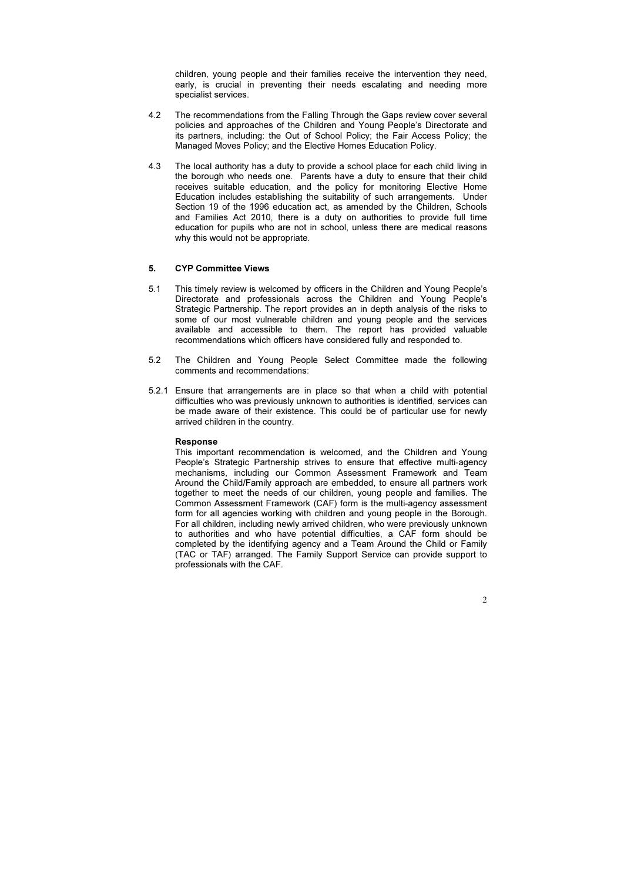children, young people and their families receive the intervention they need, early, is crucial in preventing their needs escalating and needing more specialist services.

4.2 The recommendations from the Falling Through the Gaps review cover several policies and approaches of the Children and Young People's Directorate and its partners, including: the Out of School Policy; the Fair Access Policy; the Managed Moves Policy; and the Elective Homes Education Policy.

4.3 The local authority has a duty to provide a school place for each child living in the borough who needs one. Parents have a duty to ensure that their child receives suitable education, and the policy for monitoring Elective Home Education includes establishing the suitability of such arrangements. Under Section 19 of the 1996 education act, as amended by the Children, Schools and Families Act 2010, there is a duty on authorities to provide full time education for pupils who are not in school, unless there are medical reasons why this would not be appropriate.

## 5. CYP Committee Views

5.1 This timely review is welcomed by officers in the Children and Young People's Directorate and professionals across the Children and Young People's Strategic Partnership. The report provides an in depth analysis of the risks to some of our most vulnerable children and young people and the services available and accessible to them. The report has provided valuable recommendations which officers have considered fully and responded to.

5.2 The Children and Young People Select Committee made the following comments and recommendations:

5.2.1 Ensure that arrangements are in place so that when a child with potential difficulties who was previously unknown to authorities is identified, services can be made aware of their existence. This could be of particular use for newly arrived children in the country.

**Response**

This important recommendation is welcomed, and the Children and Young People's Strategic Partnership strives to ensure that effective multi-agency mechanisms, including our Common Assessment Framework and Team Around the Child/Family approach are embedded, to ensure all partners work together to meet the needs of our children, young people and families. The Common Assessment Framework (CAF) form is the multi-agency assessment form for all agencies working with children and young people in the Borough. For all children, including newly arrived children, who were previously unknown to authorities and who have potential difficulties, a CAF form should be completed by the identifying agency and a Team Around the Child or Family (TAC or TAF) arranged. The Family Support Service can provide support to professionals with the CAF.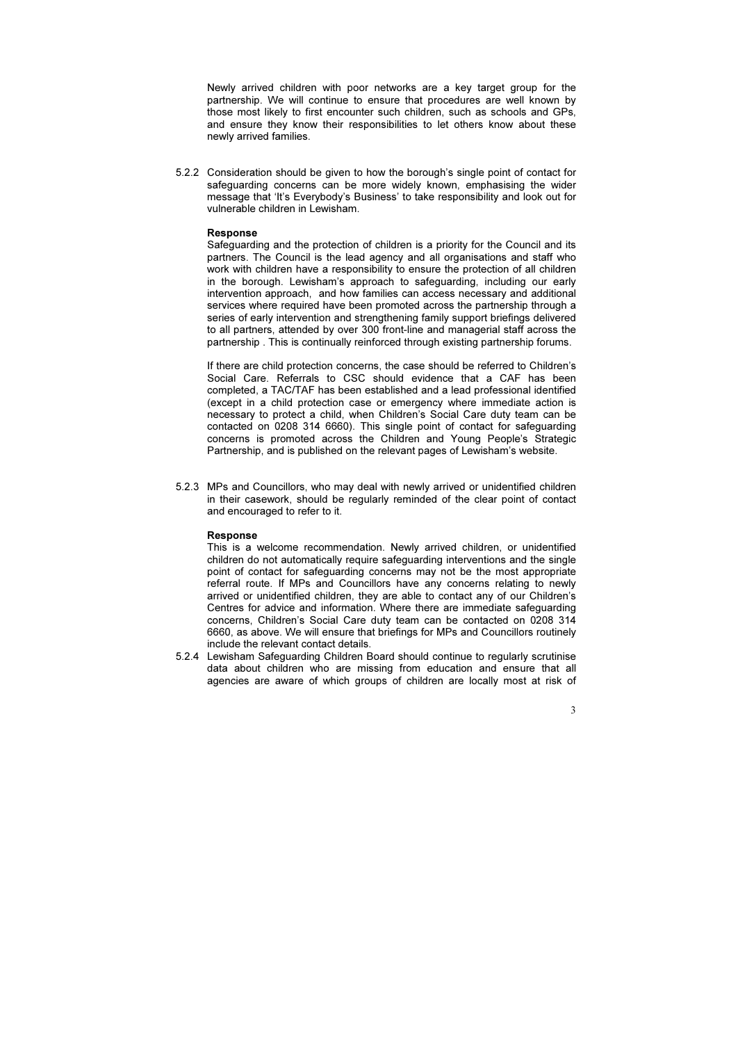Newly arrived children with poor networks are a key target group for the partnership. We will continue to ensure that procedures are well known by those most likely to first encounter such children, such as schools and GPs, and ensure they know their responsibilities to let others know about these newly arrived families.

5.2.2 Consideration should be given to how the borough's single point of contact for safeguarding concerns can be more widely known, emphasising the wider message that 'It's Everybody's Business' to take responsibility and look out for vulnerable children in Lewisham.

**Response**

Safeguarding and the protection of children is a priority for the Council and its partners. The Council is the lead agency and all organisations and staff who work with children have a responsibility to ensure the protection of all children in the borough. Lewisham's approach to safeguarding, including our early intervention approach, and how families can access necessary and additional services where required have been promoted across the partnership through a series of early intervention and strengthening family support briefings delivered to all partners, attended by over 300 front-line and managerial staff across the partnership . This is continually reinforced through existing partnership forums.

If there are child protection concerns, the case should be referred to Children's Social Care. Referrals to CSC should evidence that a CAF has been completed, a TAC/TAF has been established and a lead professional identified (except in a child protection case or emergency where immediate action is necessary to protect a child, when Children's Social Care duty team can be contacted on 0208 314 6660). This single point of contact for safeguarding concerns is promoted across the Children and Young People's Strategic Partnership, and is published on the relevant pages of Lewisham's website.

5.2.3 MPs and Councillors, who may deal with newly arrived or unidentified children in their casework, should be regularly reminded of the clear point of contact and encouraged to refer to it.

**Response**

This is a welcome recommendation. Newly arrived children, or unidentified children do not automatically require safeguarding interventions and the single point of contact for safeguarding concerns may not be the most appropriate referral route. If MPs and Councillors have any concerns relating to newly arrived or unidentified children, they are able to contact any of our Children's Centres for advice and information. Where there are immediate safeguarding concerns, Children's Social Care duty team can be contacted on 0208 314 6660, as above. We will ensure that briefings for MPs and Councillors routinely include the relevant contact details.

5.2.4 Lewisham Safeguarding Children Board should continue to regularly scrutinise data about children who are missing from education and ensure that all agencies are aware of which groups of children are locally most at risk of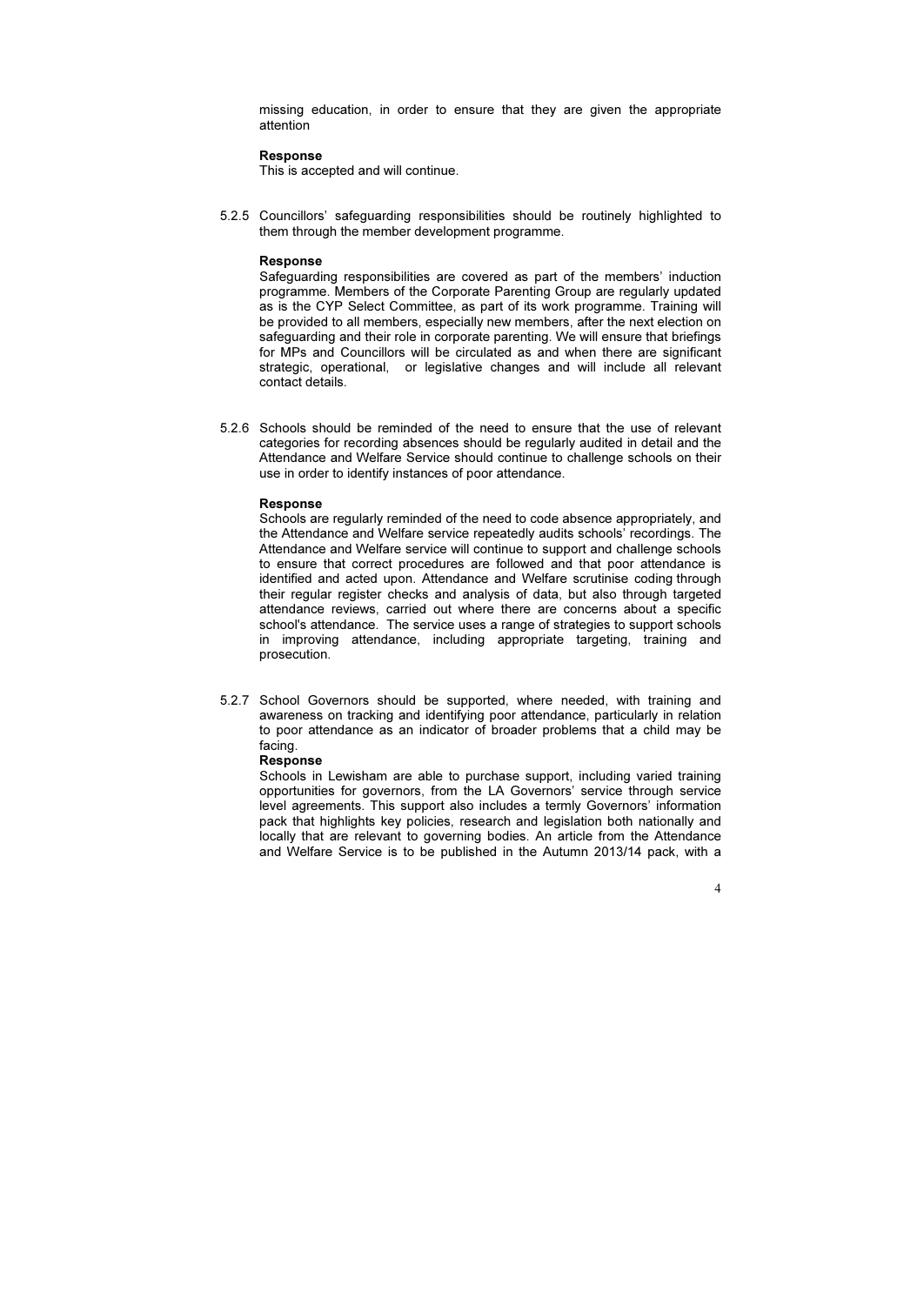missing education, in order to ensure that they are given the appropriate attention

**Response**
This is accepted and will continue.

5.2.5 Councillors' safeguarding responsibilities should be routinely highlighted to them through the member development programme.

**Response**
Safeguarding responsibilities are covered as part of the members' induction programme. Members of the Corporate Parenting Group are regularly updated as is the CYP Select Committee, as part of its work programme. Training will be provided to all members, especially new members, after the next election on safeguarding and their role in corporate parenting. We will ensure that briefings for MPs and Councillors will be circulated as and when there are significant strategic, operational, or legislative changes and will include all relevant contact details.

5.2.6 Schools should be reminded of the need to ensure that the use of relevant categories for recording absences should be regularly audited in detail and the Attendance and Welfare Service should continue to challenge schools on their use in order to identify instances of poor attendance.

**Response**
Schools are regularly reminded of the need to code absence appropriately, and the Attendance and Welfare service repeatedly audits schools' recordings. The Attendance and Welfare service will continue to support and challenge schools to ensure that correct procedures are followed and that poor attendance is identified and acted upon. Attendance and Welfare scrutinise coding through their regular register checks and analysis of data, but also through targeted attendance reviews, carried out where there are concerns about a specific school's attendance. The service uses a range of strategies to support schools in improving attendance, including appropriate targeting, training and prosecution.

5.2.7 School Governors should be supported, where needed, with training and awareness on tracking and identifying poor attendance, particularly in relation to poor attendance as an indicator of broader problems that a child may be facing.

**Response**
Schools in Lewisham are able to purchase support, including varied training opportunities for governors, from the LA Governors' service through service level agreements. This support also includes a termly Governors' information pack that highlights key policies, research and legislation both nationally and locally that are relevant to governing bodies. An article from the Attendance and Welfare Service is to be published in the Autumn 2013/14 pack, with a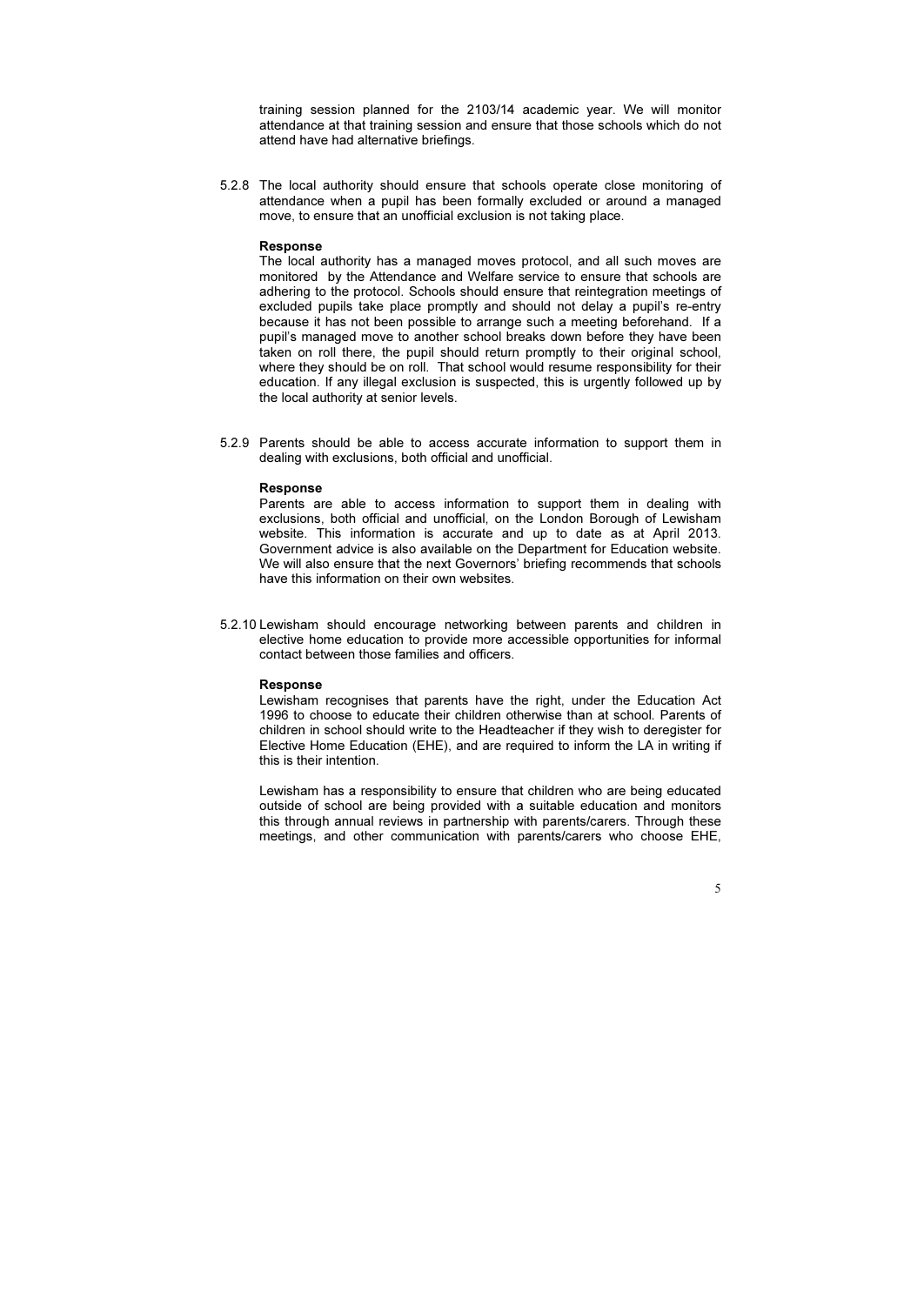training session planned for the 2103/14 academic year. We will monitor attendance at that training session and ensure that those schools which do not attend have had alternative briefings.

5.2.8 The local authority should ensure that schools operate close monitoring of attendance when a pupil has been formally excluded or around a managed move, to ensure that an unofficial exclusion is not taking place.

**Response**

The local authority has a managed moves protocol, and all such moves are monitored by the Attendance and Welfare service to ensure that schools are adhering to the protocol. Schools should ensure that reintegration meetings of excluded pupils take place promptly and should not delay a pupil's re-entry because it has not been possible to arrange such a meeting beforehand. If a pupil's managed move to another school breaks down before they have been taken on roll there, the pupil should return promptly to their original school, where they should be on roll. That school would resume responsibility for their education. If any illegal exclusion is suspected, this is urgently followed up by the local authority at senior levels.

5.2.9 Parents should be able to access accurate information to support them in dealing with exclusions, both official and unofficial.

**Response**

Parents are able to access information to support them in dealing with exclusions, both official and unofficial, on the London Borough of Lewisham website. This information is accurate and up to date as at April 2013. Government advice is also available on the Department for Education website. We will also ensure that the next Governors' briefing recommends that schools have this information on their own websites.

5.2.10 Lewisham should encourage networking between parents and children in elective home education to provide more accessible opportunities for informal contact between those families and officers.

**Response**

Lewisham recognises that parents have the right, under the Education Act 1996 to choose to educate their children otherwise than at school. Parents of children in school should write to the Headteacher if they wish to deregister for Elective Home Education (EHE), and are required to inform the LA in writing if this is their intention.

Lewisham has a responsibility to ensure that children who are being educated outside of school are being provided with a suitable education and monitors this through annual reviews in partnership with parents/carers. Through these meetings, and other communication with parents/carers who choose EHE,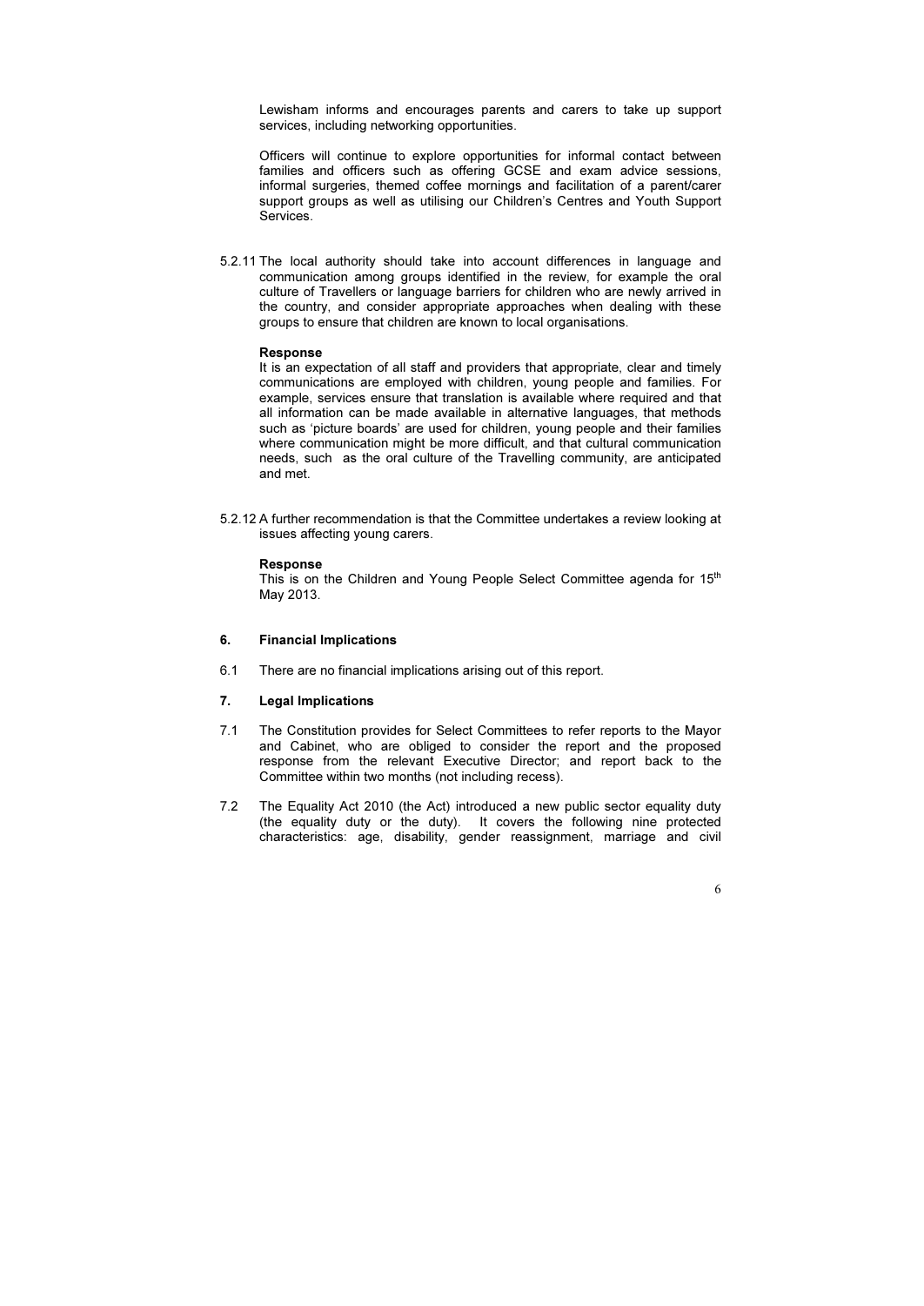Lewisham informs and encourages parents and carers to take up support services, including networking opportunities.

Officers will continue to explore opportunities for informal contact between families and officers such as offering GCSE and exam advice sessions, informal surgeries, themed coffee mornings and facilitation of a parent/carer support groups as well as utilising our Children's Centres and Youth Support Services.

5.2.11 The local authority should take into account differences in language and communication among groups identified in the review, for example the oral culture of Travellers or language barriers for children who are newly arrived in the country, and consider appropriate approaches when dealing with these groups to ensure that children are known to local organisations.

**Response**
It is an expectation of all staff and providers that appropriate, clear and timely communications are employed with children, young people and families. For example, services ensure that translation is available where required and that all information can be made available in alternative languages, that methods such as 'picture boards' are used for children, young people and their families where communication might be more difficult, and that cultural communication needs, such as the oral culture of the Travelling community, are anticipated and met.

5.2.12 A further recommendation is that the Committee undertakes a review looking at issues affecting young carers.

**Response**
This is on the Children and Young People Select Committee agenda for 15th May 2013.

## 6. Financial Implications

6.1 There are no financial implications arising out of this report.

## 7. Legal Implications

7.1 The Constitution provides for Select Committees to refer reports to the Mayor and Cabinet, who are obliged to consider the report and the proposed response from the relevant Executive Director; and report back to the Committee within two months (not including recess).

7.2 The Equality Act 2010 (the Act) introduced a new public sector equality duty (the equality duty or the duty). It covers the following nine protected characteristics: age, disability, gender reassignment, marriage and civil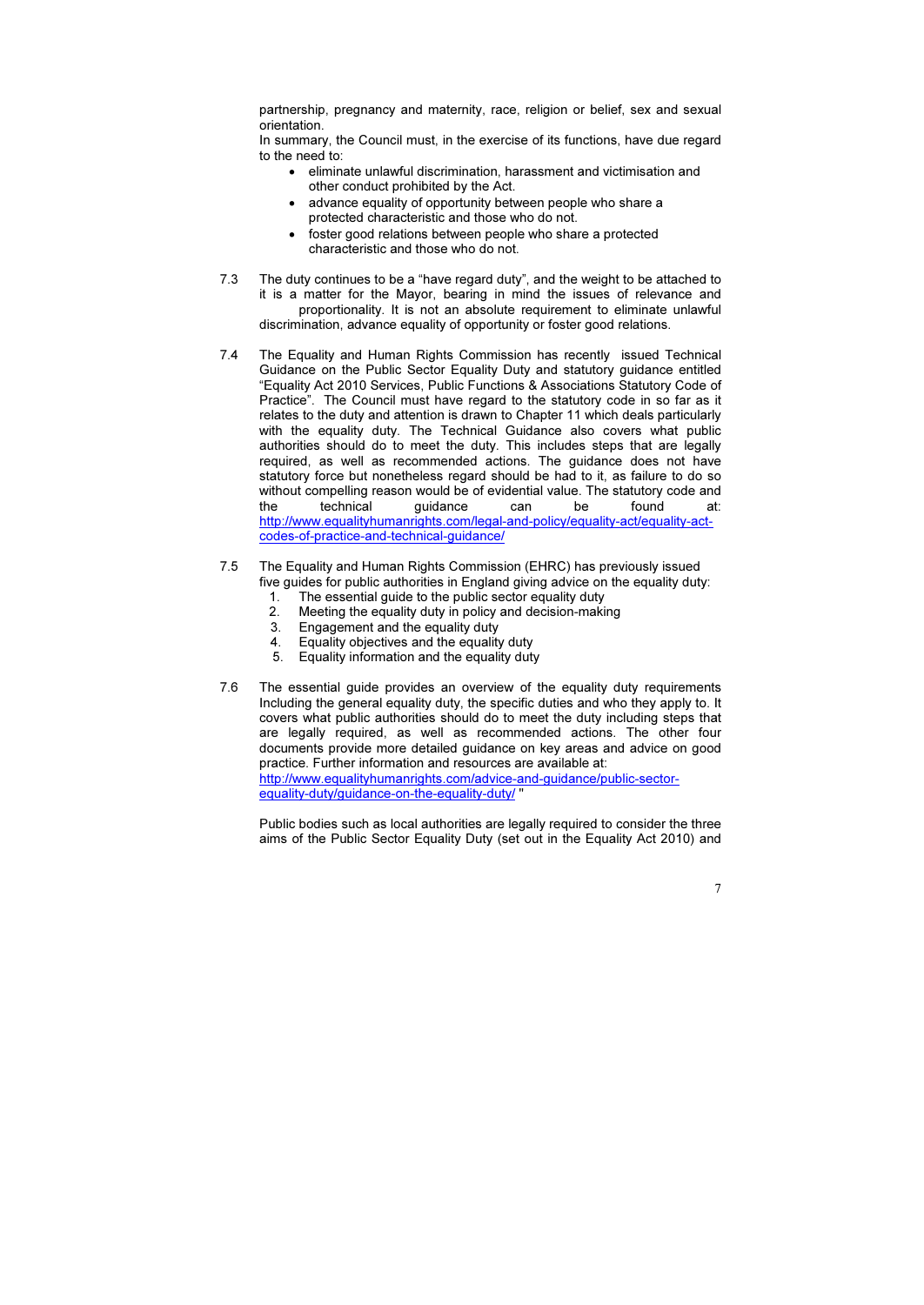partnership, pregnancy and maternity, race, religion or belief, sex and sexual orientation.

In summary, the Council must, in the exercise of its functions, have due regard to the need to:

- eliminate unlawful discrimination, harassment and victimisation and other conduct prohibited by the Act.
- advance equality of opportunity between people who share a protected characteristic and those who do not.
- foster good relations between people who share a protected characteristic and those who do not.

7.3 The duty continues to be a "have regard duty", and the weight to be attached to it is a matter for the Mayor, bearing in mind the issues of relevance and proportionality. It is not an absolute requirement to eliminate unlawful discrimination, advance equality of opportunity or foster good relations.

7.4 The Equality and Human Rights Commission has recently issued Technical Guidance on the Public Sector Equality Duty and statutory guidance entitled "Equality Act 2010 Services, Public Functions & Associations Statutory Code of Practice". The Council must have regard to the statutory code in so far as it relates to the duty and attention is drawn to Chapter 11 which deals particularly with the equality duty. The Technical Guidance also covers what public authorities should do to meet the duty. This includes steps that are legally required, as well as recommended actions. The guidance does not have statutory force but nonetheless regard should be had to it, as failure to do so without compelling reason would be of evidential value. The statutory code and the technical guidance can be found at: http://www.equalityhumanrights.com/legal-and-policy/equality-act/equality-act-codes-of-practice-and-technical-guidance/

7.5 The Equality and Human Rights Commission (EHRC) has previously issued five guides for public authorities in England giving advice on the equality duty:

1. The essential guide to the public sector equality duty
2. Meeting the equality duty in policy and decision-making
3. Engagement and the equality duty
4. Equality objectives and the equality duty
5. Equality information and the equality duty

7.6 The essential guide provides an overview of the equality duty requirements Including the general equality duty, the specific duties and who they apply to. It covers what public authorities should do to meet the duty including steps that are legally required, as well as recommended actions. The other four documents provide more detailed guidance on key areas and advice on good practice. Further information and resources are available at: http://www.equalityhumanrights.com/advice-and-guidance/public-sector-equality-duty/guidance-on-the-equality-duty/ "

Public bodies such as local authorities are legally required to consider the three aims of the Public Sector Equality Duty (set out in the Equality Act 2010) and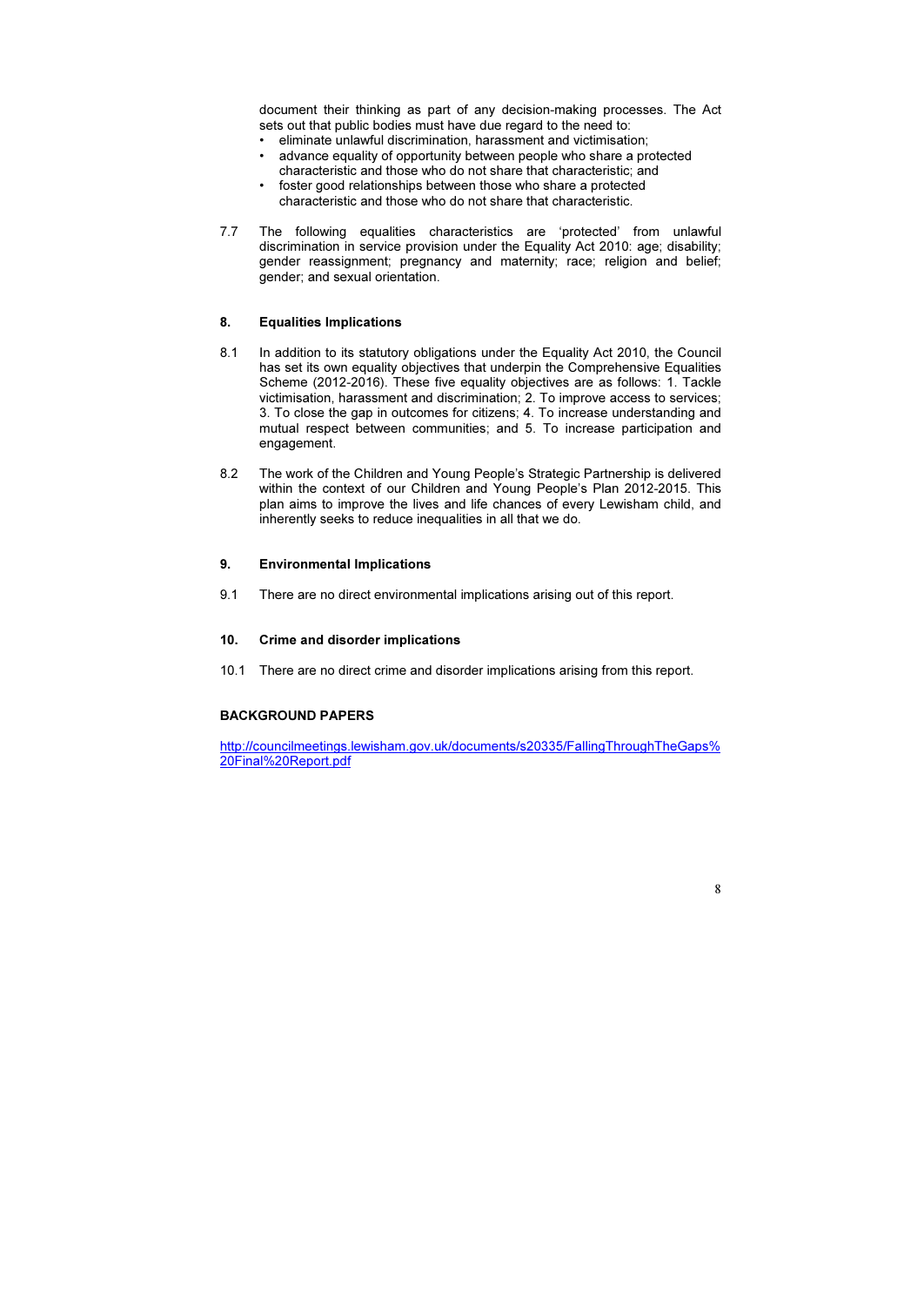document their thinking as part of any decision-making processes. The Act sets out that public bodies must have due regard to the need to:

- eliminate unlawful discrimination, harassment and victimisation;
- advance equality of opportunity between people who share a protected characteristic and those who do not share that characteristic; and
- foster good relationships between those who share a protected characteristic and those who do not share that characteristic.

7.7 The following equalities characteristics are 'protected' from unlawful discrimination in service provision under the Equality Act 2010: age; disability; gender reassignment; pregnancy and maternity; race; religion and belief; gender; and sexual orientation.

## 8. Equalities Implications

8.1 In addition to its statutory obligations under the Equality Act 2010, the Council has set its own equality objectives that underpin the Comprehensive Equalities Scheme (2012-2016). These five equality objectives are as follows: 1. Tackle victimisation, harassment and discrimination; 2. To improve access to services; 3. To close the gap in outcomes for citizens; 4. To increase understanding and mutual respect between communities; and 5. To increase participation and engagement.

8.2 The work of the Children and Young People's Strategic Partnership is delivered within the context of our Children and Young People's Plan 2012-2015. This plan aims to improve the lives and life chances of every Lewisham child, and inherently seeks to reduce inequalities in all that we do.

## 9. Environmental Implications

9.1 There are no direct environmental implications arising out of this report.

## 10. Crime and disorder implications

10.1 There are no direct crime and disorder implications arising from this report.

## BACKGROUND PAPERS

http://councilmeetings.lewisham.gov.uk/documents/s20335/FallingThroughTheGaps%20Final%20Report.pdf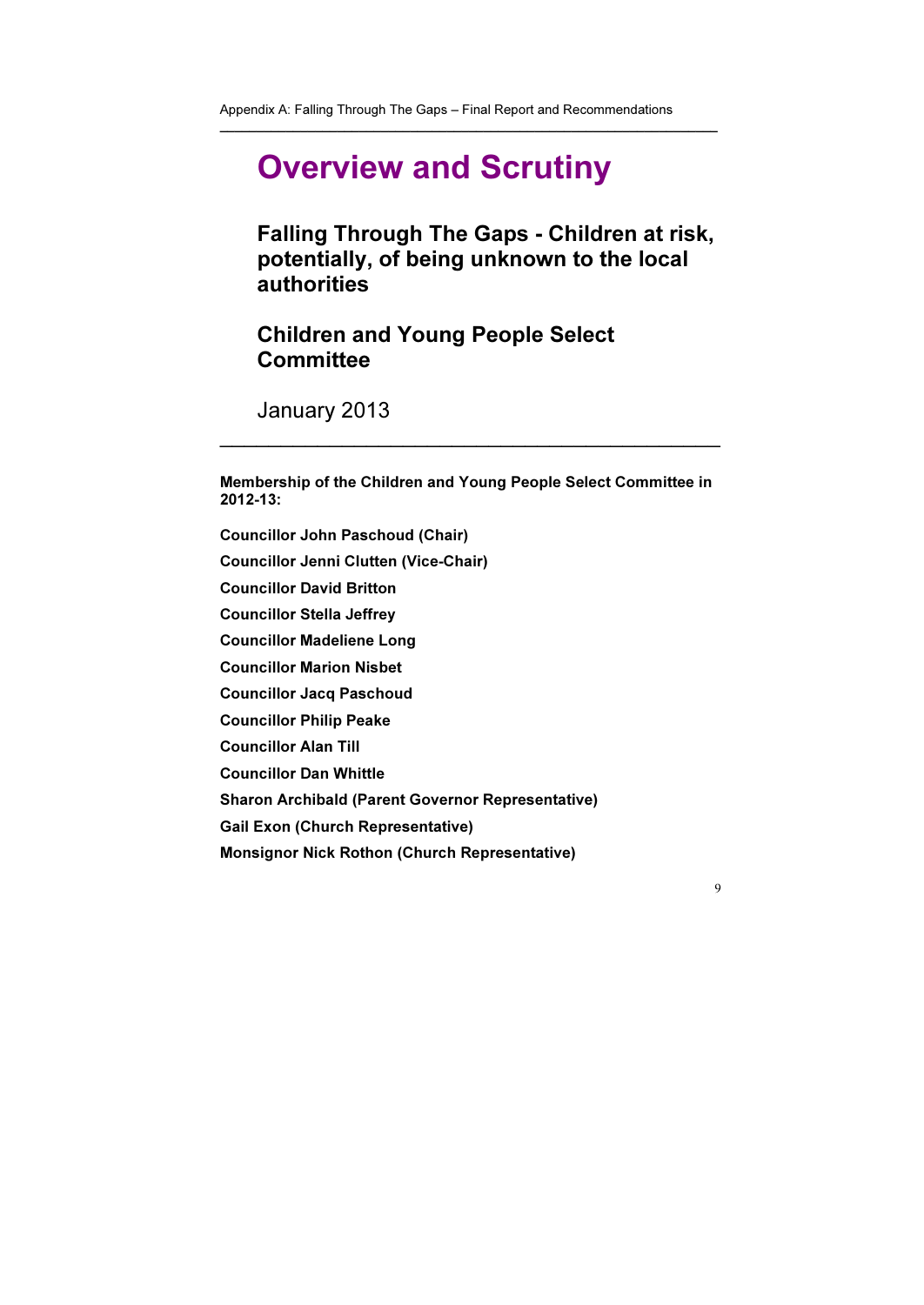# Overview and Scrutiny

## Falling Through The Gaps - Children at risk, potentially, of being unknown to the local authorities

## Children and Young People Select Committee

January 2013

---

**Membership of the Children and Young People Select Committee in 2012-13:**

**Councillor John Paschoud (Chair)**

**Councillor Jenni Clutten (Vice-Chair)**

**Councillor David Britton**

**Councillor Stella Jeffrey**

**Councillor Madeliene Long**

**Councillor Marion Nisbet**

**Councillor Jacq Paschoud**

**Councillor Philip Peake**

**Councillor Alan Till**

**Councillor Dan Whittle**

**Sharon Archibald (Parent Governor Representative)**

**Gail Exon (Church Representative)**

**Monsignor Nick Rothon (Church Representative)**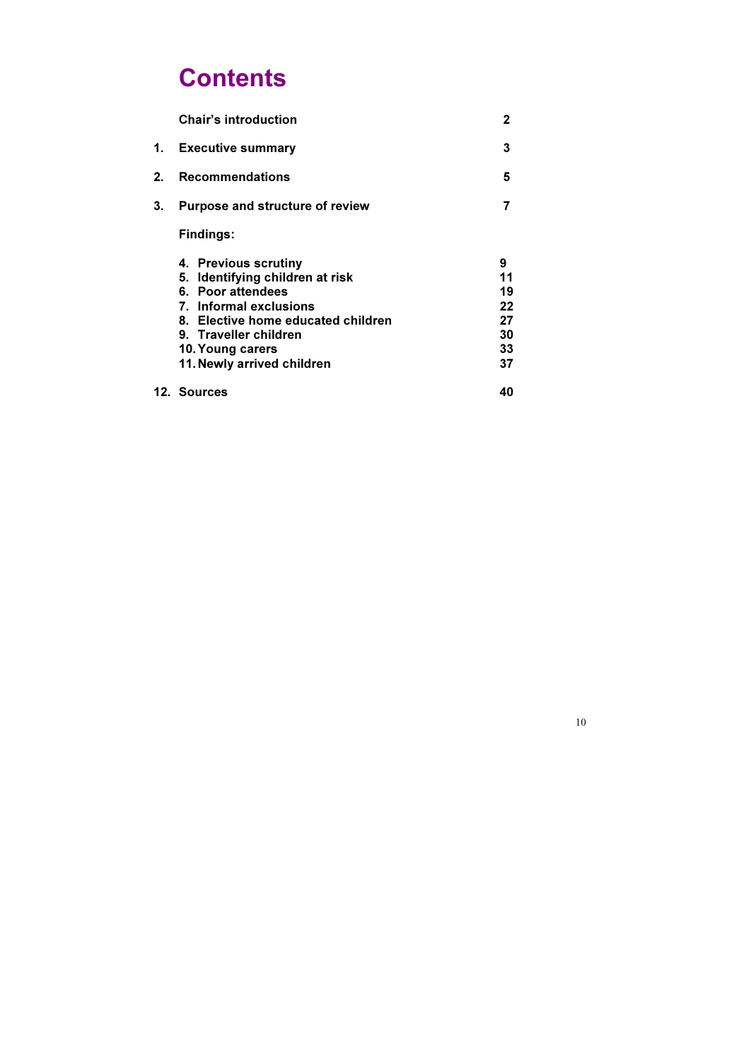# Contents

| | | |
|---|---|---|
| | **Chair's introduction** | **2** |
| **1.** | **Executive summary** | **3** |
| **2.** | **Recommendations** | **5** |
| **3.** | **Purpose and structure of review** | **7** |
| | **Findings:** | |
| | **4. Previous scrutiny** | **9** |
| | **5. Identifying children at risk** | **11** |
| | **6. Poor attendees** | **19** |
| | **7. Informal exclusions** | **22** |
| | **8. Elective home educated children** | **27** |
| | **9. Traveller children** | **30** |
| | **10. Young carers** | **33** |
| | **11. Newly arrived children** | **37** |
| **12.** | **Sources** | **40** |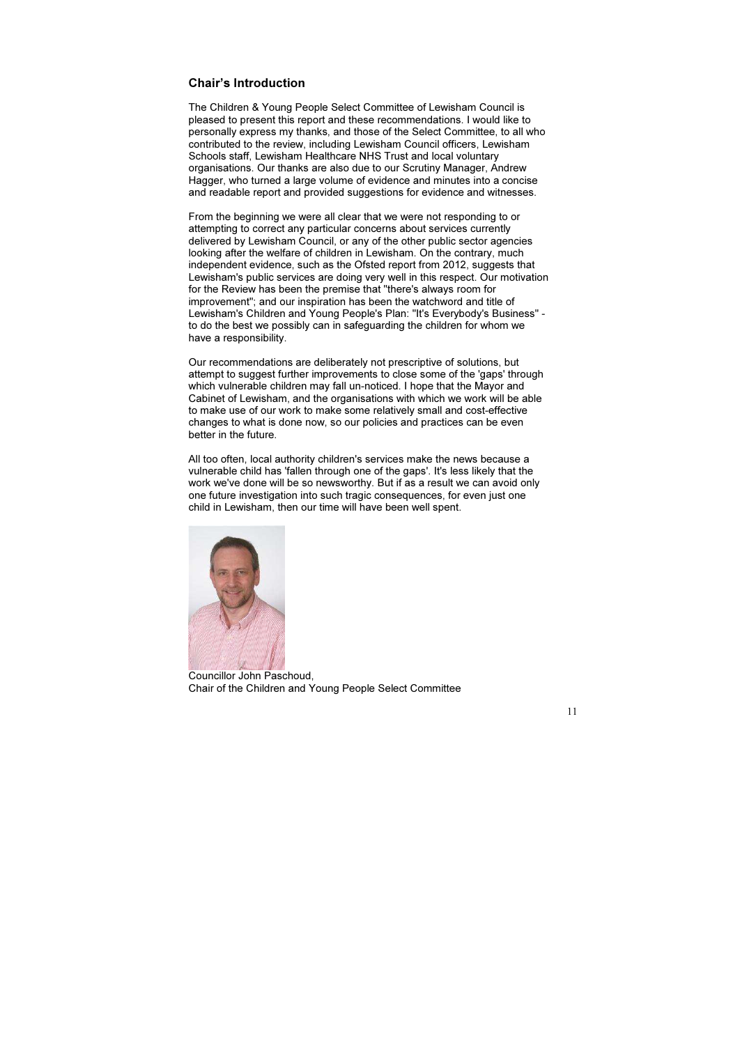## Chair's Introduction

The Children & Young People Select Committee of Lewisham Council is pleased to present this report and these recommendations. I would like to personally express my thanks, and those of the Select Committee, to all who contributed to the review, including Lewisham Council officers, Lewisham Schools staff, Lewisham Healthcare NHS Trust and local voluntary organisations. Our thanks are also due to our Scrutiny Manager, Andrew Hagger, who turned a large volume of evidence and minutes into a concise and readable report and provided suggestions for evidence and witnesses.

From the beginning we were all clear that we were not responding to or attempting to correct any particular concerns about services currently delivered by Lewisham Council, or any of the other public sector agencies looking after the welfare of children in Lewisham. On the contrary, much independent evidence, such as the Ofsted report from 2012, suggests that Lewisham's public services are doing very well in this respect. Our motivation for the Review has been the premise that "there's always room for improvement"; and our inspiration has been the watchword and title of Lewisham's Children and Young People's Plan: "It's Everybody's Business" - to do the best we possibly can in safeguarding the children for whom we have a responsibility.

Our recommendations are deliberately not prescriptive of solutions, but attempt to suggest further improvements to close some of the 'gaps' through which vulnerable children may fall un-noticed. I hope that the Mayor and Cabinet of Lewisham, and the organisations with which we work will be able to make use of our work to make some relatively small and cost-effective changes to what is done now, so our policies and practices can be even better in the future.

All too often, local authority children's services make the news because a vulnerable child has 'fallen through one of the gaps'. It's less likely that the work we've done will be so newsworthy. But if as a result we can avoid only one future investigation into such tragic consequences, for even just one child in Lewisham, then our time will have been well spent.

Councillor John Paschoud,
Chair of the Children and Young People Select Committee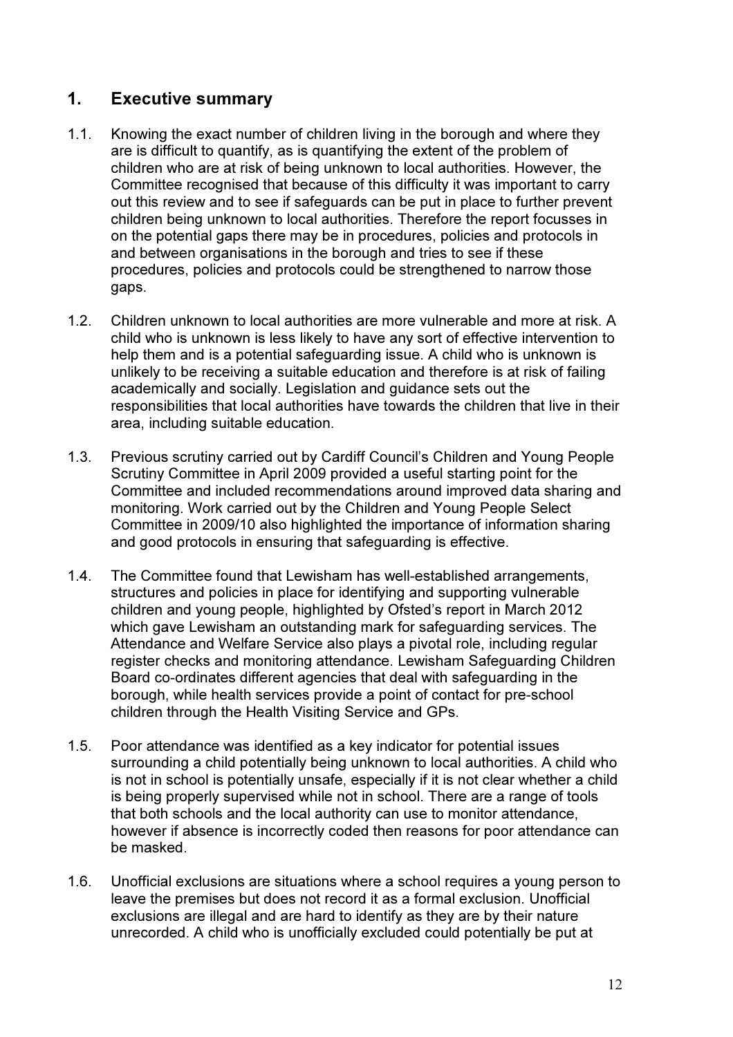## 1. Executive summary

1.1. Knowing the exact number of children living in the borough and where they are is difficult to quantify, as is quantifying the extent of the problem of children who are at risk of being unknown to local authorities. However, the Committee recognised that because of this difficulty it was important to carry out this review and to see if safeguards can be put in place to further prevent children being unknown to local authorities. Therefore the report focusses in on the potential gaps there may be in procedures, policies and protocols in and between organisations in the borough and tries to see if these procedures, policies and protocols could be strengthened to narrow those gaps.

1.2. Children unknown to local authorities are more vulnerable and more at risk. A child who is unknown is less likely to have any sort of effective intervention to help them and is a potential safeguarding issue. A child who is unknown is unlikely to be receiving a suitable education and therefore is at risk of failing academically and socially. Legislation and guidance sets out the responsibilities that local authorities have towards the children that live in their area, including suitable education.

1.3. Previous scrutiny carried out by Cardiff Council's Children and Young People Scrutiny Committee in April 2009 provided a useful starting point for the Committee and included recommendations around improved data sharing and monitoring. Work carried out by the Children and Young People Select Committee in 2009/10 also highlighted the importance of information sharing and good protocols in ensuring that safeguarding is effective.

1.4. The Committee found that Lewisham has well-established arrangements, structures and policies in place for identifying and supporting vulnerable children and young people, highlighted by Ofsted's report in March 2012 which gave Lewisham an outstanding mark for safeguarding services. The Attendance and Welfare Service also plays a pivotal role, including regular register checks and monitoring attendance. Lewisham Safeguarding Children Board co-ordinates different agencies that deal with safeguarding in the borough, while health services provide a point of contact for pre-school children through the Health Visiting Service and GPs.

1.5. Poor attendance was identified as a key indicator for potential issues surrounding a child potentially being unknown to local authorities. A child who is not in school is potentially unsafe, especially if it is not clear whether a child is being properly supervised while not in school. There are a range of tools that both schools and the local authority can use to monitor attendance, however if absence is incorrectly coded then reasons for poor attendance can be masked.

1.6. Unofficial exclusions are situations where a school requires a young person to leave the premises but does not record it as a formal exclusion. Unofficial exclusions are illegal and are hard to identify as they are by their nature unrecorded. A child who is unofficially excluded could potentially be put at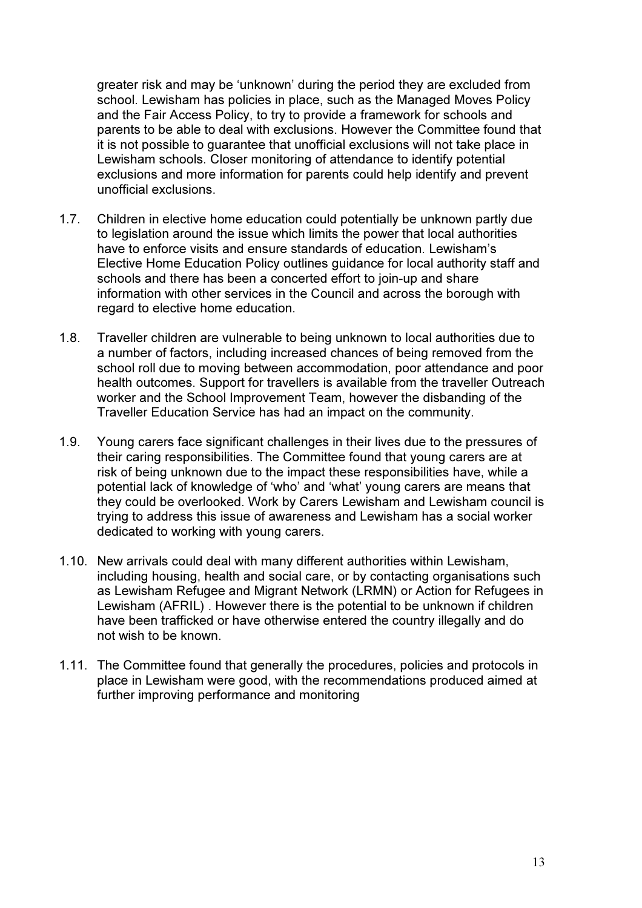greater risk and may be 'unknown' during the period they are excluded from school. Lewisham has policies in place, such as the Managed Moves Policy and the Fair Access Policy, to try to provide a framework for schools and parents to be able to deal with exclusions. However the Committee found that it is not possible to guarantee that unofficial exclusions will not take place in Lewisham schools. Closer monitoring of attendance to identify potential exclusions and more information for parents could help identify and prevent unofficial exclusions.

1.7. Children in elective home education could potentially be unknown partly due to legislation around the issue which limits the power that local authorities have to enforce visits and ensure standards of education. Lewisham's Elective Home Education Policy outlines guidance for local authority staff and schools and there has been a concerted effort to join-up and share information with other services in the Council and across the borough with regard to elective home education.

1.8. Traveller children are vulnerable to being unknown to local authorities due to a number of factors, including increased chances of being removed from the school roll due to moving between accommodation, poor attendance and poor health outcomes. Support for travellers is available from the traveller Outreach worker and the School Improvement Team, however the disbanding of the Traveller Education Service has had an impact on the community.

1.9. Young carers face significant challenges in their lives due to the pressures of their caring responsibilities. The Committee found that young carers are at risk of being unknown due to the impact these responsibilities have, while a potential lack of knowledge of 'who' and 'what' young carers are means that they could be overlooked. Work by Carers Lewisham and Lewisham council is trying to address this issue of awareness and Lewisham has a social worker dedicated to working with young carers.

1.10. New arrivals could deal with many different authorities within Lewisham, including housing, health and social care, or by contacting organisations such as Lewisham Refugee and Migrant Network (LRMN) or Action for Refugees in Lewisham (AFRIL) . However there is the potential to be unknown if children have been trafficked or have otherwise entered the country illegally and do not wish to be known.

1.11. The Committee found that generally the procedures, policies and protocols in place in Lewisham were good, with the recommendations produced aimed at further improving performance and monitoring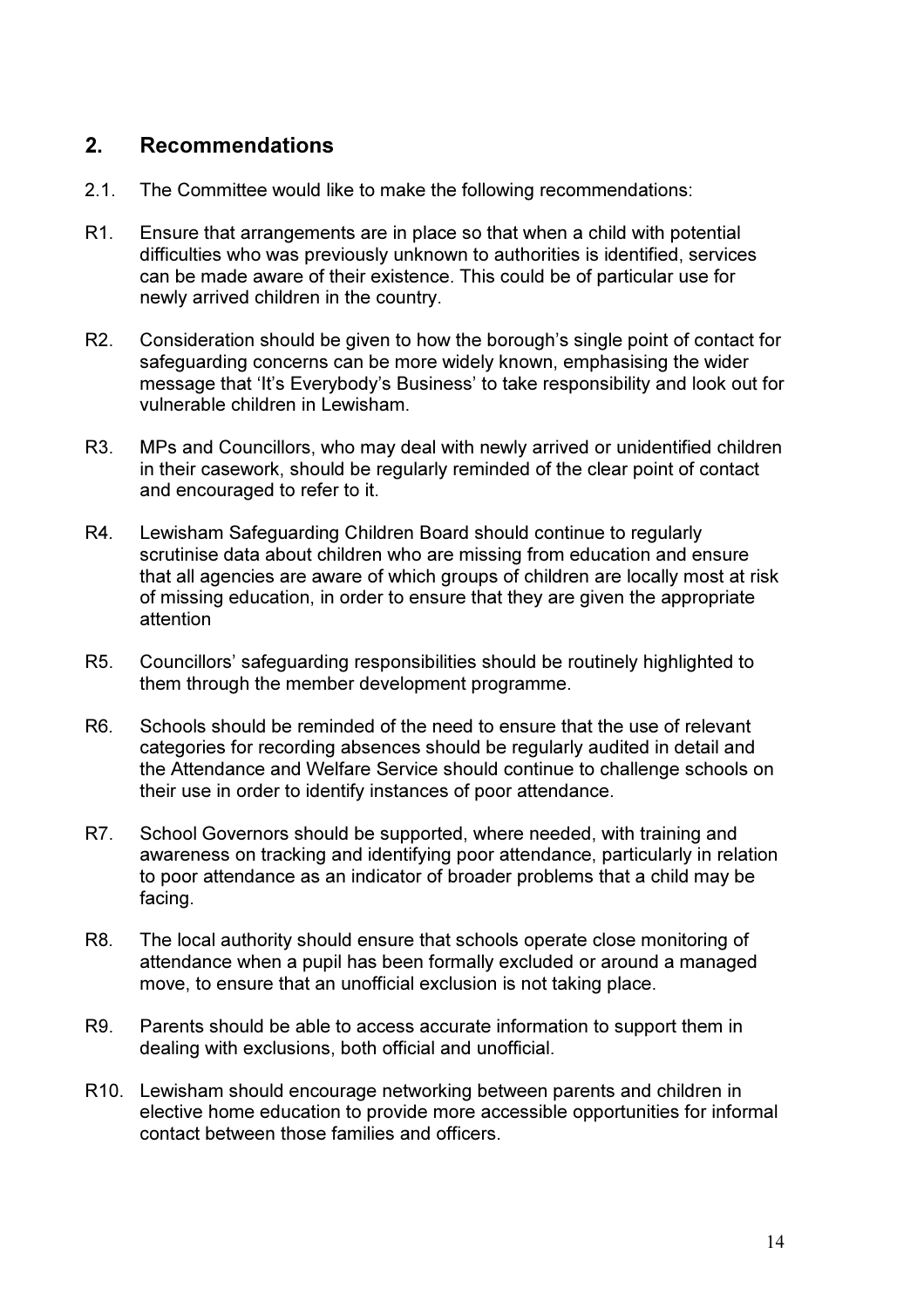## 2. Recommendations

2.1. The Committee would like to make the following recommendations:

R1. Ensure that arrangements are in place so that when a child with potential difficulties who was previously unknown to authorities is identified, services can be made aware of their existence. This could be of particular use for newly arrived children in the country.

R2. Consideration should be given to how the borough's single point of contact for safeguarding concerns can be more widely known, emphasising the wider message that 'It's Everybody's Business' to take responsibility and look out for vulnerable children in Lewisham.

R3. MPs and Councillors, who may deal with newly arrived or unidentified children in their casework, should be regularly reminded of the clear point of contact and encouraged to refer to it.

R4. Lewisham Safeguarding Children Board should continue to regularly scrutinise data about children who are missing from education and ensure that all agencies are aware of which groups of children are locally most at risk of missing education, in order to ensure that they are given the appropriate attention

R5. Councillors' safeguarding responsibilities should be routinely highlighted to them through the member development programme.

R6. Schools should be reminded of the need to ensure that the use of relevant categories for recording absences should be regularly audited in detail and the Attendance and Welfare Service should continue to challenge schools on their use in order to identify instances of poor attendance.

R7. School Governors should be supported, where needed, with training and awareness on tracking and identifying poor attendance, particularly in relation to poor attendance as an indicator of broader problems that a child may be facing.

R8. The local authority should ensure that schools operate close monitoring of attendance when a pupil has been formally excluded or around a managed move, to ensure that an unofficial exclusion is not taking place.

R9. Parents should be able to access accurate information to support them in dealing with exclusions, both official and unofficial.

R10. Lewisham should encourage networking between parents and children in elective home education to provide more accessible opportunities for informal contact between those families and officers.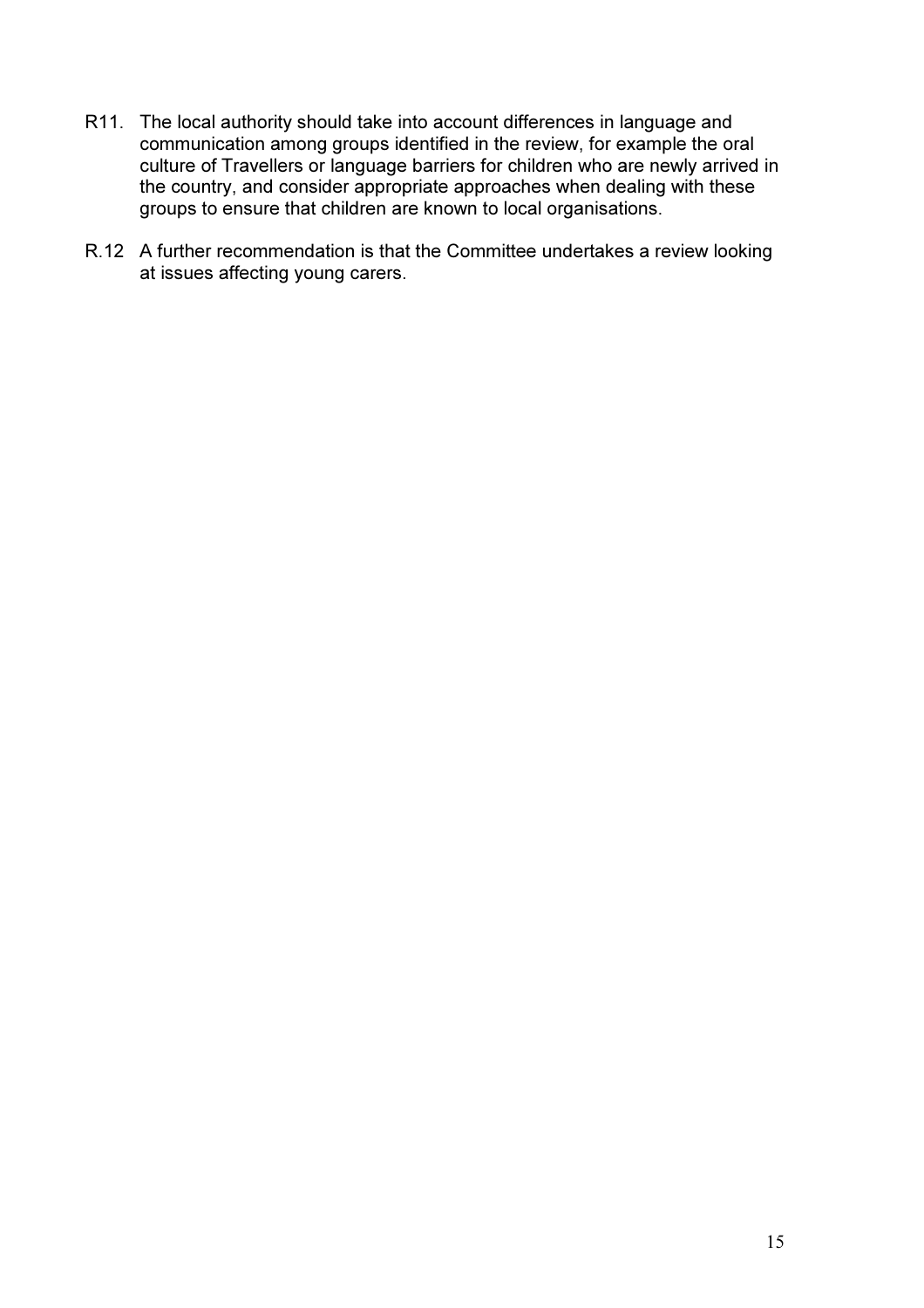R11. The local authority should take into account differences in language and communication among groups identified in the review, for example the oral culture of Travellers or language barriers for children who are newly arrived in the country, and consider appropriate approaches when dealing with these groups to ensure that children are known to local organisations.

R.12 A further recommendation is that the Committee undertakes a review looking at issues affecting young carers.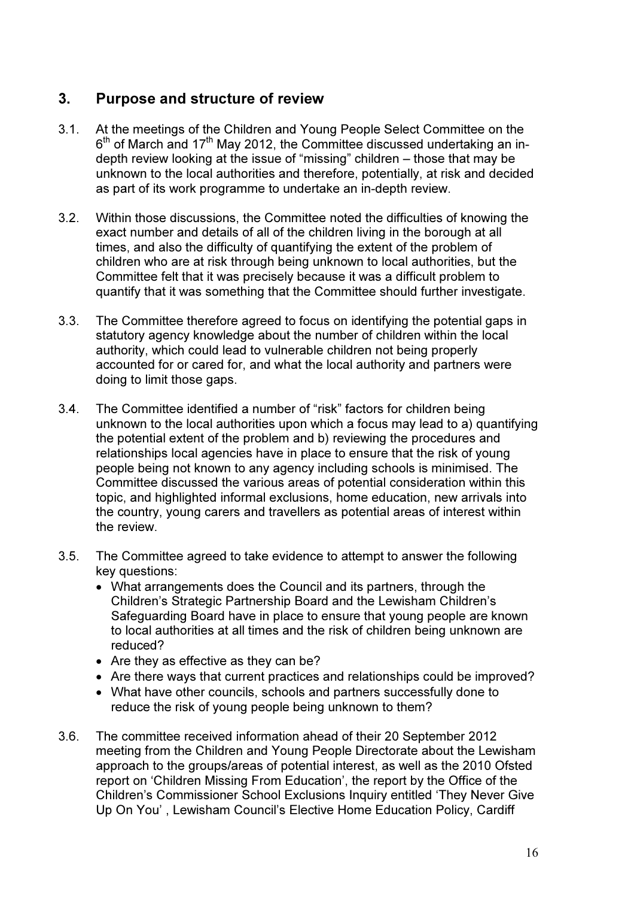## 3. Purpose and structure of review

3.1. At the meetings of the Children and Young People Select Committee on the 6th of March and 17th May 2012, the Committee discussed undertaking an in-depth review looking at the issue of "missing" children – those that may be unknown to the local authorities and therefore, potentially, at risk and decided as part of its work programme to undertake an in-depth review.

3.2. Within those discussions, the Committee noted the difficulties of knowing the exact number and details of all of the children living in the borough at all times, and also the difficulty of quantifying the extent of the problem of children who are at risk through being unknown to local authorities, but the Committee felt that it was precisely because it was a difficult problem to quantify that it was something that the Committee should further investigate.

3.3. The Committee therefore agreed to focus on identifying the potential gaps in statutory agency knowledge about the number of children within the local authority, which could lead to vulnerable children not being properly accounted for or cared for, and what the local authority and partners were doing to limit those gaps.

3.4. The Committee identified a number of "risk" factors for children being unknown to the local authorities upon which a focus may lead to a) quantifying the potential extent of the problem and b) reviewing the procedures and relationships local agencies have in place to ensure that the risk of young people being not known to any agency including schools is minimised. The Committee discussed the various areas of potential consideration within this topic, and highlighted informal exclusions, home education, new arrivals into the country, young carers and travellers as potential areas of interest within the review.

3.5. The Committee agreed to take evidence to attempt to answer the following key questions:

- What arrangements does the Council and its partners, through the Children's Strategic Partnership Board and the Lewisham Children's Safeguarding Board have in place to ensure that young people are known to local authorities at all times and the risk of children being unknown are reduced?
- Are they as effective as they can be?
- Are there ways that current practices and relationships could be improved?
- What have other councils, schools and partners successfully done to reduce the risk of young people being unknown to them?

3.6. The committee received information ahead of their 20 September 2012 meeting from the Children and Young People Directorate about the Lewisham approach to the groups/areas of potential interest, as well as the 2010 Ofsted report on 'Children Missing From Education', the report by the Office of the Children's Commissioner School Exclusions Inquiry entitled 'They Never Give Up On You' , Lewisham Council's Elective Home Education Policy, Cardiff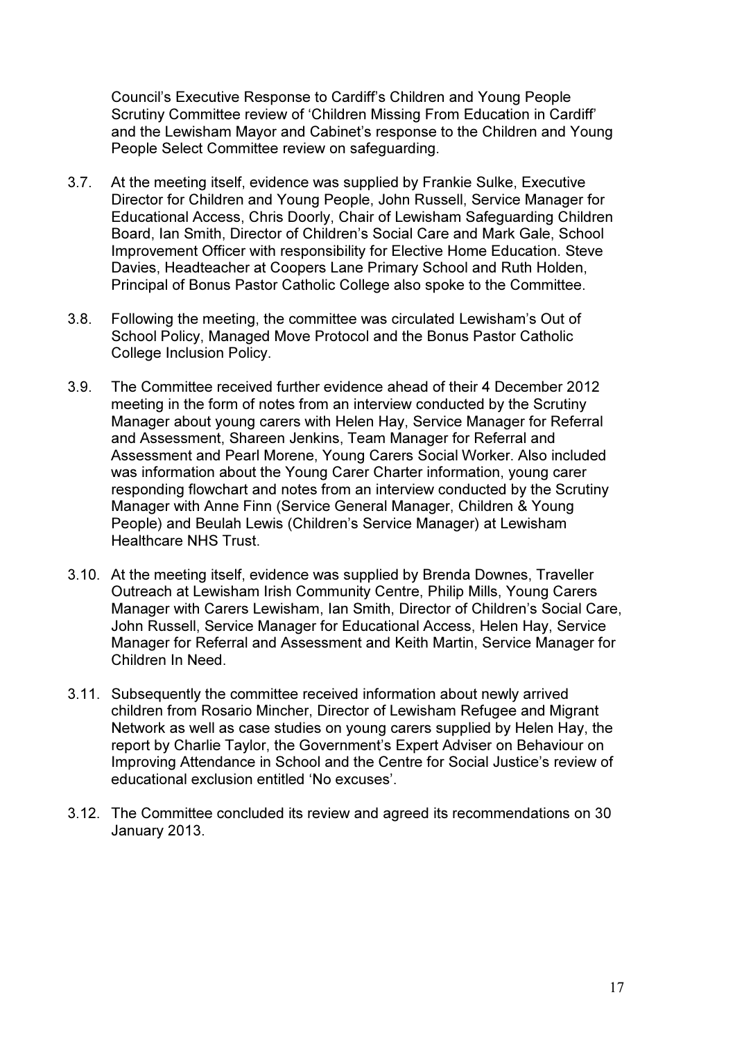Council's Executive Response to Cardiff's Children and Young People Scrutiny Committee review of 'Children Missing From Education in Cardiff' and the Lewisham Mayor and Cabinet's response to the Children and Young People Select Committee review on safeguarding.

3.7. At the meeting itself, evidence was supplied by Frankie Sulke, Executive Director for Children and Young People, John Russell, Service Manager for Educational Access, Chris Doorly, Chair of Lewisham Safeguarding Children Board, Ian Smith, Director of Children's Social Care and Mark Gale, School Improvement Officer with responsibility for Elective Home Education. Steve Davies, Headteacher at Coopers Lane Primary School and Ruth Holden, Principal of Bonus Pastor Catholic College also spoke to the Committee.

3.8. Following the meeting, the committee was circulated Lewisham's Out of School Policy, Managed Move Protocol and the Bonus Pastor Catholic College Inclusion Policy.

3.9. The Committee received further evidence ahead of their 4 December 2012 meeting in the form of notes from an interview conducted by the Scrutiny Manager about young carers with Helen Hay, Service Manager for Referral and Assessment, Shareen Jenkins, Team Manager for Referral and Assessment and Pearl Morene, Young Carers Social Worker. Also included was information about the Young Carer Charter information, young carer responding flowchart and notes from an interview conducted by the Scrutiny Manager with Anne Finn (Service General Manager, Children & Young People) and Beulah Lewis (Children's Service Manager) at Lewisham Healthcare NHS Trust.

3.10. At the meeting itself, evidence was supplied by Brenda Downes, Traveller Outreach at Lewisham Irish Community Centre, Philip Mills, Young Carers Manager with Carers Lewisham, Ian Smith, Director of Children's Social Care, John Russell, Service Manager for Educational Access, Helen Hay, Service Manager for Referral and Assessment and Keith Martin, Service Manager for Children In Need.

3.11. Subsequently the committee received information about newly arrived children from Rosario Mincher, Director of Lewisham Refugee and Migrant Network as well as case studies on young carers supplied by Helen Hay, the report by Charlie Taylor, the Government's Expert Adviser on Behaviour on Improving Attendance in School and the Centre for Social Justice's review of educational exclusion entitled 'No excuses'.

3.12. The Committee concluded its review and agreed its recommendations on 30 January 2013.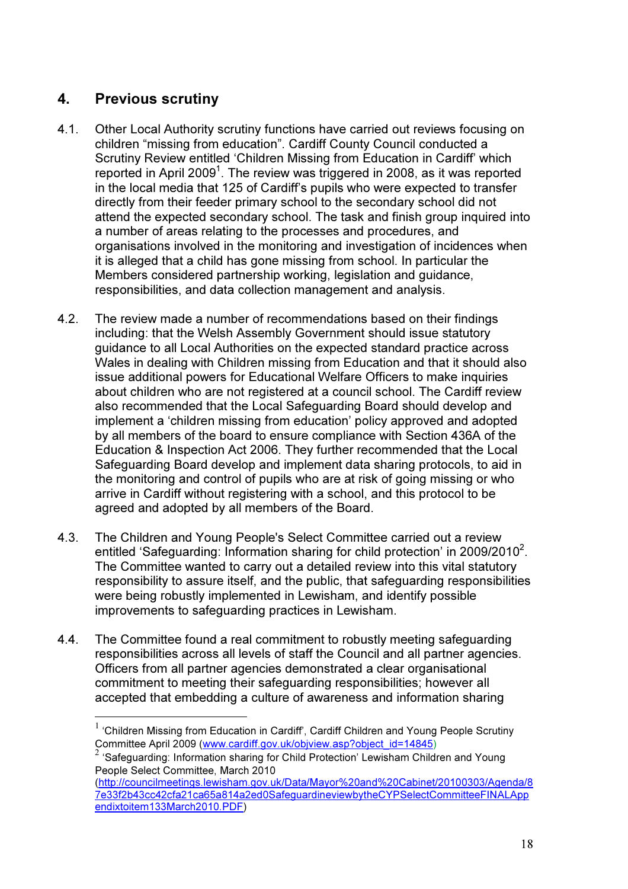## 4. Previous scrutiny

4.1. Other Local Authority scrutiny functions have carried out reviews focusing on children "missing from education". Cardiff County Council conducted a Scrutiny Review entitled 'Children Missing from Education in Cardiff' which reported in April 2009[1]. The review was triggered in 2008, as it was reported in the local media that 125 of Cardiff's pupils who were expected to transfer directly from their feeder primary school to the secondary school did not attend the expected secondary school. The task and finish group inquired into a number of areas relating to the processes and procedures, and organisations involved in the monitoring and investigation of incidences when it is alleged that a child has gone missing from school. In particular the Members considered partnership working, legislation and guidance, responsibilities, and data collection management and analysis.

4.2. The review made a number of recommendations based on their findings including: that the Welsh Assembly Government should issue statutory guidance to all Local Authorities on the expected standard practice across Wales in dealing with Children missing from Education and that it should also issue additional powers for Educational Welfare Officers to make inquiries about children who are not registered at a council school. The Cardiff review also recommended that the Local Safeguarding Board should develop and implement a 'children missing from education' policy approved and adopted by all members of the board to ensure compliance with Section 436A of the Education & Inspection Act 2006. They further recommended that the Local Safeguarding Board develop and implement data sharing protocols, to aid in the monitoring and control of pupils who are at risk of going missing or who arrive in Cardiff without registering with a school, and this protocol to be agreed and adopted by all members of the Board.

4.3. The Children and Young People's Select Committee carried out a review entitled 'Safeguarding: Information sharing for child protection' in 2009/2010[2]. The Committee wanted to carry out a detailed review into this vital statutory responsibility to assure itself, and the public, that safeguarding responsibilities were being robustly implemented in Lewisham, and identify possible improvements to safeguarding practices in Lewisham.

4.4. The Committee found a real commitment to robustly meeting safeguarding responsibilities across all levels of staff the Council and all partner agencies. Officers from all partner agencies demonstrated a clear organisational commitment to meeting their safeguarding responsibilities; however all accepted that embedding a culture of awareness and information sharing

---

[1] 'Children Missing from Education in Cardiff', Cardiff Children and Young People Scrutiny Committee April 2009 (www.cardiff.gov.uk/objview.asp?object_id=14845)

[2] 'Safeguarding: Information sharing for Child Protection' Lewisham Children and Young People Select Committee, March 2010 (http://councilmeetings.lewisham.gov.uk/Data/Mayor%20and%20Cabinet/20100303/Agenda/87e33f2b43cc42cfa21ca65a814a2ed0SafeguardineviewbytheCYPSelectCommitteeFINALAppendixtoitem133March2010.PDF)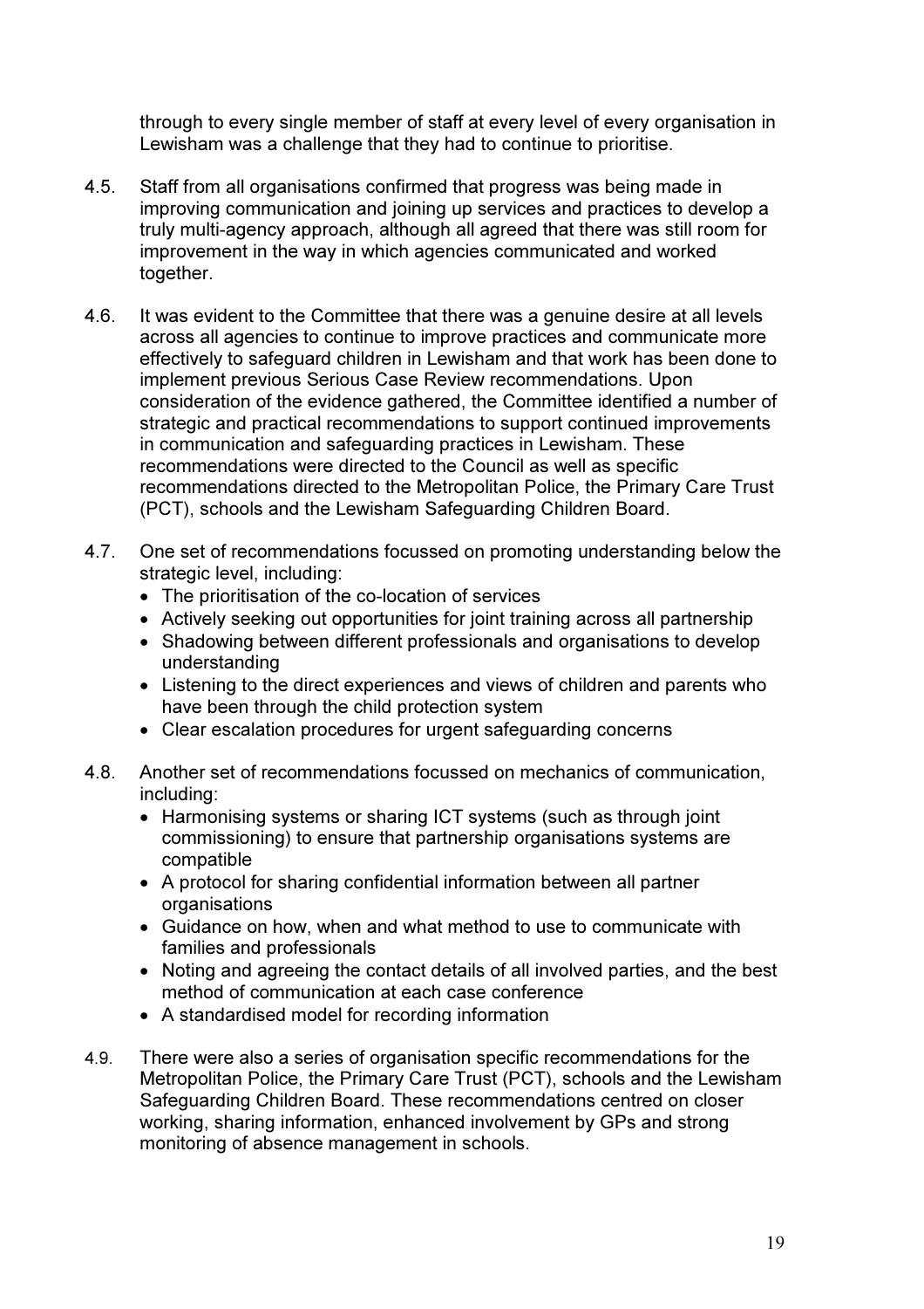through to every single member of staff at every level of every organisation in Lewisham was a challenge that they had to continue to prioritise.

4.5. Staff from all organisations confirmed that progress was being made in improving communication and joining up services and practices to develop a truly multi-agency approach, although all agreed that there was still room for improvement in the way in which agencies communicated and worked together.

4.6. It was evident to the Committee that there was a genuine desire at all levels across all agencies to continue to improve practices and communicate more effectively to safeguard children in Lewisham and that work has been done to implement previous Serious Case Review recommendations. Upon consideration of the evidence gathered, the Committee identified a number of strategic and practical recommendations to support continued improvements in communication and safeguarding practices in Lewisham. These recommendations were directed to the Council as well as specific recommendations directed to the Metropolitan Police, the Primary Care Trust (PCT), schools and the Lewisham Safeguarding Children Board.

4.7. One set of recommendations focussed on promoting understanding below the strategic level, including:

- The prioritisation of the co-location of services
- Actively seeking out opportunities for joint training across all partnership
- Shadowing between different professionals and organisations to develop understanding
- Listening to the direct experiences and views of children and parents who have been through the child protection system
- Clear escalation procedures for urgent safeguarding concerns

4.8. Another set of recommendations focussed on mechanics of communication, including:

- Harmonising systems or sharing ICT systems (such as through joint commissioning) to ensure that partnership organisations systems are compatible
- A protocol for sharing confidential information between all partner organisations
- Guidance on how, when and what method to use to communicate with families and professionals
- Noting and agreeing the contact details of all involved parties, and the best method of communication at each case conference
- A standardised model for recording information

4.9. There were also a series of organisation specific recommendations for the Metropolitan Police, the Primary Care Trust (PCT), schools and the Lewisham Safeguarding Children Board. These recommendations centred on closer working, sharing information, enhanced involvement by GPs and strong monitoring of absence management in schools.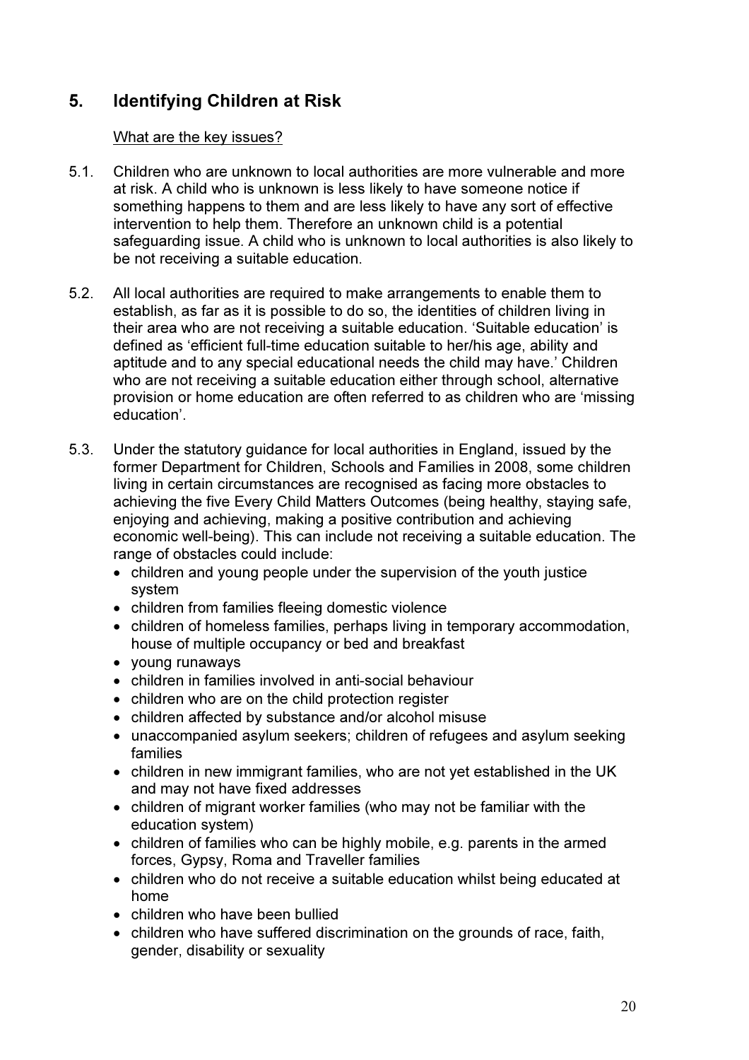## 5. Identifying Children at Risk

What are the key issues?

5.1. Children who are unknown to local authorities are more vulnerable and more at risk. A child who is unknown is less likely to have someone notice if something happens to them and are less likely to have any sort of effective intervention to help them. Therefore an unknown child is a potential safeguarding issue. A child who is unknown to local authorities is also likely to be not receiving a suitable education.

5.2. All local authorities are required to make arrangements to enable them to establish, as far as it is possible to do so, the identities of children living in their area who are not receiving a suitable education. 'Suitable education' is defined as 'efficient full-time education suitable to her/his age, ability and aptitude and to any special educational needs the child may have.' Children who are not receiving a suitable education either through school, alternative provision or home education are often referred to as children who are 'missing education'.

5.3. Under the statutory guidance for local authorities in England, issued by the former Department for Children, Schools and Families in 2008, some children living in certain circumstances are recognised as facing more obstacles to achieving the five Every Child Matters Outcomes (being healthy, staying safe, enjoying and achieving, making a positive contribution and achieving economic well-being). This can include not receiving a suitable education. The range of obstacles could include:

- children and young people under the supervision of the youth justice system
- children from families fleeing domestic violence
- children of homeless families, perhaps living in temporary accommodation, house of multiple occupancy or bed and breakfast
- young runaways
- children in families involved in anti-social behaviour
- children who are on the child protection register
- children affected by substance and/or alcohol misuse
- unaccompanied asylum seekers; children of refugees and asylum seeking families
- children in new immigrant families, who are not yet established in the UK and may not have fixed addresses
- children of migrant worker families (who may not be familiar with the education system)
- children of families who can be highly mobile, e.g. parents in the armed forces, Gypsy, Roma and Traveller families
- children who do not receive a suitable education whilst being educated at home
- children who have been bullied
- children who have suffered discrimination on the grounds of race, faith, gender, disability or sexuality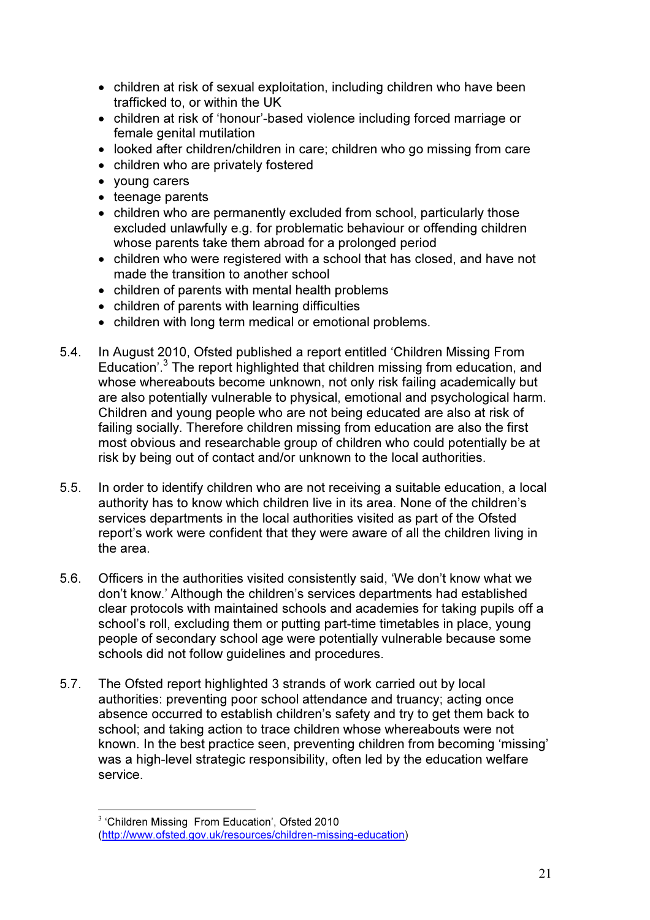- children at risk of sexual exploitation, including children who have been trafficked to, or within the UK
- children at risk of 'honour'-based violence including forced marriage or female genital mutilation
- looked after children/children in care; children who go missing from care
- children who are privately fostered
- young carers
- teenage parents
- children who are permanently excluded from school, particularly those excluded unlawfully e.g. for problematic behaviour or offending children whose parents take them abroad for a prolonged period
- children who were registered with a school that has closed, and have not made the transition to another school
- children of parents with mental health problems
- children of parents with learning difficulties
- children with long term medical or emotional problems.

5.4. In August 2010, Ofsted published a report entitled 'Children Missing From Education'.[3] The report highlighted that children missing from education, and whose whereabouts become unknown, not only risk failing academically but are also potentially vulnerable to physical, emotional and psychological harm. Children and young people who are not being educated are also at risk of failing socially. Therefore children missing from education are also the first most obvious and researchable group of children who could potentially be at risk by being out of contact and/or unknown to the local authorities.

5.5. In order to identify children who are not receiving a suitable education, a local authority has to know which children live in its area. None of the children's services departments in the local authorities visited as part of the Ofsted report's work were confident that they were aware of all the children living in the area.

5.6. Officers in the authorities visited consistently said, 'We don't know what we don't know.' Although the children's services departments had established clear protocols with maintained schools and academies for taking pupils off a school's roll, excluding them or putting part-time timetables in place, young people of secondary school age were potentially vulnerable because some schools did not follow guidelines and procedures.

5.7. The Ofsted report highlighted 3 strands of work carried out by local authorities: preventing poor school attendance and truancy; acting once absence occurred to establish children's safety and try to get them back to school; and taking action to trace children whose whereabouts were not known. In the best practice seen, preventing children from becoming 'missing' was a high-level strategic responsibility, often led by the education welfare service.

---

[3] 'Children Missing From Education', Ofsted 2010 (http://www.ofsted.gov.uk/resources/children-missing-education)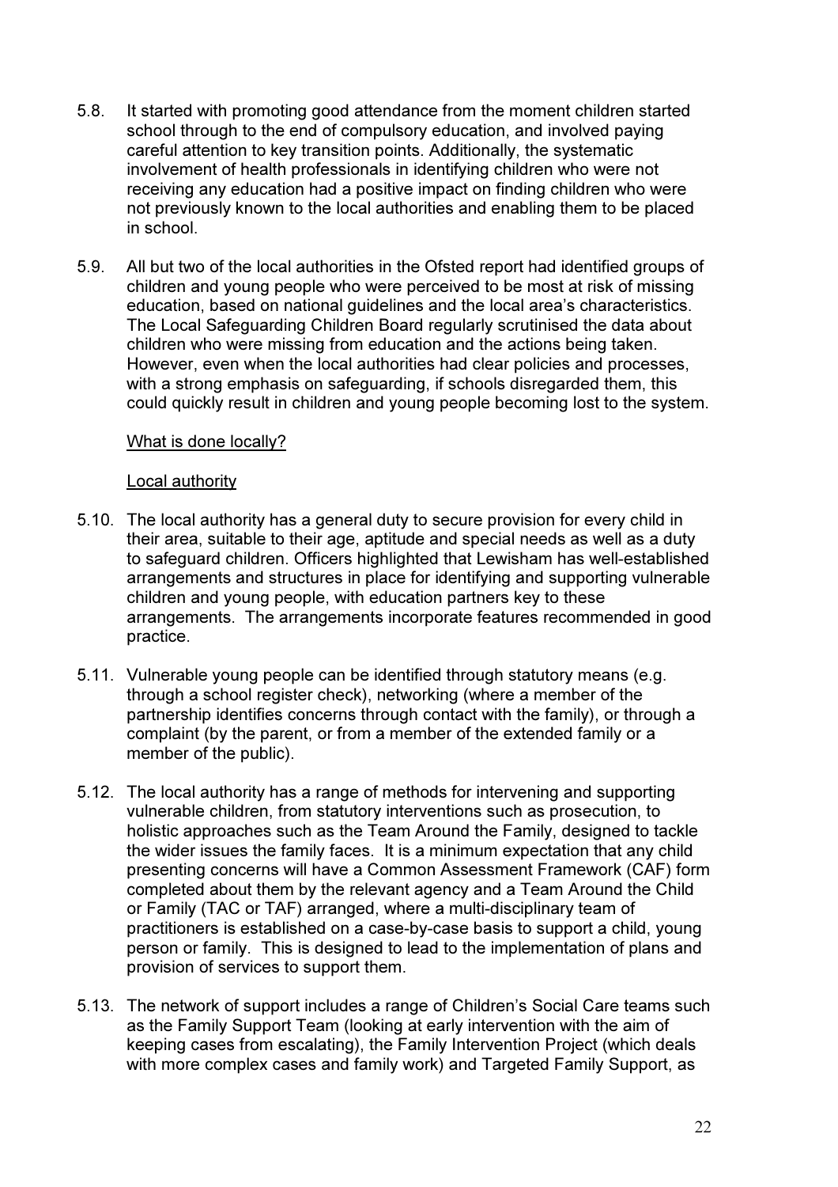5.8. It started with promoting good attendance from the moment children started school through to the end of compulsory education, and involved paying careful attention to key transition points. Additionally, the systematic involvement of health professionals in identifying children who were not receiving any education had a positive impact on finding children who were not previously known to the local authorities and enabling them to be placed in school.

5.9. All but two of the local authorities in the Ofsted report had identified groups of children and young people who were perceived to be most at risk of missing education, based on national guidelines and the local area's characteristics. The Local Safeguarding Children Board regularly scrutinised the data about children who were missing from education and the actions being taken. However, even when the local authorities had clear policies and processes, with a strong emphasis on safeguarding, if schools disregarded them, this could quickly result in children and young people becoming lost to the system.

<u>What is done locally?</u>

<u>Local authority</u>

5.10. The local authority has a general duty to secure provision for every child in their area, suitable to their age, aptitude and special needs as well as a duty to safeguard children. Officers highlighted that Lewisham has well-established arrangements and structures in place for identifying and supporting vulnerable children and young people, with education partners key to these arrangements. The arrangements incorporate features recommended in good practice.

5.11. Vulnerable young people can be identified through statutory means (e.g. through a school register check), networking (where a member of the partnership identifies concerns through contact with the family), or through a complaint (by the parent, or from a member of the extended family or a member of the public).

5.12. The local authority has a range of methods for intervening and supporting vulnerable children, from statutory interventions such as prosecution, to holistic approaches such as the Team Around the Family, designed to tackle the wider issues the family faces. It is a minimum expectation that any child presenting concerns will have a Common Assessment Framework (CAF) form completed about them by the relevant agency and a Team Around the Child or Family (TAC or TAF) arranged, where a multi-disciplinary team of practitioners is established on a case-by-case basis to support a child, young person or family. This is designed to lead to the implementation of plans and provision of services to support them.

5.13. The network of support includes a range of Children's Social Care teams such as the Family Support Team (looking at early intervention with the aim of keeping cases from escalating), the Family Intervention Project (which deals with more complex cases and family work) and Targeted Family Support, as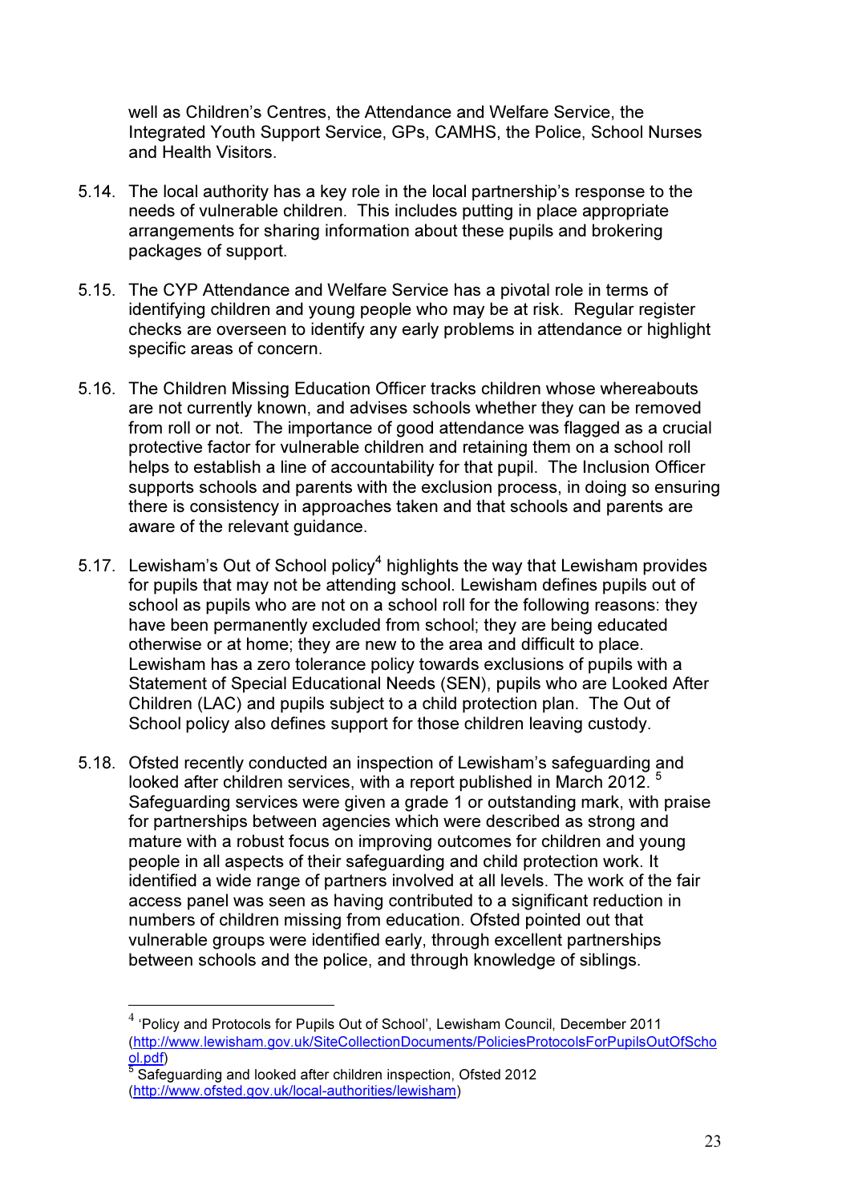well as Children's Centres, the Attendance and Welfare Service, the Integrated Youth Support Service, GPs, CAMHS, the Police, School Nurses and Health Visitors.

5.14. The local authority has a key role in the local partnership's response to the needs of vulnerable children. This includes putting in place appropriate arrangements for sharing information about these pupils and brokering packages of support.

5.15. The CYP Attendance and Welfare Service has a pivotal role in terms of identifying children and young people who may be at risk. Regular register checks are overseen to identify any early problems in attendance or highlight specific areas of concern.

5.16. The Children Missing Education Officer tracks children whose whereabouts are not currently known, and advises schools whether they can be removed from roll or not. The importance of good attendance was flagged as a crucial protective factor for vulnerable children and retaining them on a school roll helps to establish a line of accountability for that pupil. The Inclusion Officer supports schools and parents with the exclusion process, in doing so ensuring there is consistency in approaches taken and that schools and parents are aware of the relevant guidance.

5.17. Lewisham's Out of School policy[4] highlights the way that Lewisham provides for pupils that may not be attending school. Lewisham defines pupils out of school as pupils who are not on a school roll for the following reasons: they have been permanently excluded from school; they are being educated otherwise or at home; they are new to the area and difficult to place. Lewisham has a zero tolerance policy towards exclusions of pupils with a Statement of Special Educational Needs (SEN), pupils who are Looked After Children (LAC) and pupils subject to a child protection plan. The Out of School policy also defines support for those children leaving custody.

5.18. Ofsted recently conducted an inspection of Lewisham's safeguarding and looked after children services, with a report published in March 2012.[5] Safeguarding services were given a grade 1 or outstanding mark, with praise for partnerships between agencies which were described as strong and mature with a robust focus on improving outcomes for children and young people in all aspects of their safeguarding and child protection work. It identified a wide range of partners involved at all levels. The work of the fair access panel was seen as having contributed to a significant reduction in numbers of children missing from education. Ofsted pointed out that vulnerable groups were identified early, through excellent partnerships between schools and the police, and through knowledge of siblings.

---

[4] 'Policy and Protocols for Pupils Out of School', Lewisham Council, December 2011 (http://www.lewisham.gov.uk/SiteCollectionDocuments/PoliciesProtocolsForPupilsOutOfSchool.pdf)

[5] Safeguarding and looked after children inspection, Ofsted 2012 (http://www.ofsted.gov.uk/local-authorities/lewisham)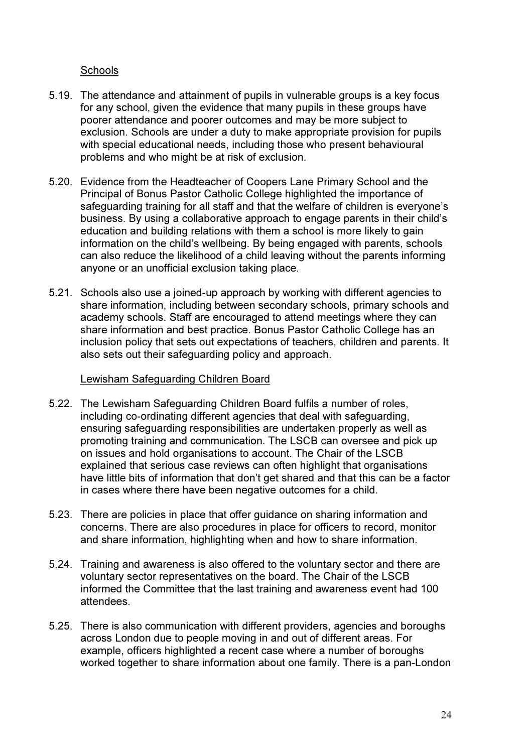Schools

5.19. The attendance and attainment of pupils in vulnerable groups is a key focus for any school, given the evidence that many pupils in these groups have poorer attendance and poorer outcomes and may be more subject to exclusion. Schools are under a duty to make appropriate provision for pupils with special educational needs, including those who present behavioural problems and who might be at risk of exclusion.

5.20. Evidence from the Headteacher of Coopers Lane Primary School and the Principal of Bonus Pastor Catholic College highlighted the importance of safeguarding training for all staff and that the welfare of children is everyone's business. By using a collaborative approach to engage parents in their child's education and building relations with them a school is more likely to gain information on the child's wellbeing. By being engaged with parents, schools can also reduce the likelihood of a child leaving without the parents informing anyone or an unofficial exclusion taking place.

5.21. Schools also use a joined-up approach by working with different agencies to share information, including between secondary schools, primary schools and academy schools. Staff are encouraged to attend meetings where they can share information and best practice. Bonus Pastor Catholic College has an inclusion policy that sets out expectations of teachers, children and parents. It also sets out their safeguarding policy and approach.

Lewisham Safeguarding Children Board

5.22. The Lewisham Safeguarding Children Board fulfils a number of roles, including co-ordinating different agencies that deal with safeguarding, ensuring safeguarding responsibilities are undertaken properly as well as promoting training and communication. The LSCB can oversee and pick up on issues and hold organisations to account. The Chair of the LSCB explained that serious case reviews can often highlight that organisations have little bits of information that don't get shared and that this can be a factor in cases where there have been negative outcomes for a child.

5.23. There are policies in place that offer guidance on sharing information and concerns. There are also procedures in place for officers to record, monitor and share information, highlighting when and how to share information.

5.24. Training and awareness is also offered to the voluntary sector and there are voluntary sector representatives on the board. The Chair of the LSCB informed the Committee that the last training and awareness event had 100 attendees.

5.25. There is also communication with different providers, agencies and boroughs across London due to people moving in and out of different areas. For example, officers highlighted a recent case where a number of boroughs worked together to share information about one family. There is a pan-London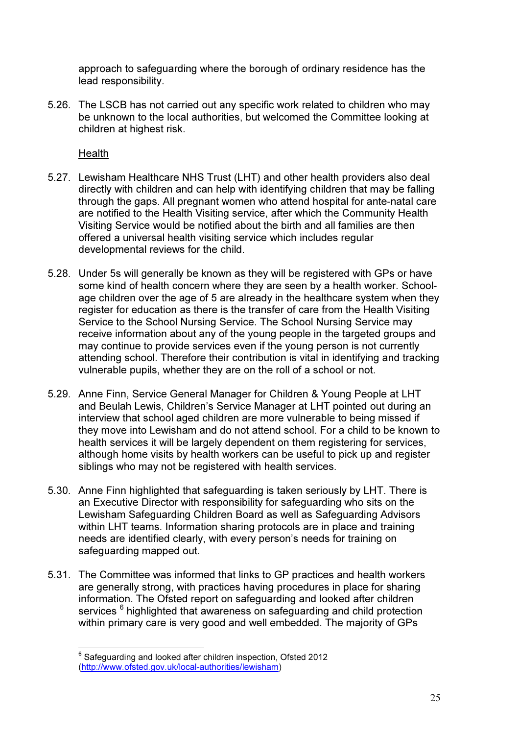approach to safeguarding where the borough of ordinary residence has the lead responsibility.

5.26. The LSCB has not carried out any specific work related to children who may be unknown to the local authorities, but welcomed the Committee looking at children at highest risk.

Health

5.27. Lewisham Healthcare NHS Trust (LHT) and other health providers also deal directly with children and can help with identifying children that may be falling through the gaps. All pregnant women who attend hospital for ante-natal care are notified to the Health Visiting service, after which the Community Health Visiting Service would be notified about the birth and all families are then offered a universal health visiting service which includes regular developmental reviews for the child.

5.28. Under 5s will generally be known as they will be registered with GPs or have some kind of health concern where they are seen by a health worker. School-age children over the age of 5 are already in the healthcare system when they register for education as there is the transfer of care from the Health Visiting Service to the School Nursing Service. The School Nursing Service may receive information about any of the young people in the targeted groups and may continue to provide services even if the young person is not currently attending school. Therefore their contribution is vital in identifying and tracking vulnerable pupils, whether they are on the roll of a school or not.

5.29. Anne Finn, Service General Manager for Children & Young People at LHT and Beulah Lewis, Children's Service Manager at LHT pointed out during an interview that school aged children are more vulnerable to being missed if they move into Lewisham and do not attend school. For a child to be known to health services it will be largely dependent on them registering for services, although home visits by health workers can be useful to pick up and register siblings who may not be registered with health services.

5.30. Anne Finn highlighted that safeguarding is taken seriously by LHT. There is an Executive Director with responsibility for safeguarding who sits on the Lewisham Safeguarding Children Board as well as Safeguarding Advisors within LHT teams. Information sharing protocols are in place and training needs are identified clearly, with every person's needs for training on safeguarding mapped out.

5.31. The Committee was informed that links to GP practices and health workers are generally strong, with practices having procedures in place for sharing information. The Ofsted report on safeguarding and looked after children services [6] highlighted that awareness on safeguarding and child protection within primary care is very good and well embedded. The majority of GPs

---

[6] Safeguarding and looked after children inspection, Ofsted 2012 (http://www.ofsted.gov.uk/local-authorities/lewisham)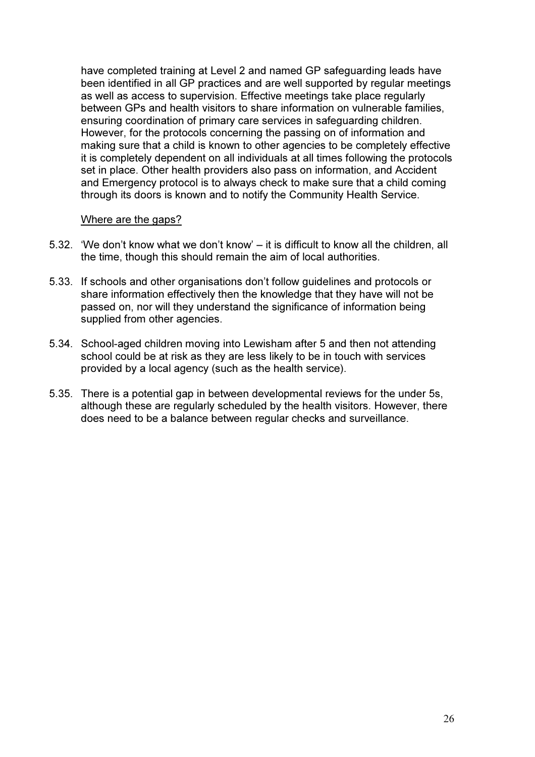have completed training at Level 2 and named GP safeguarding leads have been identified in all GP practices and are well supported by regular meetings as well as access to supervision. Effective meetings take place regularly between GPs and health visitors to share information on vulnerable families, ensuring coordination of primary care services in safeguarding children. However, for the protocols concerning the passing on of information and making sure that a child is known to other agencies to be completely effective it is completely dependent on all individuals at all times following the protocols set in place. Other health providers also pass on information, and Accident and Emergency protocol is to always check to make sure that a child coming through its doors is known and to notify the Community Health Service.

<u>Where are the gaps?</u>

5.32. 'We don't know what we don't know' – it is difficult to know all the children, all the time, though this should remain the aim of local authorities.

5.33. If schools and other organisations don't follow guidelines and protocols or share information effectively then the knowledge that they have will not be passed on, nor will they understand the significance of information being supplied from other agencies.

5.34. School-aged children moving into Lewisham after 5 and then not attending school could be at risk as they are less likely to be in touch with services provided by a local agency (such as the health service).

5.35. There is a potential gap in between developmental reviews for the under 5s, although these are regularly scheduled by the health visitors. However, there does need to be a balance between regular checks and surveillance.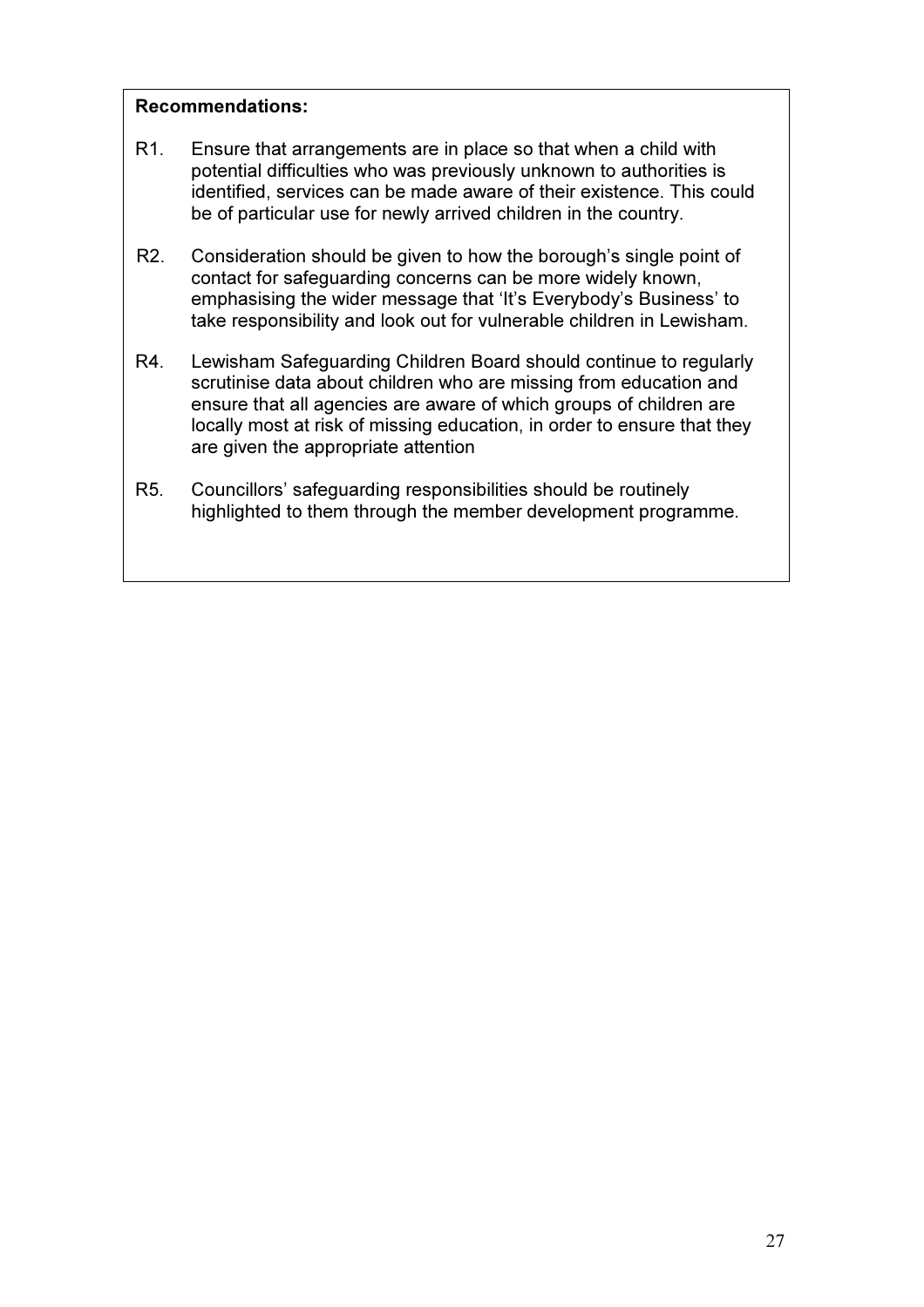**Recommendations:**

R1. Ensure that arrangements are in place so that when a child with potential difficulties who was previously unknown to authorities is identified, services can be made aware of their existence. This could be of particular use for newly arrived children in the country.

R2. Consideration should be given to how the borough's single point of contact for safeguarding concerns can be more widely known, emphasising the wider message that 'It's Everybody's Business' to take responsibility and look out for vulnerable children in Lewisham.

R4. Lewisham Safeguarding Children Board should continue to regularly scrutinise data about children who are missing from education and ensure that all agencies are aware of which groups of children are locally most at risk of missing education, in order to ensure that they are given the appropriate attention

R5. Councillors' safeguarding responsibilities should be routinely highlighted to them through the member development programme.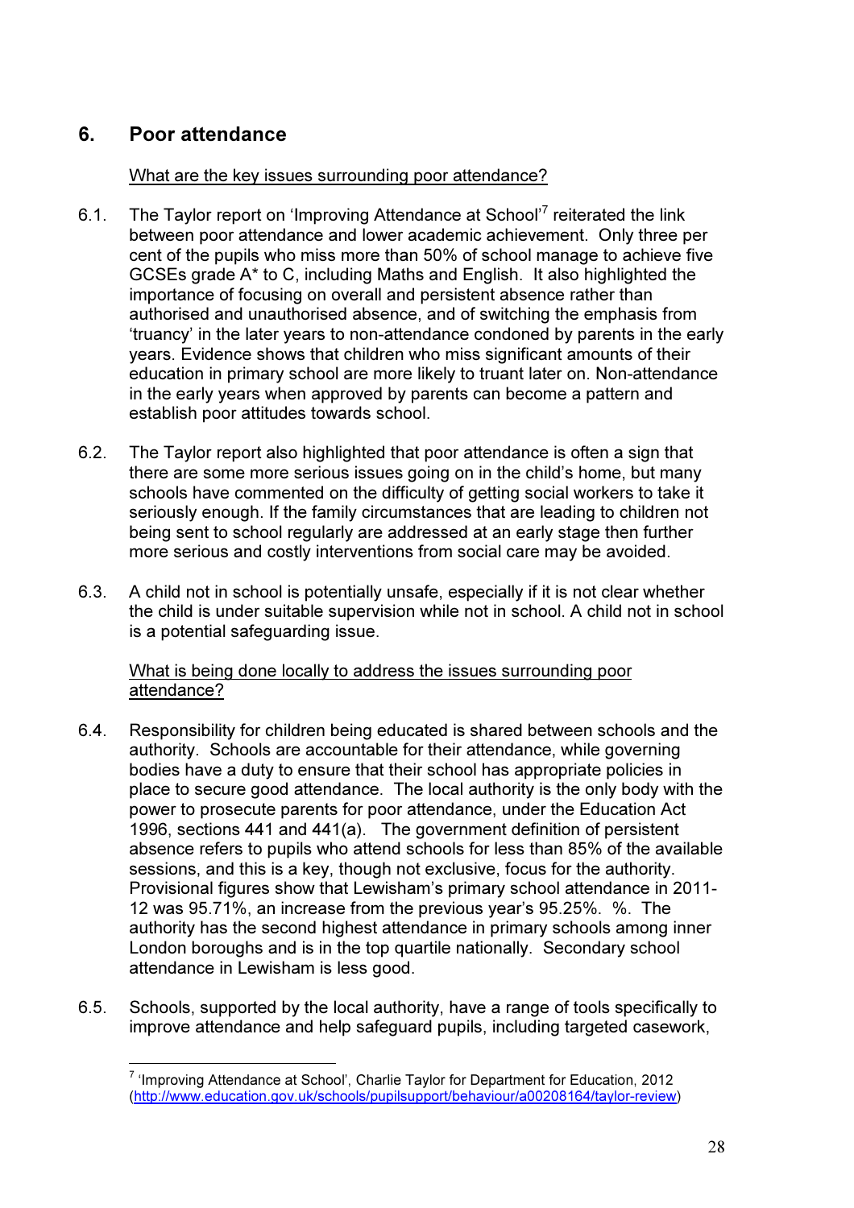## 6. Poor attendance

What are the key issues surrounding poor attendance?

6.1. The Taylor report on 'Improving Attendance at School'[7] reiterated the link between poor attendance and lower academic achievement. Only three per cent of the pupils who miss more than 50% of school manage to achieve five GCSEs grade A* to C, including Maths and English. It also highlighted the importance of focusing on overall and persistent absence rather than authorised and unauthorised absence, and of switching the emphasis from 'truancy' in the later years to non-attendance condoned by parents in the early years. Evidence shows that children who miss significant amounts of their education in primary school are more likely to truant later on. Non-attendance in the early years when approved by parents can become a pattern and establish poor attitudes towards school.

6.2. The Taylor report also highlighted that poor attendance is often a sign that there are some more serious issues going on in the child's home, but many schools have commented on the difficulty of getting social workers to take it seriously enough. If the family circumstances that are leading to children not being sent to school regularly are addressed at an early stage then further more serious and costly interventions from social care may be avoided.

6.3. A child not in school is potentially unsafe, especially if it is not clear whether the child is under suitable supervision while not in school. A child not in school is a potential safeguarding issue.

What is being done locally to address the issues surrounding poor attendance?

6.4. Responsibility for children being educated is shared between schools and the authority. Schools are accountable for their attendance, while governing bodies have a duty to ensure that their school has appropriate policies in place to secure good attendance. The local authority is the only body with the power to prosecute parents for poor attendance, under the Education Act 1996, sections 441 and 441(a). The government definition of persistent absence refers to pupils who attend schools for less than 85% of the available sessions, and this is a key, though not exclusive, focus for the authority. Provisional figures show that Lewisham's primary school attendance in 2011-12 was 95.71%, an increase from the previous year's 95.25%. %. The authority has the second highest attendance in primary schools among inner London boroughs and is in the top quartile nationally. Secondary school attendance in Lewisham is less good.

6.5. Schools, supported by the local authority, have a range of tools specifically to improve attendance and help safeguard pupils, including targeted casework,

---

[7] 'Improving Attendance at School', Charlie Taylor for Department for Education, 2012 (http://www.education.gov.uk/schools/pupilsupport/behaviour/a00208164/taylor-review)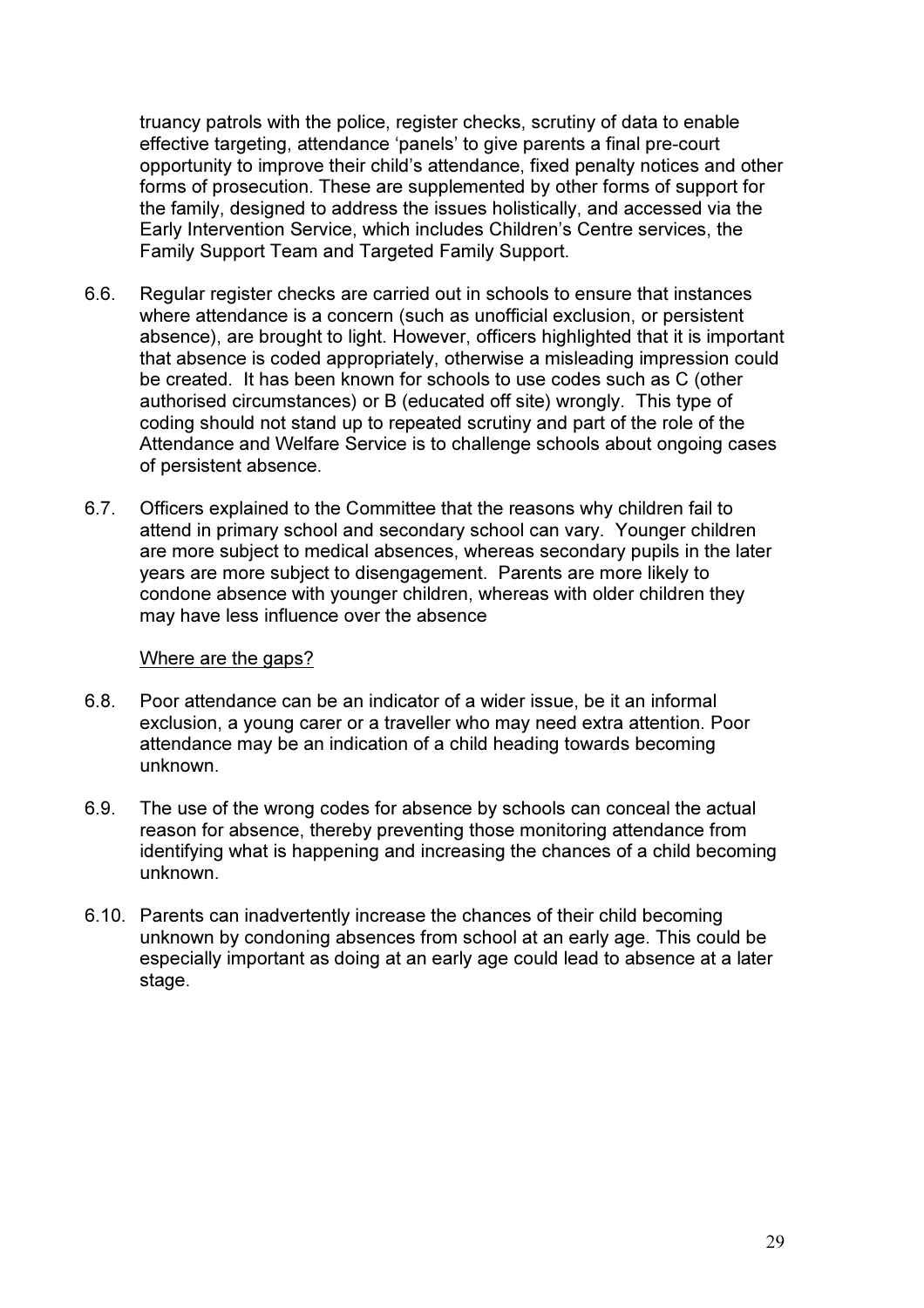truancy patrols with the police, register checks, scrutiny of data to enable effective targeting, attendance 'panels' to give parents a final pre-court opportunity to improve their child's attendance, fixed penalty notices and other forms of prosecution. These are supplemented by other forms of support for the family, designed to address the issues holistically, and accessed via the Early Intervention Service, which includes Children's Centre services, the Family Support Team and Targeted Family Support.

6.6. Regular register checks are carried out in schools to ensure that instances where attendance is a concern (such as unofficial exclusion, or persistent absence), are brought to light. However, officers highlighted that it is important that absence is coded appropriately, otherwise a misleading impression could be created. It has been known for schools to use codes such as C (other authorised circumstances) or B (educated off site) wrongly. This type of coding should not stand up to repeated scrutiny and part of the role of the Attendance and Welfare Service is to challenge schools about ongoing cases of persistent absence.

6.7. Officers explained to the Committee that the reasons why children fail to attend in primary school and secondary school can vary. Younger children are more subject to medical absences, whereas secondary pupils in the later years are more subject to disengagement. Parents are more likely to condone absence with younger children, whereas with older children they may have less influence over the absence

<u>Where are the gaps?</u>

6.8. Poor attendance can be an indicator of a wider issue, be it an informal exclusion, a young carer or a traveller who may need extra attention. Poor attendance may be an indication of a child heading towards becoming unknown.

6.9. The use of the wrong codes for absence by schools can conceal the actual reason for absence, thereby preventing those monitoring attendance from identifying what is happening and increasing the chances of a child becoming unknown.

6.10. Parents can inadvertently increase the chances of their child becoming unknown by condoning absences from school at an early age. This could be especially important as doing at an early age could lead to absence at a later stage.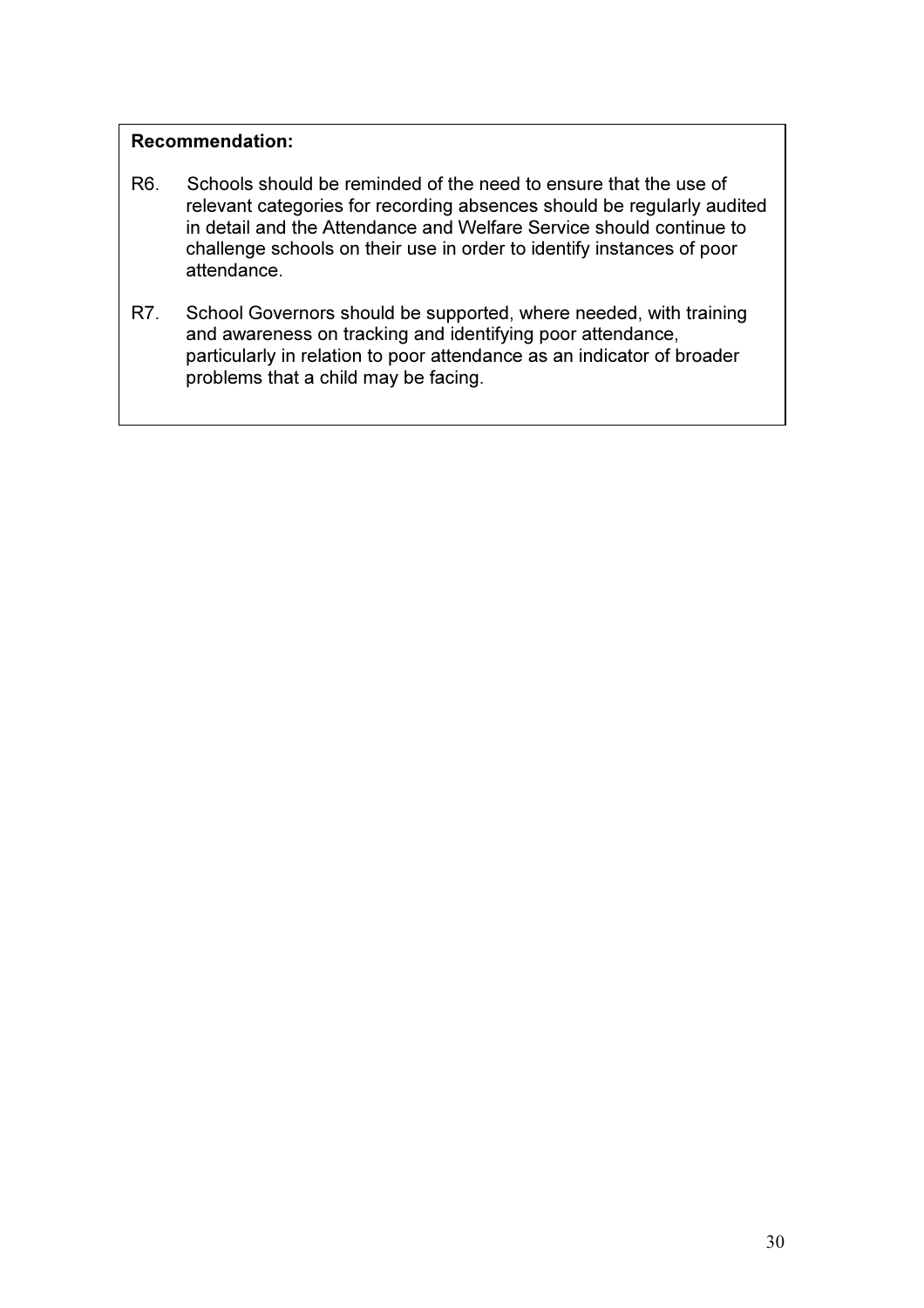**Recommendation:**

R6. Schools should be reminded of the need to ensure that the use of relevant categories for recording absences should be regularly audited in detail and the Attendance and Welfare Service should continue to challenge schools on their use in order to identify instances of poor attendance.

R7. School Governors should be supported, where needed, with training and awareness on tracking and identifying poor attendance, particularly in relation to poor attendance as an indicator of broader problems that a child may be facing.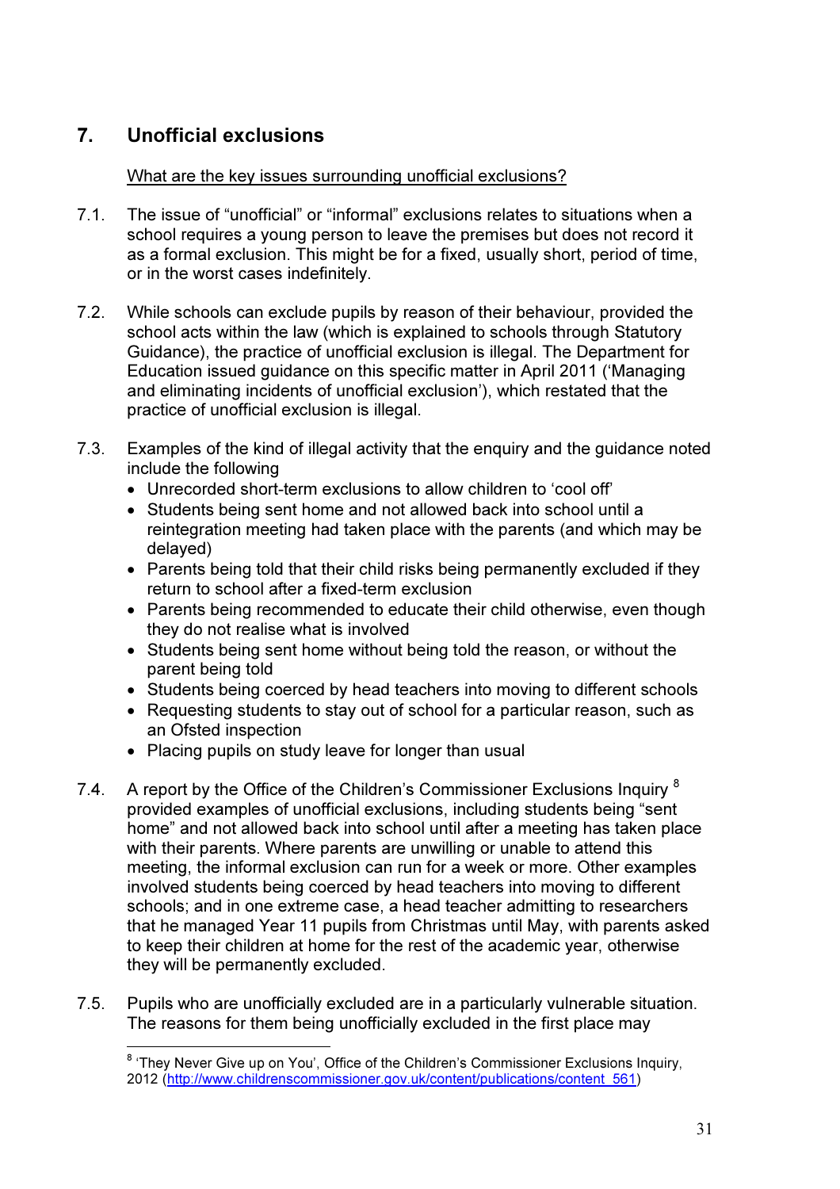## 7. Unofficial exclusions

What are the key issues surrounding unofficial exclusions?

7.1. The issue of "unofficial" or "informal" exclusions relates to situations when a school requires a young person to leave the premises but does not record it as a formal exclusion. This might be for a fixed, usually short, period of time, or in the worst cases indefinitely.

7.2. While schools can exclude pupils by reason of their behaviour, provided the school acts within the law (which is explained to schools through Statutory Guidance), the practice of unofficial exclusion is illegal. The Department for Education issued guidance on this specific matter in April 2011 ('Managing and eliminating incidents of unofficial exclusion'), which restated that the practice of unofficial exclusion is illegal.

7.3. Examples of the kind of illegal activity that the enquiry and the guidance noted include the following

- Unrecorded short-term exclusions to allow children to 'cool off'
- Students being sent home and not allowed back into school until a reintegration meeting had taken place with the parents (and which may be delayed)
- Parents being told that their child risks being permanently excluded if they return to school after a fixed-term exclusion
- Parents being recommended to educate their child otherwise, even though they do not realise what is involved
- Students being sent home without being told the reason, or without the parent being told
- Students being coerced by head teachers into moving to different schools
- Requesting students to stay out of school for a particular reason, such as an Ofsted inspection
- Placing pupils on study leave for longer than usual

7.4. A report by the Office of the Children's Commissioner Exclusions Inquiry [8] provided examples of unofficial exclusions, including students being "sent home" and not allowed back into school until after a meeting has taken place with their parents. Where parents are unwilling or unable to attend this meeting, the informal exclusion can run for a week or more. Other examples involved students being coerced by head teachers into moving to different schools; and in one extreme case, a head teacher admitting to researchers that he managed Year 11 pupils from Christmas until May, with parents asked to keep their children at home for the rest of the academic year, otherwise they will be permanently excluded.

7.5. Pupils who are unofficially excluded are in a particularly vulnerable situation. The reasons for them being unofficially excluded in the first place may

[8] 'They Never Give up on You', Office of the Children's Commissioner Exclusions Inquiry, 2012 (http://www.childrenscommissioner.gov.uk/content/publications/content_561)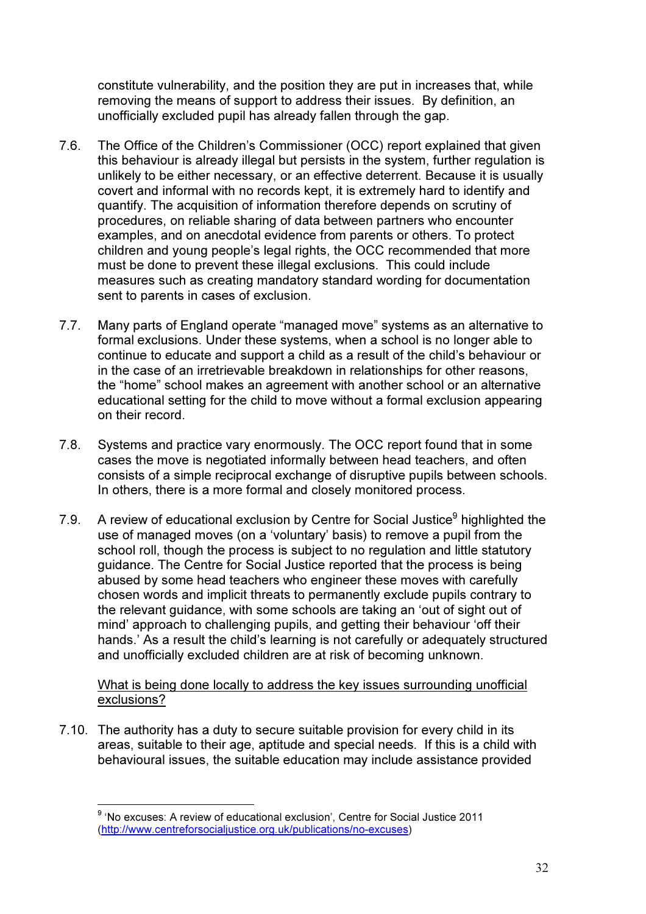constitute vulnerability, and the position they are put in increases that, while removing the means of support to address their issues. By definition, an unofficially excluded pupil has already fallen through the gap.

7.6. The Office of the Children's Commissioner (OCC) report explained that given this behaviour is already illegal but persists in the system, further regulation is unlikely to be either necessary, or an effective deterrent. Because it is usually covert and informal with no records kept, it is extremely hard to identify and quantify. The acquisition of information therefore depends on scrutiny of procedures, on reliable sharing of data between partners who encounter examples, and on anecdotal evidence from parents or others. To protect children and young people's legal rights, the OCC recommended that more must be done to prevent these illegal exclusions. This could include measures such as creating mandatory standard wording for documentation sent to parents in cases of exclusion.

7.7. Many parts of England operate "managed move" systems as an alternative to formal exclusions. Under these systems, when a school is no longer able to continue to educate and support a child as a result of the child's behaviour or in the case of an irretrievable breakdown in relationships for other reasons, the "home" school makes an agreement with another school or an alternative educational setting for the child to move without a formal exclusion appearing on their record.

7.8. Systems and practice vary enormously. The OCC report found that in some cases the move is negotiated informally between head teachers, and often consists of a simple reciprocal exchange of disruptive pupils between schools. In others, there is a more formal and closely monitored process.

7.9. A review of educational exclusion by Centre for Social Justice[9] highlighted the use of managed moves (on a 'voluntary' basis) to remove a pupil from the school roll, though the process is subject to no regulation and little statutory guidance. The Centre for Social Justice reported that the process is being abused by some head teachers who engineer these moves with carefully chosen words and implicit threats to permanently exclude pupils contrary to the relevant guidance, with some schools are taking an 'out of sight out of mind' approach to challenging pupils, and getting their behaviour 'off their hands.' As a result the child's learning is not carefully or adequately structured and unofficially excluded children are at risk of becoming unknown.

<u>What is being done locally to address the key issues surrounding unofficial exclusions?</u>

7.10. The authority has a duty to secure suitable provision for every child in its areas, suitable to their age, aptitude and special needs. If this is a child with behavioural issues, the suitable education may include assistance provided

---

[9] 'No excuses: A review of educational exclusion', Centre for Social Justice 2011 (http://www.centreforsocialjustice.org.uk/publications/no-excuses)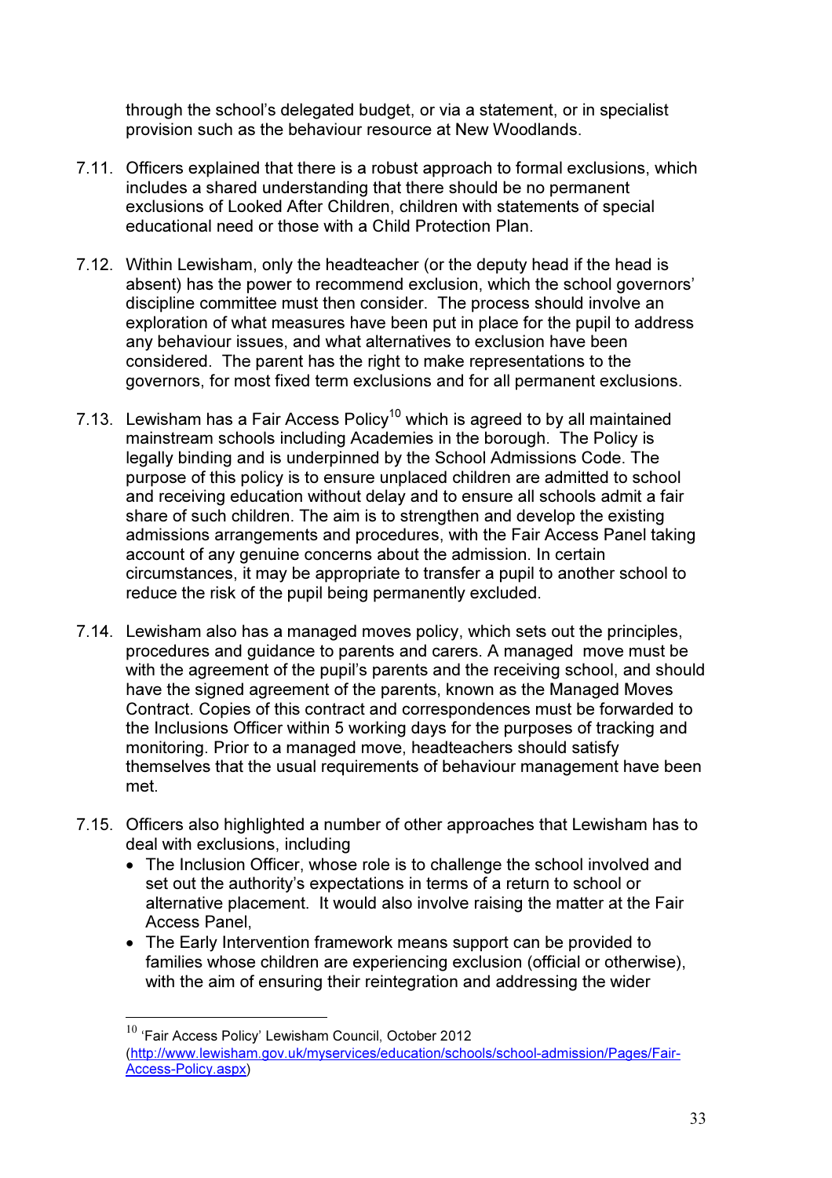through the school's delegated budget, or via a statement, or in specialist provision such as the behaviour resource at New Woodlands.

7.11. Officers explained that there is a robust approach to formal exclusions, which includes a shared understanding that there should be no permanent exclusions of Looked After Children, children with statements of special educational need or those with a Child Protection Plan.

7.12. Within Lewisham, only the headteacher (or the deputy head if the head is absent) has the power to recommend exclusion, which the school governors' discipline committee must then consider. The process should involve an exploration of what measures have been put in place for the pupil to address any behaviour issues, and what alternatives to exclusion have been considered. The parent has the right to make representations to the governors, for most fixed term exclusions and for all permanent exclusions.

7.13. Lewisham has a Fair Access Policy[10] which is agreed to by all maintained mainstream schools including Academies in the borough. The Policy is legally binding and is underpinned by the School Admissions Code. The purpose of this policy is to ensure unplaced children are admitted to school and receiving education without delay and to ensure all schools admit a fair share of such children. The aim is to strengthen and develop the existing admissions arrangements and procedures, with the Fair Access Panel taking account of any genuine concerns about the admission. In certain circumstances, it may be appropriate to transfer a pupil to another school to reduce the risk of the pupil being permanently excluded.

7.14. Lewisham also has a managed moves policy, which sets out the principles, procedures and guidance to parents and carers. A managed move must be with the agreement of the pupil's parents and the receiving school, and should have the signed agreement of the parents, known as the Managed Moves Contract. Copies of this contract and correspondences must be forwarded to the Inclusions Officer within 5 working days for the purposes of tracking and monitoring. Prior to a managed move, headteachers should satisfy themselves that the usual requirements of behaviour management have been met.

7.15. Officers also highlighted a number of other approaches that Lewisham has to deal with exclusions, including

- The Inclusion Officer, whose role is to challenge the school involved and set out the authority's expectations in terms of a return to school or alternative placement. It would also involve raising the matter at the Fair Access Panel,
- The Early Intervention framework means support can be provided to families whose children are experiencing exclusion (official or otherwise), with the aim of ensuring their reintegration and addressing the wider

---

[10] 'Fair Access Policy' Lewisham Council, October 2012 (http://www.lewisham.gov.uk/myservices/education/schools/school-admission/Pages/Fair-Access-Policy.aspx)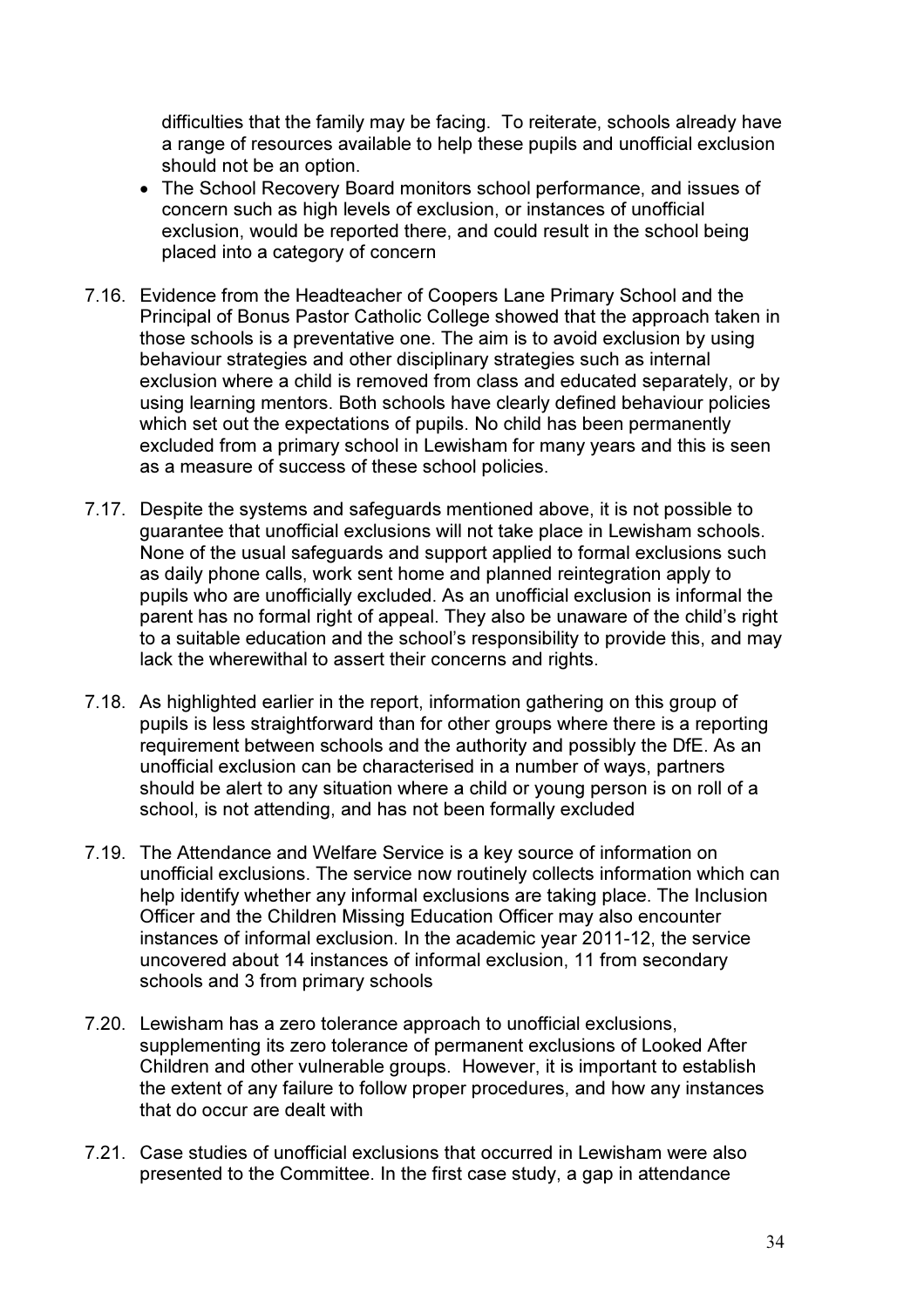difficulties that the family may be facing. To reiterate, schools already have a range of resources available to help these pupils and unofficial exclusion should not be an option.

- The School Recovery Board monitors school performance, and issues of concern such as high levels of exclusion, or instances of unofficial exclusion, would be reported there, and could result in the school being placed into a category of concern

7.16. Evidence from the Headteacher of Coopers Lane Primary School and the Principal of Bonus Pastor Catholic College showed that the approach taken in those schools is a preventative one. The aim is to avoid exclusion by using behaviour strategies and other disciplinary strategies such as internal exclusion where a child is removed from class and educated separately, or by using learning mentors. Both schools have clearly defined behaviour policies which set out the expectations of pupils. No child has been permanently excluded from a primary school in Lewisham for many years and this is seen as a measure of success of these school policies.

7.17. Despite the systems and safeguards mentioned above, it is not possible to guarantee that unofficial exclusions will not take place in Lewisham schools. None of the usual safeguards and support applied to formal exclusions such as daily phone calls, work sent home and planned reintegration apply to pupils who are unofficially excluded. As an unofficial exclusion is informal the parent has no formal right of appeal. They also be unaware of the child's right to a suitable education and the school's responsibility to provide this, and may lack the wherewithal to assert their concerns and rights.

7.18. As highlighted earlier in the report, information gathering on this group of pupils is less straightforward than for other groups where there is a reporting requirement between schools and the authority and possibly the DfE. As an unofficial exclusion can be characterised in a number of ways, partners should be alert to any situation where a child or young person is on roll of a school, is not attending, and has not been formally excluded

7.19. The Attendance and Welfare Service is a key source of information on unofficial exclusions. The service now routinely collects information which can help identify whether any informal exclusions are taking place. The Inclusion Officer and the Children Missing Education Officer may also encounter instances of informal exclusion. In the academic year 2011-12, the service uncovered about 14 instances of informal exclusion, 11 from secondary schools and 3 from primary schools

7.20. Lewisham has a zero tolerance approach to unofficial exclusions, supplementing its zero tolerance of permanent exclusions of Looked After Children and other vulnerable groups. However, it is important to establish the extent of any failure to follow proper procedures, and how any instances that do occur are dealt with

7.21. Case studies of unofficial exclusions that occurred in Lewisham were also presented to the Committee. In the first case study, a gap in attendance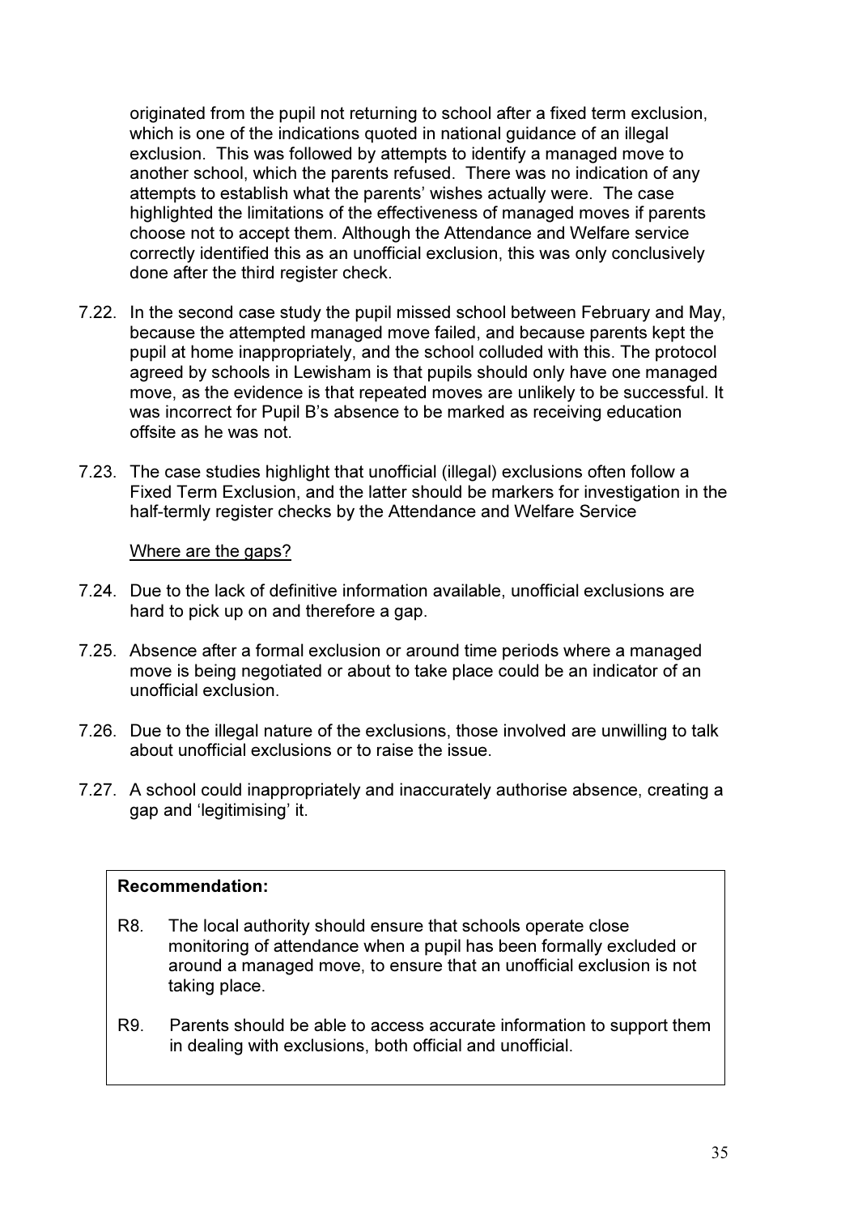originated from the pupil not returning to school after a fixed term exclusion, which is one of the indications quoted in national guidance of an illegal exclusion. This was followed by attempts to identify a managed move to another school, which the parents refused. There was no indication of any attempts to establish what the parents' wishes actually were. The case highlighted the limitations of the effectiveness of managed moves if parents choose not to accept them. Although the Attendance and Welfare service correctly identified this as an unofficial exclusion, this was only conclusively done after the third register check.

7.22. In the second case study the pupil missed school between February and May, because the attempted managed move failed, and because parents kept the pupil at home inappropriately, and the school colluded with this. The protocol agreed by schools in Lewisham is that pupils should only have one managed move, as the evidence is that repeated moves are unlikely to be successful. It was incorrect for Pupil B's absence to be marked as receiving education offsite as he was not.

7.23. The case studies highlight that unofficial (illegal) exclusions often follow a Fixed Term Exclusion, and the latter should be markers for investigation in the half-termly register checks by the Attendance and Welfare Service

<u>Where are the gaps?</u>

7.24. Due to the lack of definitive information available, unofficial exclusions are hard to pick up on and therefore a gap.

7.25. Absence after a formal exclusion or around time periods where a managed move is being negotiated or about to take place could be an indicator of an unofficial exclusion.

7.26. Due to the illegal nature of the exclusions, those involved are unwilling to talk about unofficial exclusions or to raise the issue.

7.27. A school could inappropriately and inaccurately authorise absence, creating a gap and 'legitimising' it.

**Recommendation:**

R8. The local authority should ensure that schools operate close monitoring of attendance when a pupil has been formally excluded or around a managed move, to ensure that an unofficial exclusion is not taking place.

R9. Parents should be able to access accurate information to support them in dealing with exclusions, both official and unofficial.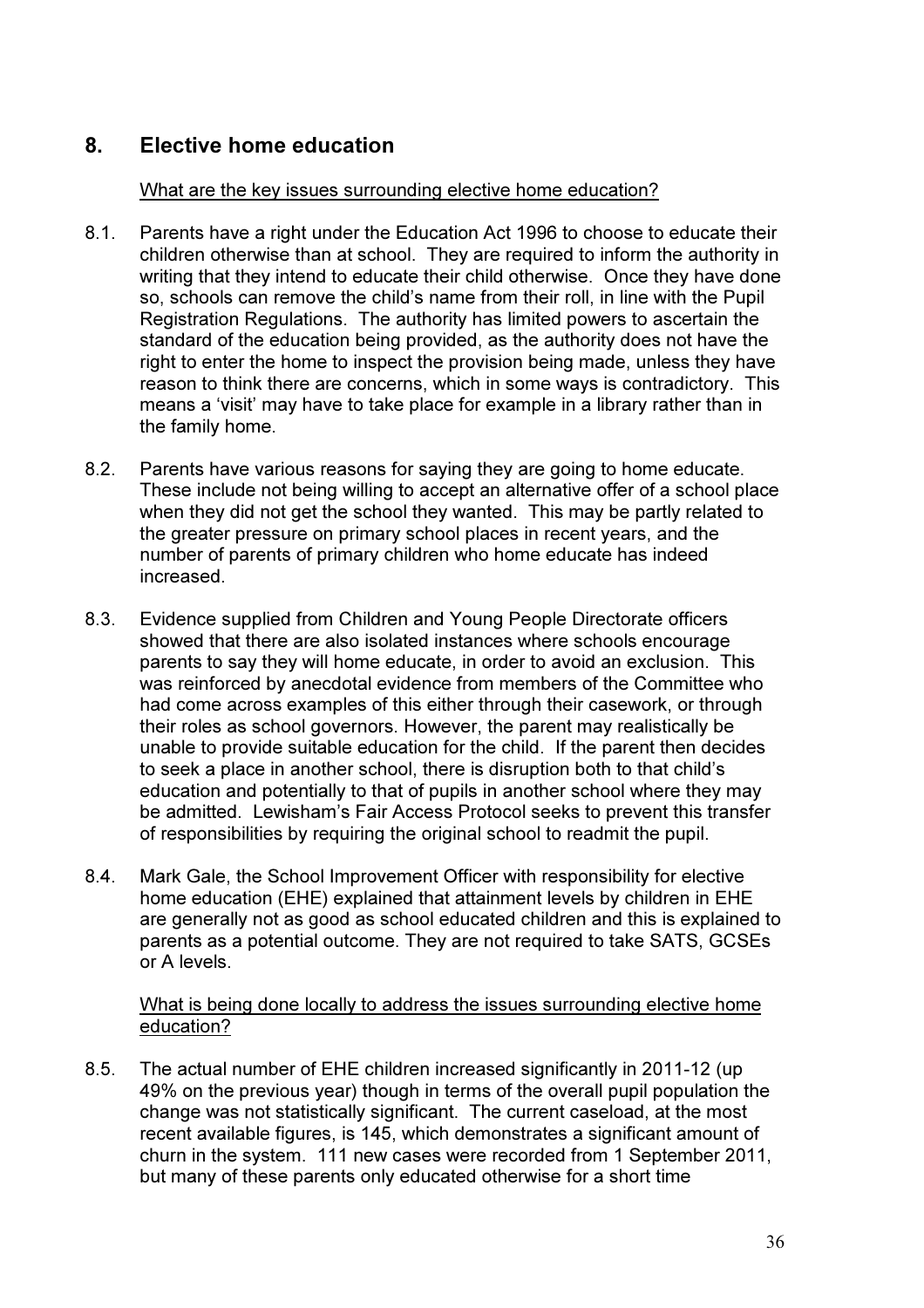## 8. Elective home education

<u>What are the key issues surrounding elective home education?</u>

8.1. Parents have a right under the Education Act 1996 to choose to educate their children otherwise than at school. They are required to inform the authority in writing that they intend to educate their child otherwise. Once they have done so, schools can remove the child's name from their roll, in line with the Pupil Registration Regulations. The authority has limited powers to ascertain the standard of the education being provided, as the authority does not have the right to enter the home to inspect the provision being made, unless they have reason to think there are concerns, which in some ways is contradictory. This means a 'visit' may have to take place for example in a library rather than in the family home.

8.2. Parents have various reasons for saying they are going to home educate. These include not being willing to accept an alternative offer of a school place when they did not get the school they wanted. This may be partly related to the greater pressure on primary school places in recent years, and the number of parents of primary children who home educate has indeed increased.

8.3. Evidence supplied from Children and Young People Directorate officers showed that there are also isolated instances where schools encourage parents to say they will home educate, in order to avoid an exclusion. This was reinforced by anecdotal evidence from members of the Committee who had come across examples of this either through their casework, or through their roles as school governors. However, the parent may realistically be unable to provide suitable education for the child. If the parent then decides to seek a place in another school, there is disruption both to that child's education and potentially to that of pupils in another school where they may be admitted. Lewisham's Fair Access Protocol seeks to prevent this transfer of responsibilities by requiring the original school to readmit the pupil.

8.4. Mark Gale, the School Improvement Officer with responsibility for elective home education (EHE) explained that attainment levels by children in EHE are generally not as good as school educated children and this is explained to parents as a potential outcome. They are not required to take SATS, GCSEs or A levels.

<u>What is being done locally to address the issues surrounding elective home education?</u>

8.5. The actual number of EHE children increased significantly in 2011-12 (up 49% on the previous year) though in terms of the overall pupil population the change was not statistically significant. The current caseload, at the most recent available figures, is 145, which demonstrates a significant amount of churn in the system. 111 new cases were recorded from 1 September 2011, but many of these parents only educated otherwise for a short time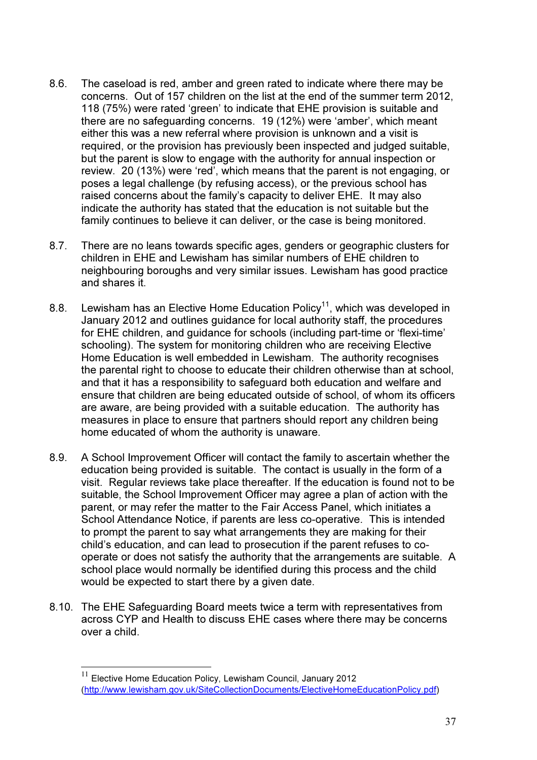8.6. The caseload is red, amber and green rated to indicate where there may be concerns. Out of 157 children on the list at the end of the summer term 2012, 118 (75%) were rated 'green' to indicate that EHE provision is suitable and there are no safeguarding concerns. 19 (12%) were 'amber', which meant either this was a new referral where provision is unknown and a visit is required, or the provision has previously been inspected and judged suitable, but the parent is slow to engage with the authority for annual inspection or review. 20 (13%) were 'red', which means that the parent is not engaging, or poses a legal challenge (by refusing access), or the previous school has raised concerns about the family's capacity to deliver EHE. It may also indicate the authority has stated that the education is not suitable but the family continues to believe it can deliver, or the case is being monitored.

8.7. There are no leans towards specific ages, genders or geographic clusters for children in EHE and Lewisham has similar numbers of EHE children to neighbouring boroughs and very similar issues. Lewisham has good practice and shares it.

8.8. Lewisham has an Elective Home Education Policy[11], which was developed in January 2012 and outlines guidance for local authority staff, the procedures for EHE children, and guidance for schools (including part-time or 'flexi-time' schooling). The system for monitoring children who are receiving Elective Home Education is well embedded in Lewisham. The authority recognises the parental right to choose to educate their children otherwise than at school, and that it has a responsibility to safeguard both education and welfare and ensure that children are being educated outside of school, of whom its officers are aware, are being provided with a suitable education. The authority has measures in place to ensure that partners should report any children being home educated of whom the authority is unaware.

8.9. A School Improvement Officer will contact the family to ascertain whether the education being provided is suitable. The contact is usually in the form of a visit. Regular reviews take place thereafter. If the education is found not to be suitable, the School Improvement Officer may agree a plan of action with the parent, or may refer the matter to the Fair Access Panel, which initiates a School Attendance Notice, if parents are less co-operative. This is intended to prompt the parent to say what arrangements they are making for their child's education, and can lead to prosecution if the parent refuses to co-operate or does not satisfy the authority that the arrangements are suitable. A school place would normally be identified during this process and the child would be expected to start there by a given date.

8.10. The EHE Safeguarding Board meets twice a term with representatives from across CYP and Health to discuss EHE cases where there may be concerns over a child.

---

[11] Elective Home Education Policy, Lewisham Council, January 2012 (http://www.lewisham.gov.uk/SiteCollectionDocuments/ElectiveHomeEducationPolicy.pdf)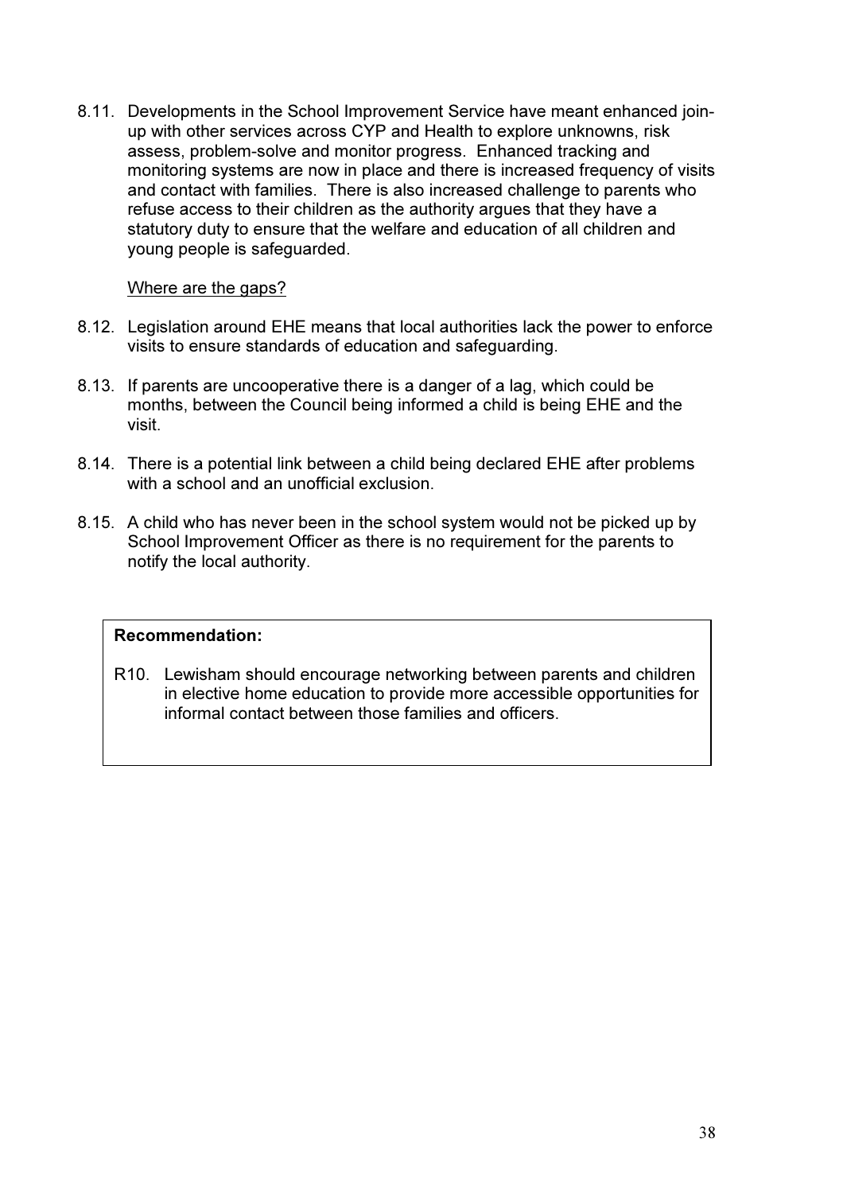8.11. Developments in the School Improvement Service have meant enhanced join-up with other services across CYP and Health to explore unknowns, risk assess, problem-solve and monitor progress. Enhanced tracking and monitoring systems are now in place and there is increased frequency of visits and contact with families. There is also increased challenge to parents who refuse access to their children as the authority argues that they have a statutory duty to ensure that the welfare and education of all children and young people is safeguarded.

<u>Where are the gaps?</u>

8.12. Legislation around EHE means that local authorities lack the power to enforce visits to ensure standards of education and safeguarding.

8.13. If parents are uncooperative there is a danger of a lag, which could be months, between the Council being informed a child is being EHE and the visit.

8.14. There is a potential link between a child being declared EHE after problems with a school and an unofficial exclusion.

8.15. A child who has never been in the school system would not be picked up by School Improvement Officer as there is no requirement for the parents to notify the local authority.

**Recommendation:**

R10. Lewisham should encourage networking between parents and children in elective home education to provide more accessible opportunities for informal contact between those families and officers.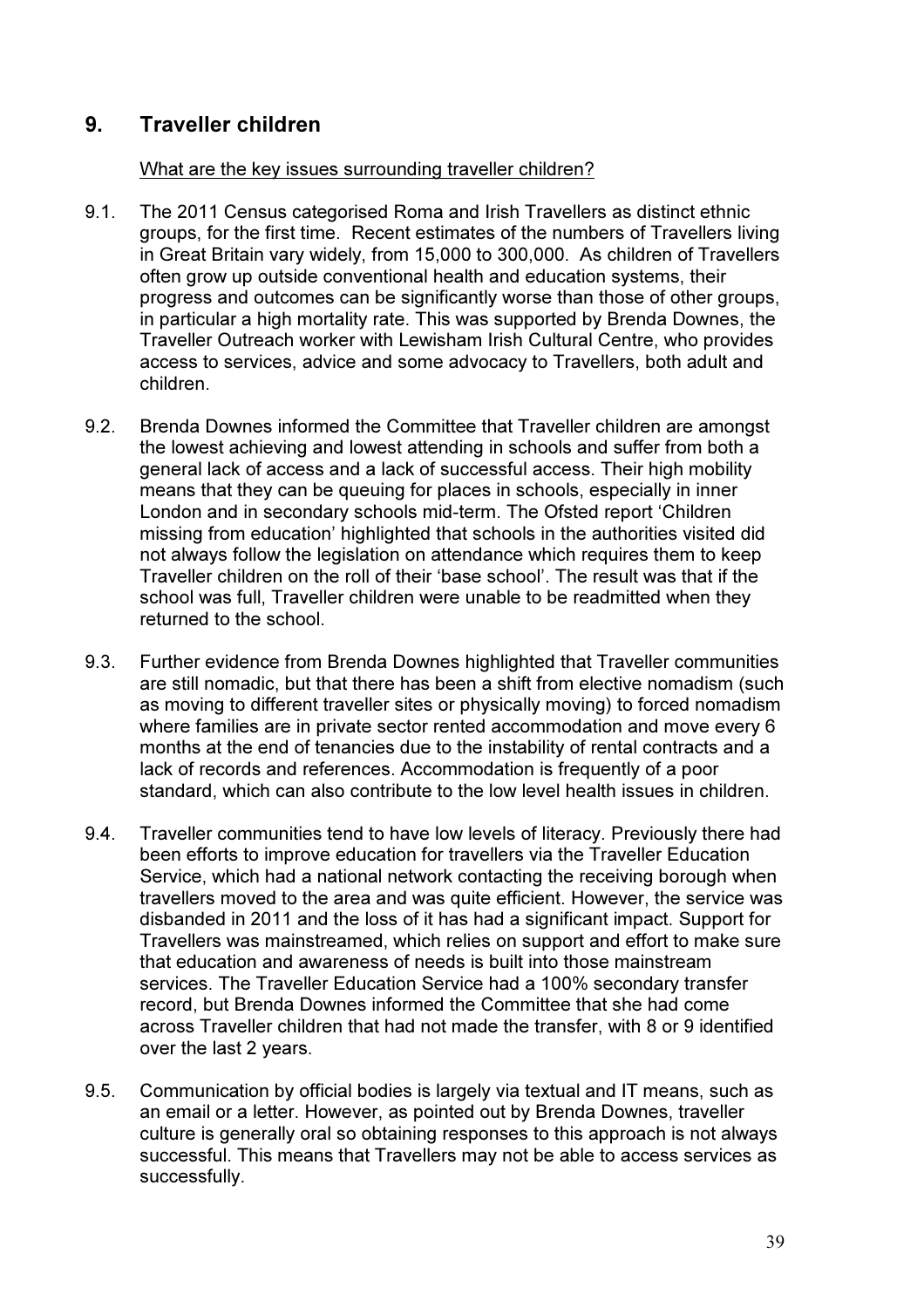## 9. Traveller children

<u>What are the key issues surrounding traveller children?</u>

9.1. The 2011 Census categorised Roma and Irish Travellers as distinct ethnic groups, for the first time. Recent estimates of the numbers of Travellers living in Great Britain vary widely, from 15,000 to 300,000. As children of Travellers often grow up outside conventional health and education systems, their progress and outcomes can be significantly worse than those of other groups, in particular a high mortality rate. This was supported by Brenda Downes, the Traveller Outreach worker with Lewisham Irish Cultural Centre, who provides access to services, advice and some advocacy to Travellers, both adult and children.

9.2. Brenda Downes informed the Committee that Traveller children are amongst the lowest achieving and lowest attending in schools and suffer from both a general lack of access and a lack of successful access. Their high mobility means that they can be queuing for places in schools, especially in inner London and in secondary schools mid-term. The Ofsted report 'Children missing from education' highlighted that schools in the authorities visited did not always follow the legislation on attendance which requires them to keep Traveller children on the roll of their 'base school'. The result was that if the school was full, Traveller children were unable to be readmitted when they returned to the school.

9.3. Further evidence from Brenda Downes highlighted that Traveller communities are still nomadic, but that there has been a shift from elective nomadism (such as moving to different traveller sites or physically moving) to forced nomadism where families are in private sector rented accommodation and move every 6 months at the end of tenancies due to the instability of rental contracts and a lack of records and references. Accommodation is frequently of a poor standard, which can also contribute to the low level health issues in children.

9.4. Traveller communities tend to have low levels of literacy. Previously there had been efforts to improve education for travellers via the Traveller Education Service, which had a national network contacting the receiving borough when travellers moved to the area and was quite efficient. However, the service was disbanded in 2011 and the loss of it has had a significant impact. Support for Travellers was mainstreamed, which relies on support and effort to make sure that education and awareness of needs is built into those mainstream services. The Traveller Education Service had a 100% secondary transfer record, but Brenda Downes informed the Committee that she had come across Traveller children that had not made the transfer, with 8 or 9 identified over the last 2 years.

9.5. Communication by official bodies is largely via textual and IT means, such as an email or a letter. However, as pointed out by Brenda Downes, traveller culture is generally oral so obtaining responses to this approach is not always successful. This means that Travellers may not be able to access services as successfully.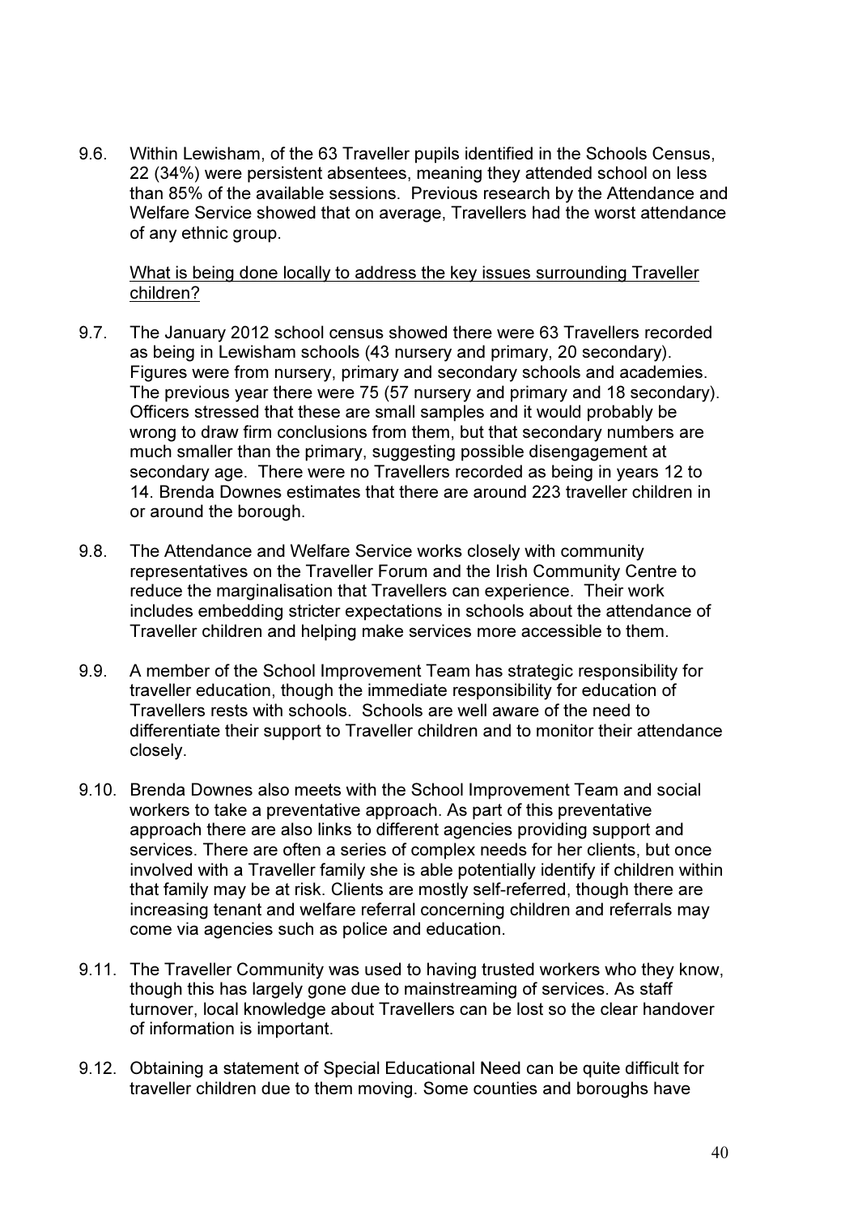9.6. Within Lewisham, of the 63 Traveller pupils identified in the Schools Census, 22 (34%) were persistent absentees, meaning they attended school on less than 85% of the available sessions. Previous research by the Attendance and Welfare Service showed that on average, Travellers had the worst attendance of any ethnic group.

<u>What is being done locally to address the key issues surrounding Traveller children?</u>

9.7. The January 2012 school census showed there were 63 Travellers recorded as being in Lewisham schools (43 nursery and primary, 20 secondary). Figures were from nursery, primary and secondary schools and academies. The previous year there were 75 (57 nursery and primary and 18 secondary). Officers stressed that these are small samples and it would probably be wrong to draw firm conclusions from them, but that secondary numbers are much smaller than the primary, suggesting possible disengagement at secondary age. There were no Travellers recorded as being in years 12 to 14. Brenda Downes estimates that there are around 223 traveller children in or around the borough.

9.8. The Attendance and Welfare Service works closely with community representatives on the Traveller Forum and the Irish Community Centre to reduce the marginalisation that Travellers can experience. Their work includes embedding stricter expectations in schools about the attendance of Traveller children and helping make services more accessible to them.

9.9. A member of the School Improvement Team has strategic responsibility for traveller education, though the immediate responsibility for education of Travellers rests with schools. Schools are well aware of the need to differentiate their support to Traveller children and to monitor their attendance closely.

9.10. Brenda Downes also meets with the School Improvement Team and social workers to take a preventative approach. As part of this preventative approach there are also links to different agencies providing support and services. There are often a series of complex needs for her clients, but once involved with a Traveller family she is able potentially identify if children within that family may be at risk. Clients are mostly self-referred, though there are increasing tenant and welfare referral concerning children and referrals may come via agencies such as police and education.

9.11. The Traveller Community was used to having trusted workers who they know, though this has largely gone due to mainstreaming of services. As staff turnover, local knowledge about Travellers can be lost so the clear handover of information is important.

9.12. Obtaining a statement of Special Educational Need can be quite difficult for traveller children due to them moving. Some counties and boroughs have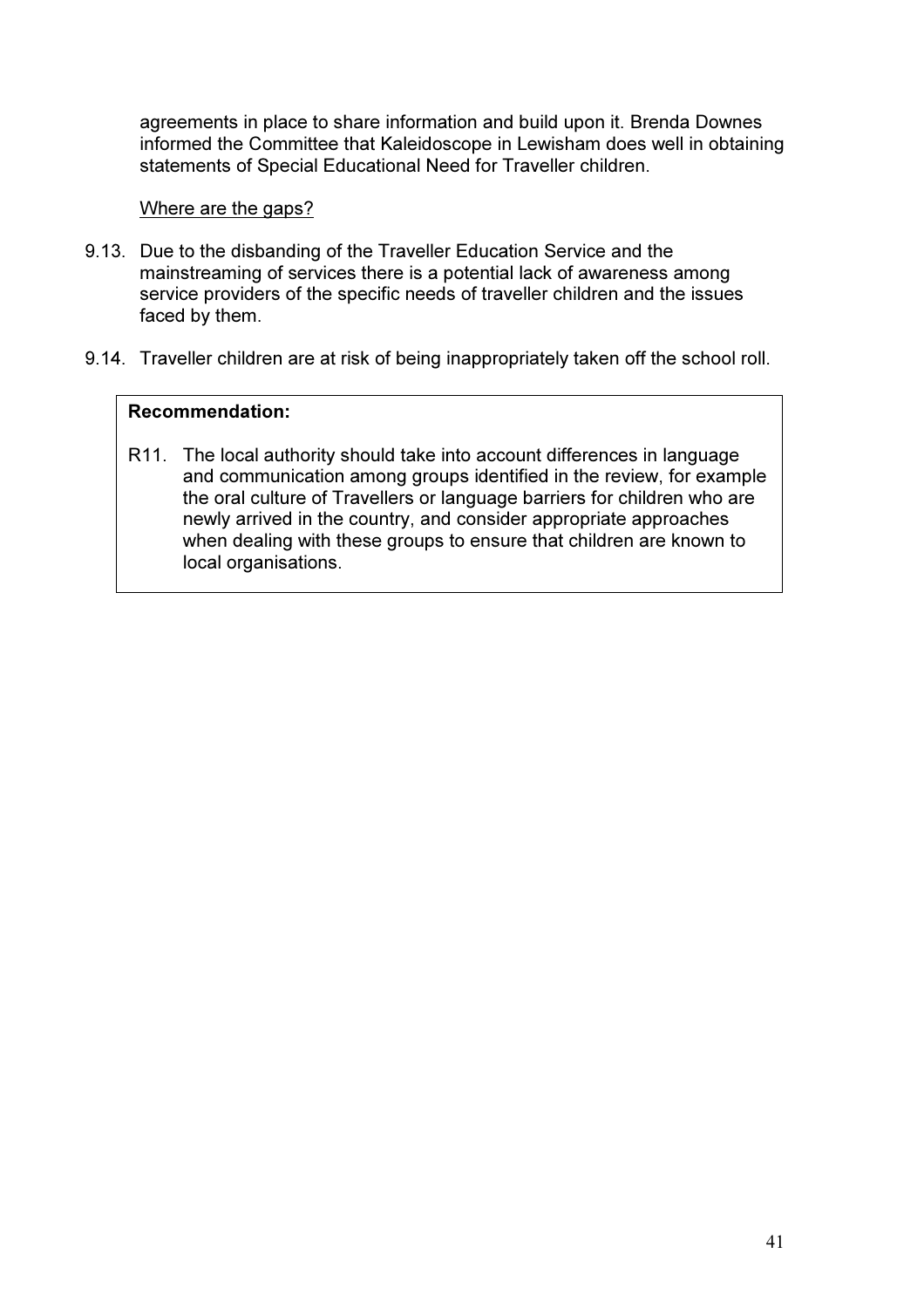agreements in place to share information and build upon it. Brenda Downes informed the Committee that Kaleidoscope in Lewisham does well in obtaining statements of Special Educational Need for Traveller children.

<u>Where are the gaps?</u>

9.13. Due to the disbanding of the Traveller Education Service and the mainstreaming of services there is a potential lack of awareness among service providers of the specific needs of traveller children and the issues faced by them.

9.14. Traveller children are at risk of being inappropriately taken off the school roll.

> **Recommendation:**
>
> R11. The local authority should take into account differences in language and communication among groups identified in the review, for example the oral culture of Travellers or language barriers for children who are newly arrived in the country, and consider appropriate approaches when dealing with these groups to ensure that children are known to local organisations.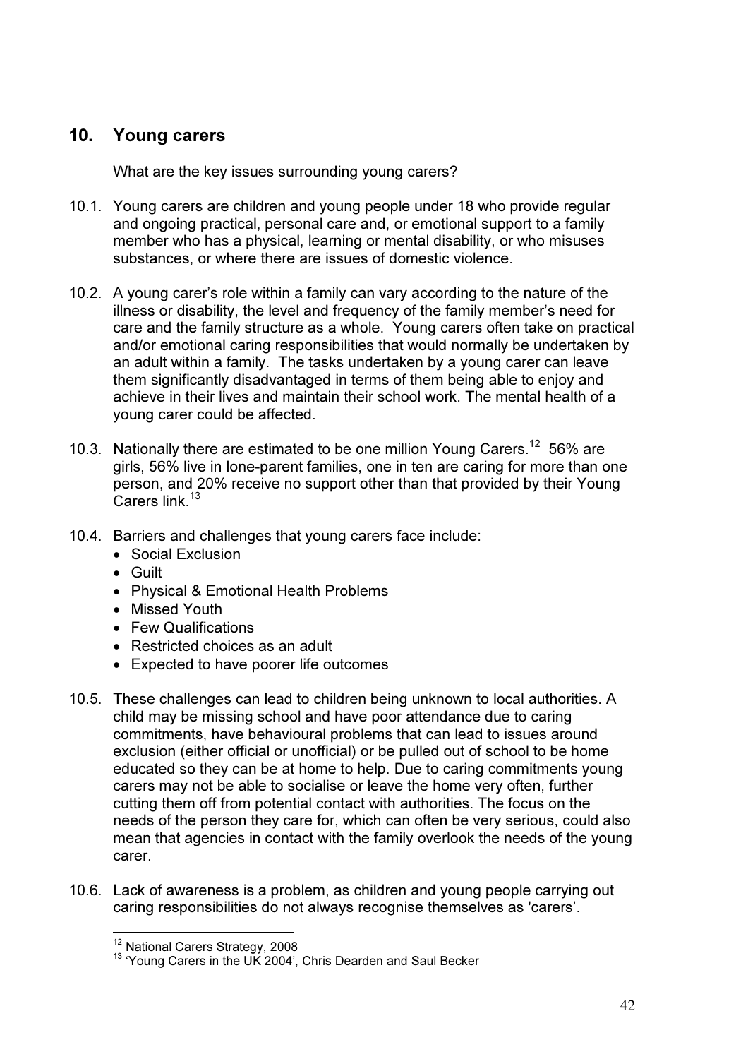## 10. Young carers

What are the key issues surrounding young carers?

10.1. Young carers are children and young people under 18 who provide regular and ongoing practical, personal care and, or emotional support to a family member who has a physical, learning or mental disability, or who misuses substances, or where there are issues of domestic violence.

10.2. A young carer's role within a family can vary according to the nature of the illness or disability, the level and frequency of the family member's need for care and the family structure as a whole. Young carers often take on practical and/or emotional caring responsibilities that would normally be undertaken by an adult within a family. The tasks undertaken by a young carer can leave them significantly disadvantaged in terms of them being able to enjoy and achieve in their lives and maintain their school work. The mental health of a young carer could be affected.

10.3. Nationally there are estimated to be one million Young Carers.[12] 56% are girls, 56% live in lone-parent families, one in ten are caring for more than one person, and 20% receive no support other than that provided by their Young Carers link.[13]

10.4. Barriers and challenges that young carers face include:

- Social Exclusion
- Guilt
- Physical & Emotional Health Problems
- Missed Youth
- Few Qualifications
- Restricted choices as an adult
- Expected to have poorer life outcomes

10.5. These challenges can lead to children being unknown to local authorities. A child may be missing school and have poor attendance due to caring commitments, have behavioural problems that can lead to issues around exclusion (either official or unofficial) or be pulled out of school to be home educated so they can be at home to help. Due to caring commitments young carers may not be able to socialise or leave the home very often, further cutting them off from potential contact with authorities. The focus on the needs of the person they care for, which can often be very serious, could also mean that agencies in contact with the family overlook the needs of the young carer.

10.6. Lack of awareness is a problem, as children and young people carrying out caring responsibilities do not always recognise themselves as 'carers'.

---

[12] National Carers Strategy, 2008

[13] 'Young Carers in the UK 2004', Chris Dearden and Saul Becker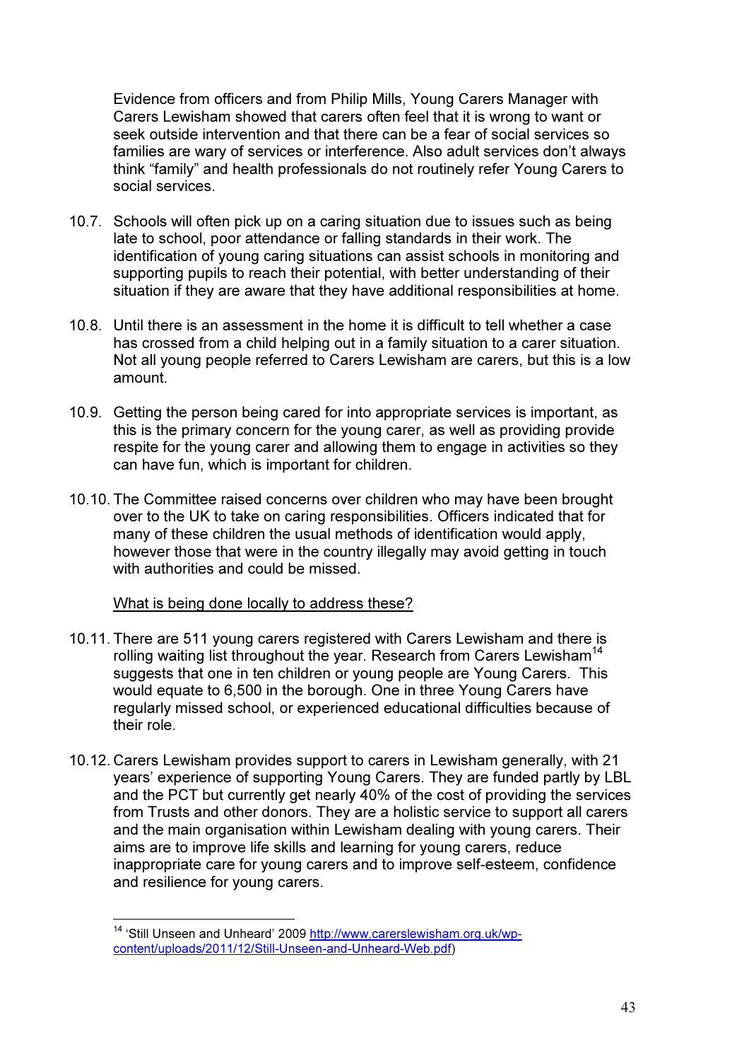Evidence from officers and from Philip Mills, Young Carers Manager with Carers Lewisham showed that carers often feel that it is wrong to want or seek outside intervention and that there can be a fear of social services so families are wary of services or interference. Also adult services don't always think "family" and health professionals do not routinely refer Young Carers to social services.

10.7. Schools will often pick up on a caring situation due to issues such as being late to school, poor attendance or falling standards in their work. The identification of young caring situations can assist schools in monitoring and supporting pupils to reach their potential, with better understanding of their situation if they are aware that they have additional responsibilities at home.

10.8. Until there is an assessment in the home it is difficult to tell whether a case has crossed from a child helping out in a family situation to a carer situation. Not all young people referred to Carers Lewisham are carers, but this is a low amount.

10.9. Getting the person being cared for into appropriate services is important, as this is the primary concern for the young carer, as well as providing provide respite for the young carer and allowing them to engage in activities so they can have fun, which is important for children.

10.10. The Committee raised concerns over children who may have been brought over to the UK to take on caring responsibilities. Officers indicated that for many of these children the usual methods of identification would apply, however those that were in the country illegally may avoid getting in touch with authorities and could be missed.

<u>What is being done locally to address these?</u>

10.11. There are 511 young carers registered with Carers Lewisham and there is rolling waiting list throughout the year. Research from Carers Lewisham[14] suggests that one in ten children or young people are Young Carers. This would equate to 6,500 in the borough. One in three Young Carers have regularly missed school, or experienced educational difficulties because of their role.

10.12. Carers Lewisham provides support to carers in Lewisham generally, with 21 years' experience of supporting Young Carers. They are funded partly by LBL and the PCT but currently get nearly 40% of the cost of providing the services from Trusts and other donors. They are a holistic service to support all carers and the main organisation within Lewisham dealing with young carers. Their aims are to improve life skills and learning for young carers, reduce inappropriate care for young carers and to improve self-esteem, confidence and resilience for young carers.

---

[14] 'Still Unseen and Unheard' 2009 http://www.carerslewisham.org.uk/wp-content/uploads/2011/12/Still-Unseen-and-Unheard-Web.pdf)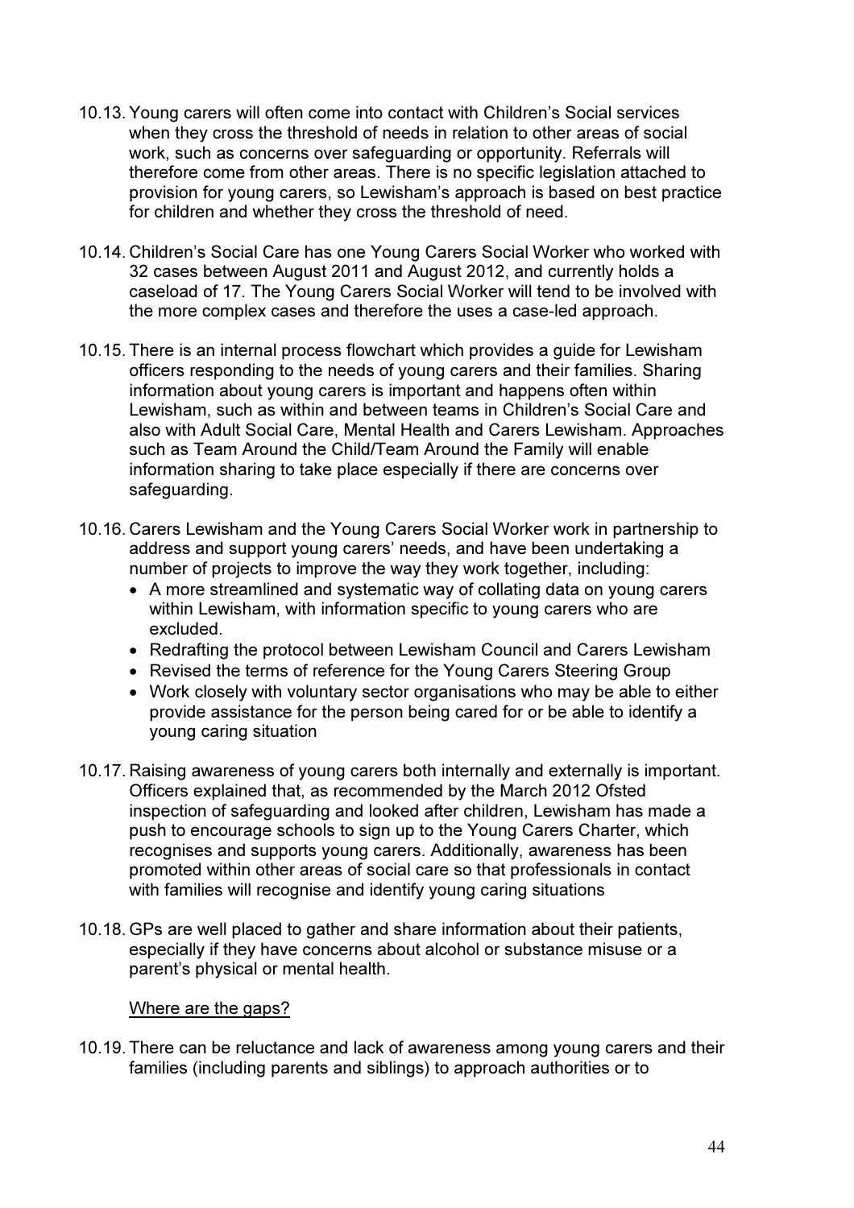10.13. Young carers will often come into contact with Children's Social services when they cross the threshold of needs in relation to other areas of social work, such as concerns over safeguarding or opportunity. Referrals will therefore come from other areas. There is no specific legislation attached to provision for young carers, so Lewisham's approach is based on best practice for children and whether they cross the threshold of need.

10.14. Children's Social Care has one Young Carers Social Worker who worked with 32 cases between August 2011 and August 2012, and currently holds a caseload of 17. The Young Carers Social Worker will tend to be involved with the more complex cases and therefore the uses a case-led approach.

10.15. There is an internal process flowchart which provides a guide for Lewisham officers responding to the needs of young carers and their families. Sharing information about young carers is important and happens often within Lewisham, such as within and between teams in Children's Social Care and also with Adult Social Care, Mental Health and Carers Lewisham. Approaches such as Team Around the Child/Team Around the Family will enable information sharing to take place especially if there are concerns over safeguarding.

10.16. Carers Lewisham and the Young Carers Social Worker work in partnership to address and support young carers' needs, and have been undertaking a number of projects to improve the way they work together, including:

- A more streamlined and systematic way of collating data on young carers within Lewisham, with information specific to young carers who are excluded.
- Redrafting the protocol between Lewisham Council and Carers Lewisham
- Revised the terms of reference for the Young Carers Steering Group
- Work closely with voluntary sector organisations who may be able to either provide assistance for the person being cared for or be able to identify a young caring situation

10.17. Raising awareness of young carers both internally and externally is important. Officers explained that, as recommended by the March 2012 Ofsted inspection of safeguarding and looked after children, Lewisham has made a push to encourage schools to sign up to the Young Carers Charter, which recognises and supports young carers. Additionally, awareness has been promoted within other areas of social care so that professionals in contact with families will recognise and identify young caring situations

10.18. GPs are well placed to gather and share information about their patients, especially if they have concerns about alcohol or substance misuse or a parent's physical or mental health.

Where are the gaps?

10.19. There can be reluctance and lack of awareness among young carers and their families (including parents and siblings) to approach authorities or to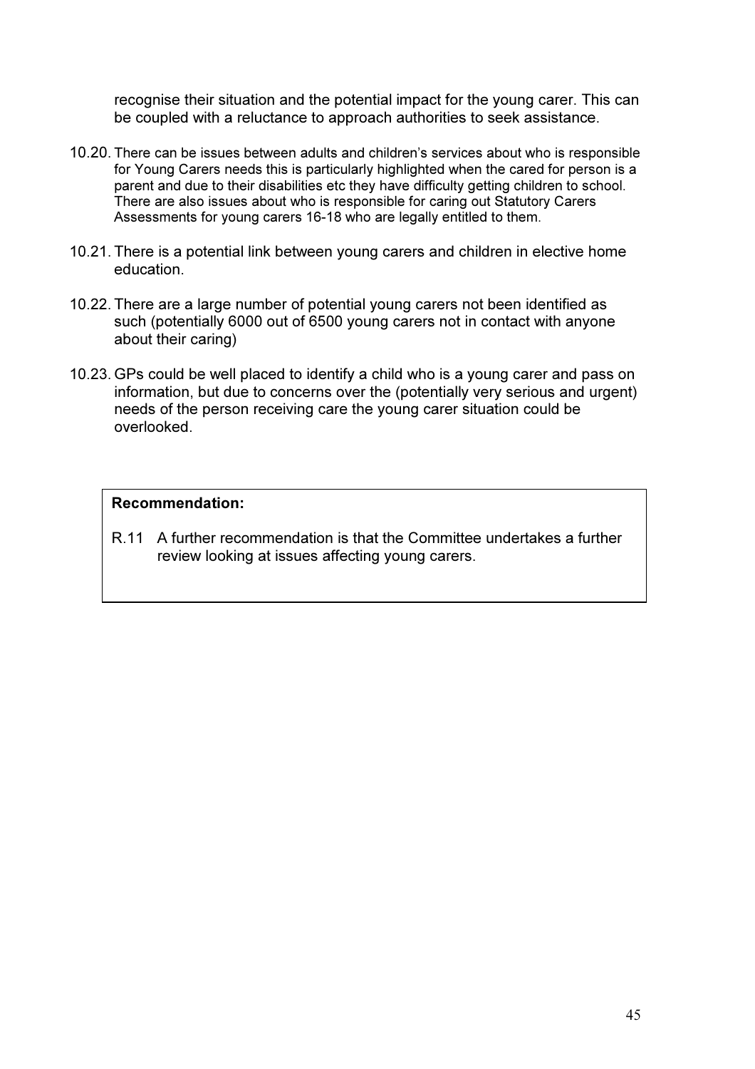recognise their situation and the potential impact for the young carer. This can be coupled with a reluctance to approach authorities to seek assistance.

10.20. There can be issues between adults and children's services about who is responsible for Young Carers needs this is particularly highlighted when the cared for person is a parent and due to their disabilities etc they have difficulty getting children to school. There are also issues about who is responsible for caring out Statutory Carers Assessments for young carers 16-18 who are legally entitled to them.

10.21. There is a potential link between young carers and children in elective home education.

10.22. There are a large number of potential young carers not been identified as such (potentially 6000 out of 6500 young carers not in contact with anyone about their caring)

10.23. GPs could be well placed to identify a child who is a young carer and pass on information, but due to concerns over the (potentially very serious and urgent) needs of the person receiving care the young carer situation could be overlooked.

**Recommendation:**

R.11 A further recommendation is that the Committee undertakes a further review looking at issues affecting young carers.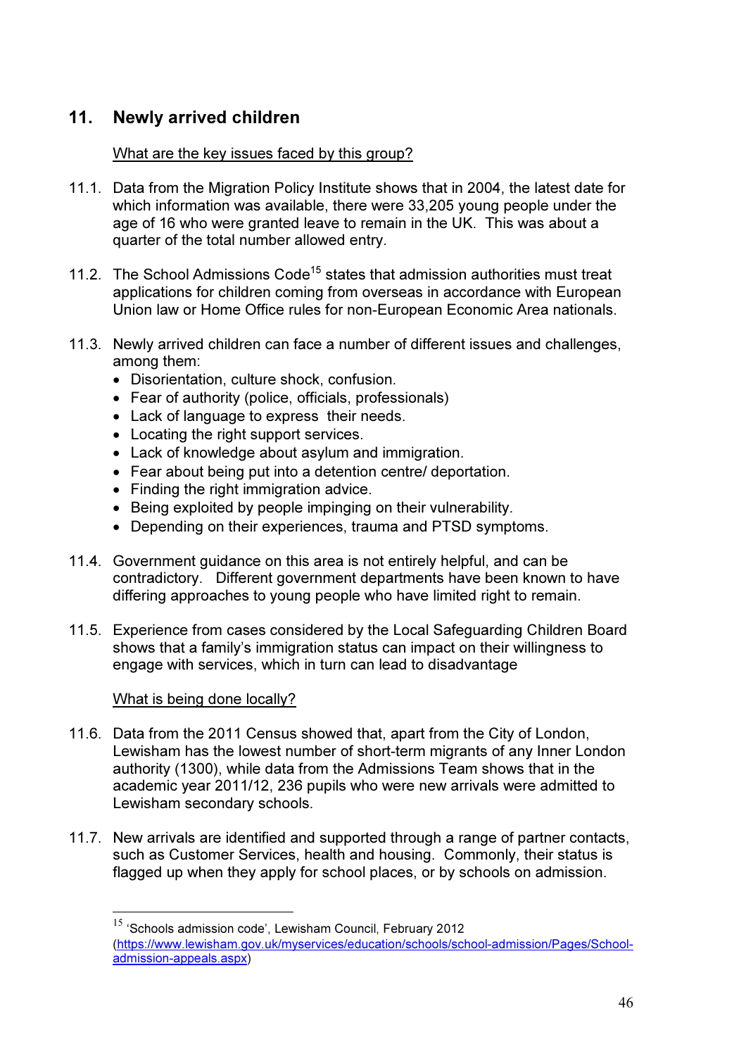## 11. Newly arrived children

What are the key issues faced by this group?

11.1. Data from the Migration Policy Institute shows that in 2004, the latest date for which information was available, there were 33,205 young people under the age of 16 who were granted leave to remain in the UK. This was about a quarter of the total number allowed entry.

11.2. The School Admissions Code[15] states that admission authorities must treat applications for children coming from overseas in accordance with European Union law or Home Office rules for non-European Economic Area nationals.

11.3. Newly arrived children can face a number of different issues and challenges, among them:

- Disorientation, culture shock, confusion.
- Fear of authority (police, officials, professionals)
- Lack of language to express their needs.
- Locating the right support services.
- Lack of knowledge about asylum and immigration.
- Fear about being put into a detention centre/ deportation.
- Finding the right immigration advice.
- Being exploited by people impinging on their vulnerability.
- Depending on their experiences, trauma and PTSD symptoms.

11.4. Government guidance on this area is not entirely helpful, and can be contradictory. Different government departments have been known to have differing approaches to young people who have limited right to remain.

11.5. Experience from cases considered by the Local Safeguarding Children Board shows that a family's immigration status can impact on their willingness to engage with services, which in turn can lead to disadvantage

What is being done locally?

11.6. Data from the 2011 Census showed that, apart from the City of London, Lewisham has the lowest number of short-term migrants of any Inner London authority (1300), while data from the Admissions Team shows that in the academic year 2011/12, 236 pupils who were new arrivals were admitted to Lewisham secondary schools.

11.7. New arrivals are identified and supported through a range of partner contacts, such as Customer Services, health and housing. Commonly, their status is flagged up when they apply for school places, or by schools on admission.

---

[15] 'Schools admission code', Lewisham Council, February 2012 (https://www.lewisham.gov.uk/myservices/education/schools/school-admission/Pages/School-admission-appeals.aspx)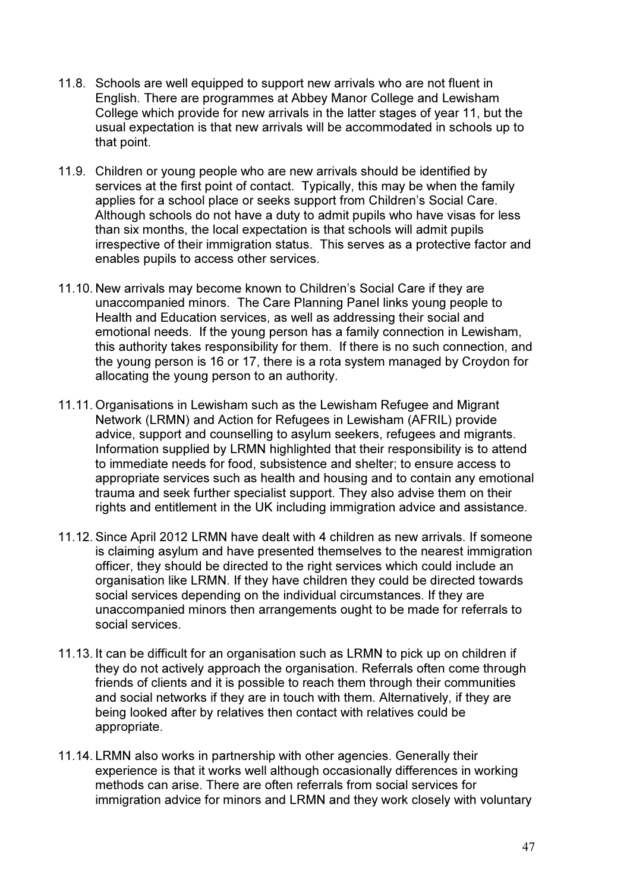11.8. Schools are well equipped to support new arrivals who are not fluent in English. There are programmes at Abbey Manor College and Lewisham College which provide for new arrivals in the latter stages of year 11, but the usual expectation is that new arrivals will be accommodated in schools up to that point.

11.9. Children or young people who are new arrivals should be identified by services at the first point of contact. Typically, this may be when the family applies for a school place or seeks support from Children's Social Care. Although schools do not have a duty to admit pupils who have visas for less than six months, the local expectation is that schools will admit pupils irrespective of their immigration status. This serves as a protective factor and enables pupils to access other services.

11.10. New arrivals may become known to Children's Social Care if they are unaccompanied minors. The Care Planning Panel links young people to Health and Education services, as well as addressing their social and emotional needs. If the young person has a family connection in Lewisham, this authority takes responsibility for them. If there is no such connection, and the young person is 16 or 17, there is a rota system managed by Croydon for allocating the young person to an authority.

11.11. Organisations in Lewisham such as the Lewisham Refugee and Migrant Network (LRMN) and Action for Refugees in Lewisham (AFRIL) provide advice, support and counselling to asylum seekers, refugees and migrants. Information supplied by LRMN highlighted that their responsibility is to attend to immediate needs for food, subsistence and shelter; to ensure access to appropriate services such as health and housing and to contain any emotional trauma and seek further specialist support. They also advise them on their rights and entitlement in the UK including immigration advice and assistance.

11.12. Since April 2012 LRMN have dealt with 4 children as new arrivals. If someone is claiming asylum and have presented themselves to the nearest immigration officer, they should be directed to the right services which could include an organisation like LRMN. If they have children they could be directed towards social services depending on the individual circumstances. If they are unaccompanied minors then arrangements ought to be made for referrals to social services.

11.13. It can be difficult for an organisation such as LRMN to pick up on children if they do not actively approach the organisation. Referrals often come through friends of clients and it is possible to reach them through their communities and social networks if they are in touch with them. Alternatively, if they are being looked after by relatives then contact with relatives could be appropriate.

11.14. LRMN also works in partnership with other agencies. Generally their experience is that it works well although occasionally differences in working methods can arise. There are often referrals from social services for immigration advice for minors and LRMN and they work closely with voluntary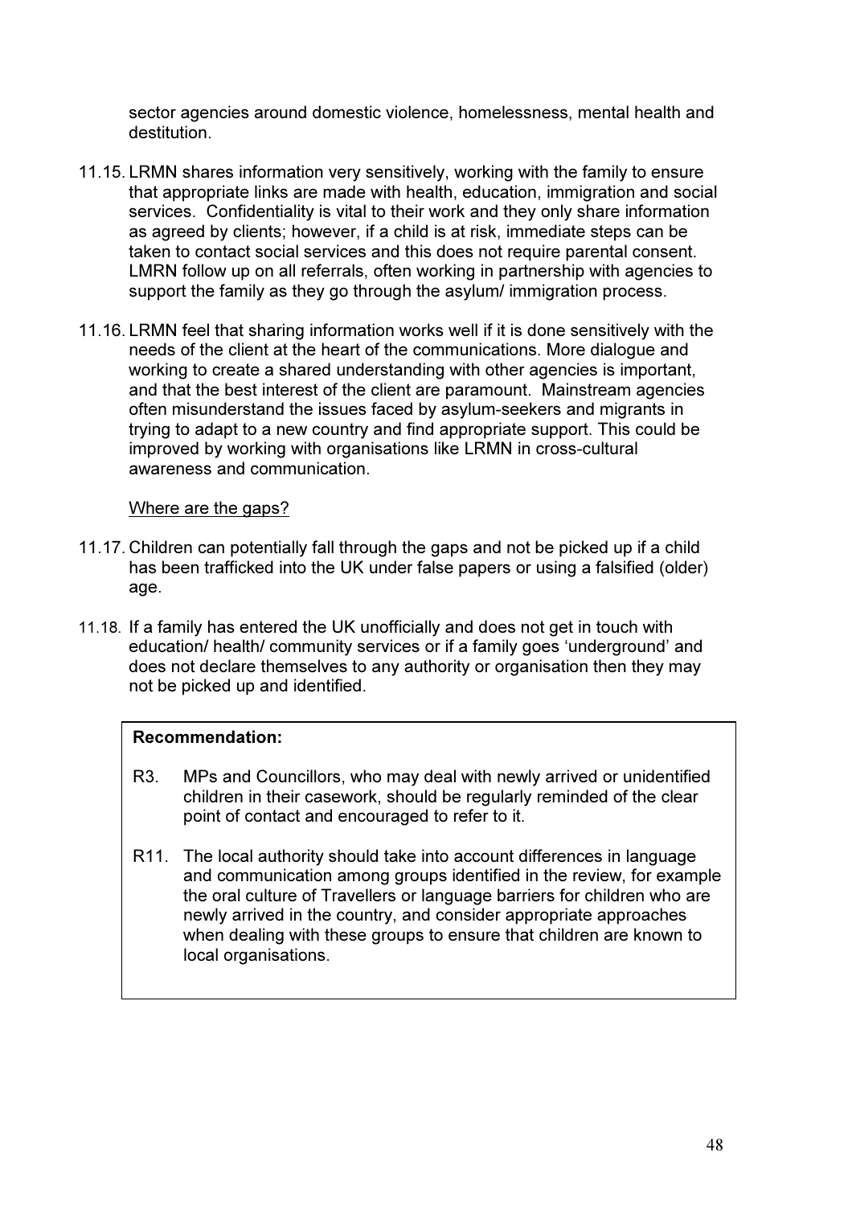sector agencies around domestic violence, homelessness, mental health and destitution.

11.15. LRMN shares information very sensitively, working with the family to ensure that appropriate links are made with health, education, immigration and social services. Confidentiality is vital to their work and they only share information as agreed by clients; however, if a child is at risk, immediate steps can be taken to contact social services and this does not require parental consent. LMRN follow up on all referrals, often working in partnership with agencies to support the family as they go through the asylum/ immigration process.

11.16. LRMN feel that sharing information works well if it is done sensitively with the needs of the client at the heart of the communications. More dialogue and working to create a shared understanding with other agencies is important, and that the best interest of the client are paramount. Mainstream agencies often misunderstand the issues faced by asylum-seekers and migrants in trying to adapt to a new country and find appropriate support. This could be improved by working with organisations like LRMN in cross-cultural awareness and communication.

<u>Where are the gaps?</u>

11.17. Children can potentially fall through the gaps and not be picked up if a child has been trafficked into the UK under false papers or using a falsified (older) age.

11.18. If a family has entered the UK unofficially and does not get in touch with education/ health/ community services or if a family goes 'underground' and does not declare themselves to any authority or organisation then they may not be picked up and identified.

**Recommendation:**

R3. MPs and Councillors, who may deal with newly arrived or unidentified children in their casework, should be regularly reminded of the clear point of contact and encouraged to refer to it.

R11. The local authority should take into account differences in language and communication among groups identified in the review, for example the oral culture of Travellers or language barriers for children who are newly arrived in the country, and consider appropriate approaches when dealing with these groups to ensure that children are known to local organisations.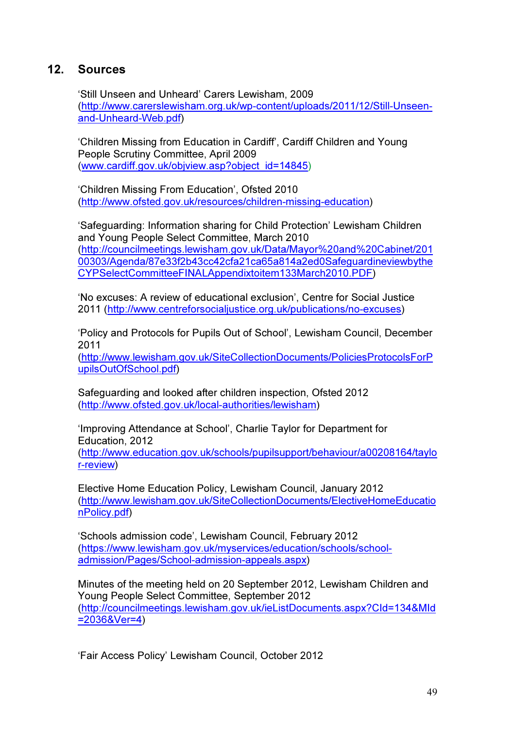## 12. Sources

'Still Unseen and Unheard' Carers Lewisham, 2009 (http://www.carerslewisham.org.uk/wp-content/uploads/2011/12/Still-Unseen-and-Unheard-Web.pdf)

'Children Missing from Education in Cardiff', Cardiff Children and Young People Scrutiny Committee, April 2009 (www.cardiff.gov.uk/objview.asp?object_id=14845)

'Children Missing From Education', Ofsted 2010 (http://www.ofsted.gov.uk/resources/children-missing-education)

'Safeguarding: Information sharing for Child Protection' Lewisham Children and Young People Select Committee, March 2010 (http://councilmeetings.lewisham.gov.uk/Data/Mayor%20and%20Cabinet/20100303/Agenda/87e33f2b43cc42cfa21ca65a814a2ed0SafeguardineviewbytheCYPSelectCommitteeFINALAppendixtoitem133March2010.PDF)

'No excuses: A review of educational exclusion', Centre for Social Justice 2011 (http://www.centreforsocialjustice.org.uk/publications/no-excuses)

'Policy and Protocols for Pupils Out of School', Lewisham Council, December 2011 (http://www.lewisham.gov.uk/SiteCollectionDocuments/PoliciesProtocolsForPupilsOutOfSchool.pdf)

Safeguarding and looked after children inspection, Ofsted 2012 (http://www.ofsted.gov.uk/local-authorities/lewisham)

'Improving Attendance at School', Charlie Taylor for Department for Education, 2012 (http://www.education.gov.uk/schools/pupilsupport/behaviour/a00208164/taylor-review)

Elective Home Education Policy, Lewisham Council, January 2012 (http://www.lewisham.gov.uk/SiteCollectionDocuments/ElectiveHomeEducationPolicy.pdf)

'Schools admission code', Lewisham Council, February 2012 (https://www.lewisham.gov.uk/myservices/education/schools/school-admission/Pages/School-admission-appeals.aspx)

Minutes of the meeting held on 20 September 2012, Lewisham Children and Young People Select Committee, September 2012 (http://councilmeetings.lewisham.gov.uk/ieListDocuments.aspx?CId=134&MId=2036&Ver=4)

'Fair Access Policy' Lewisham Council, October 2012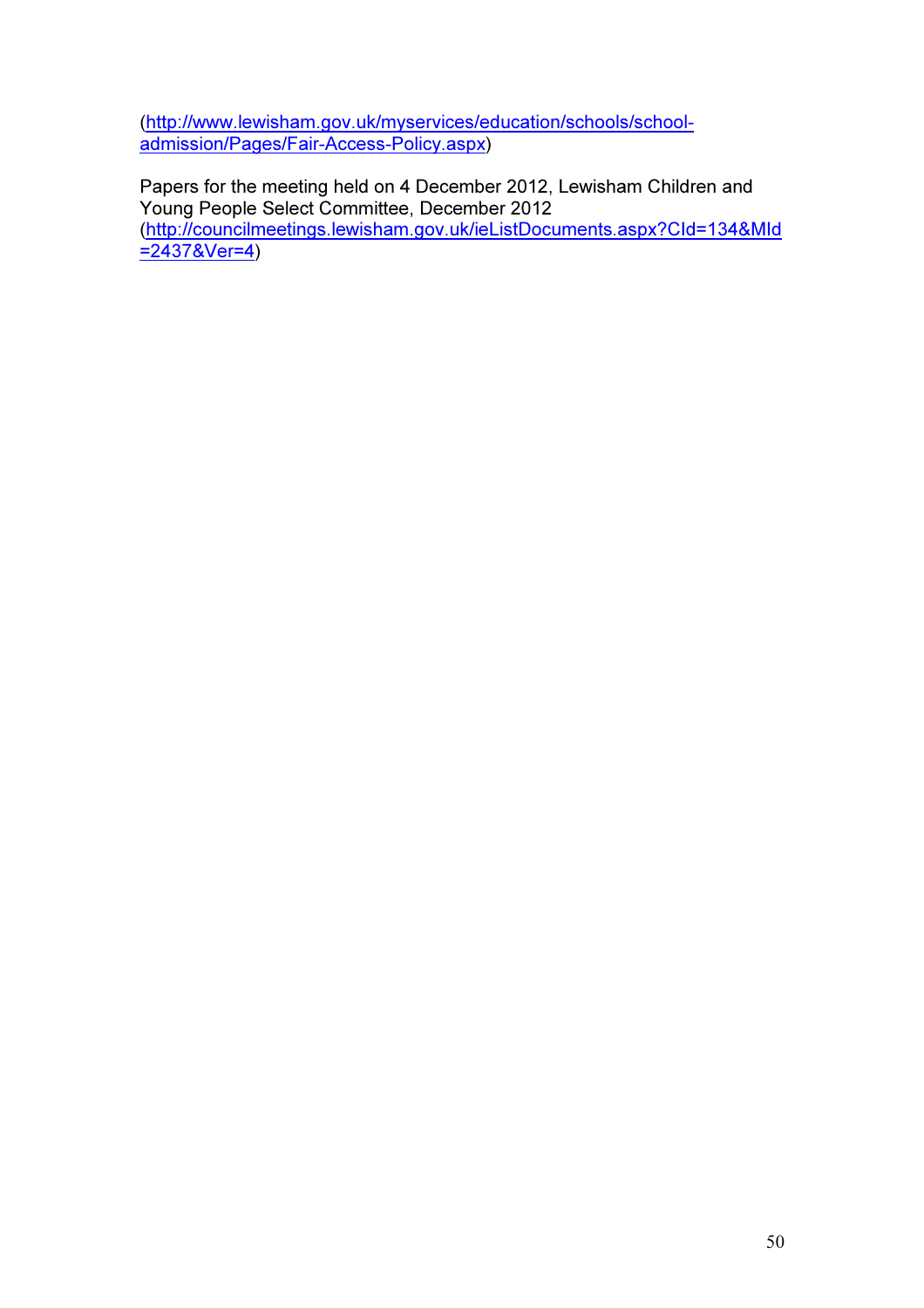(http://www.lewisham.gov.uk/myservices/education/schools/school-admission/Pages/Fair-Access-Policy.aspx)

Papers for the meeting held on 4 December 2012, Lewisham Children and Young People Select Committee, December 2012 (http://councilmeetings.lewisham.gov.uk/ieListDocuments.aspx?CId=134&MId=2437&Ver=4)